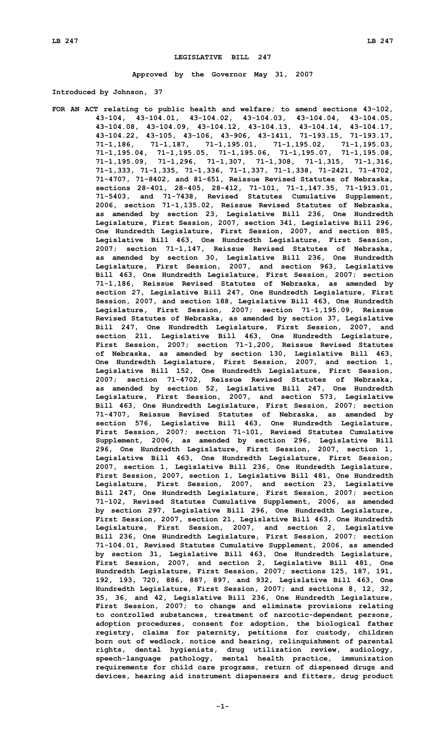# LEGISLATIVE BILL 247

**Approved by the Governor May 31, 2007**

**Introduced by Johnson, 37**

**FOR AN ACT relating to public health and welfare; to amend sections 43-102, 43-104, 43-104.01, 43-104.02, 43-104.03, 43-104.04, 43-104.05, 43-104.08, 43-104.09, 43-104.12, 43-104.13, 43-104.14, 43-104.17, 43-104.22, 43-105, 43-106, 43-906, 43-1411, 71-193.15, 71-193.17, 71-1,186, 71-1,187, 71-1,195.01, 71-1,195.02, 71-1,195.03, 71-1,195.04, 71-1,195.05, 71-1,195.06, 71-1,195.07, 71-1,195.08, 71-1,195.09, 71-1,296, 71-1,307, 71-1,308, 71-1,315, 71-1,316, 71-1,333, 71-1,335, 71-1,336, 71-1,337, 71-1,338, 71-2421, 71-4702, 71-4707, 71-8402, and 81-651, Reissue Revised Statutes of Nebraska, sections 28-401, 28-405, 28-412, 71-101, 71-1,147.35, 71-1913.01, 71-5403, and 71-7438, Revised Statutes Cumulative Supplement, 2006, section 71-1,135.02, Reissue Revised Statutes of Nebraska, as amended by section 23, Legislative Bill 236, One Hundredth Legislature, First Session, 2007, section 341, Legislative Bill 296, One Hundredth Legislature, First Session, 2007, and section 885, Legislative Bill 463, One Hundredth Legislature, First Session, 2007; section 71-1,147, Reissue Revised Statutes of Nebraska, as amended by section 30, Legislative Bill 236, One Hundredth Legislature, First Session, 2007, and section 963, Legislative Bill 463, One Hundredth Legislature, First Session, 2007; section 71-1,186, Reissue Revised Statutes of Nebraska, as amended by section 27, Legislative Bill 247, One Hundredth Legislature, First Session, 2007, and section 188, Legislative Bill 463, One Hundredth Legislature, First Session, 2007; section 71-1,195.09, Reissue Revised Statutes of Nebraska, as amended by section 37, Legislative Bill 247, One Hundredth Legislature, First Session, 2007, and section 211, Legislative Bill 463, One Hundredth Legislature, First Session, 2007; section 71-1,200, Reissue Revised Statutes of Nebraska, as amended by section 130, Legislative Bill 463, One Hundredth Legislature, First Session, 2007, and section 1, Legislative Bill 152, One Hundredth Legislature, First Session, 2007; section 71-4702, Reissue Revised Statutes of Nebraska, as amended by section 52, Legislative Bill 247, One Hundredth Legislature, First Session, 2007, and section 573, Legislative Bill 463, One Hundredth Legislature, First Session, 2007; section 71-4707, Reissue Revised Statutes of Nebraska, as amended by section 576, Legislative Bill 463, One Hundredth Legislature, First Session, 2007; section 71-101, Revised Statutes Cumulative Supplement, 2006, as amended by section 296, Legislative Bill 296, One Hundredth Legislature, First Session, 2007, section 1, Legislative Bill 463, One Hundredth Legislature, First Session, 2007, section 1, Legislative Bill 236, One Hundredth Legislature, First Session, 2007, section 1, Legislative Bill 481, One Hundredth Legislature, First Session, 2007, and section 23, Legislative Bill 247, One Hundredth Legislature, First Session, 2007; section 71-102, Revised Statutes Cumulative Supplement, 2006, as amended by section 297, Legislative Bill 296, One Hundredth Legislature, First Session, 2007, section 21, Legislative Bill 463, One Hundredth Legislature, First Session, 2007, and section 2, Legislative Bill 236, One Hundredth Legislature, First Session, 2007; section 71-104.01, Revised Statutes Cumulative Supplement, 2006, as amended by section 31, Legislative Bill 463, One Hundredth Legislature, First Session, 2007, and section 2, Legislative Bill 481, One Hundredth Legislature, First Session, 2007; sections 125, 187, 191, 192, 193, 720, 886, 887, 897, and 932, Legislative Bill 463, One Hundredth Legislature, First Session, 2007; and sections 8, 12, 32, 35, 36, and 42, Legislative Bill 236, One Hundredth Legislature, First Session, 2007; to change and eliminate provisions relating to controlled substances, treatment of narcotic-dependent persons, adoption procedures, consent for adoption, the biological father registry, claims for paternity, petitions for custody, children born out of wedlock, notice and hearing, relinquishment of parental rights, dental hygienists, drug utilization review, audiology, speech-language pathology, mental health practice, immunization requirements for child care programs, return of dispensed drugs and devices, hearing aid instrument dispensers and fitters, drug product**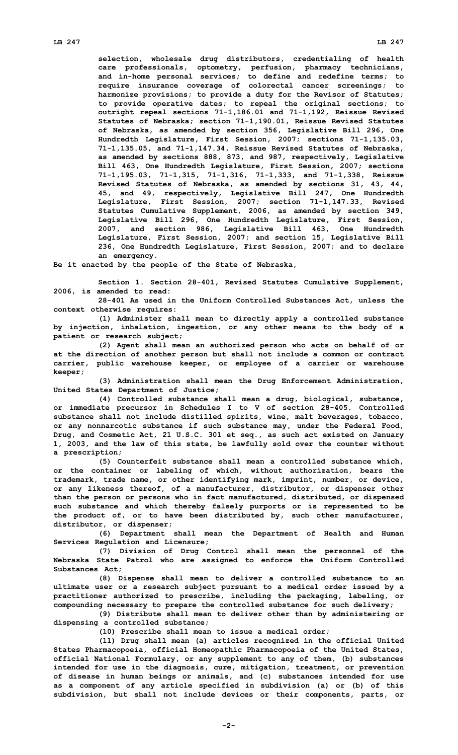selection, wholesale drug distributors, credentialing of health care professionals, optometry, perfusion, pharmacy technicians, and in-home personal services; to define and redefine terms; to require insurance coverage of colorectal cancer screenings; to harmonize provisions; to provide a duty for the Revisor of Statutes; to provide operative dates; to repeal the original sections; to outright repeal sections 71-1,186.01 and 71-1,192, Reissue Revised Statutes of Nebraska; section 71-1,190.01, Reissue Revised Statutes of Nebraska, as amended by section 356, Legislative Bill 296, One Hundredth Legislature, First Session, 2007; sections 71-1,135.03, 71-1,135.05, and 71-1,147.34, Reissue Revised Statutes of Nebraska, as amended by sections 888, 873, and 987, respectively, Legislative Bill 463, One Hundredth Legislature, First Session, 2007; sections 71-1,195.03, 71-1,315, 71-1,316, 71-1,333, and 71-1,338, Reissue Revised Statutes of Nebraska, as amended by sections 31, 43, 44, 45, and 49, respectively, Legislative Bill 247, One Hundredth Legislature, First Session, 2007; section 71-1,147.33, Revised Statutes Cumulative Supplement, 2006, as amended by section 349, Legislative Bill 296, One Hundredth Legislature, First Session, 2007, and section 986, Legislative Bill 463, One Hundredth Legislature, First Session, 2007; and section 15, Legislative Bill 236, One Hundredth Legislature, First Session, 2007; and to declare an emergency.

Be it enacted by the people of the State of Nebraska,

Section 1. Section 28-401, Revised Statutes Cumulative Supplement, 2006, is amended to read:

28-401 As used in the Uniform Controlled Substances Act, unless the context otherwise requires:

(1) Administer shall mean to directly apply a controlled substance by injection, inhalation, ingestion, or any other means to the body of a patient or research subject;

(2) Agent shall mean an authorized person who acts on behalf of or at the direction of another person but shall not include a common or contract carrier, public warehouse keeper, or employee of a carrier or warehouse keeper;

(3) Administration shall mean the Drug Enforcement Administration, United States Department of Justice;

(4) Controlled substance shall mean a drug, biological, substance, or immediate precursor in Schedules I to V of section 28-405. Controlled substance shall not include distilled spirits, wine, malt beverages, tobacco, or any nonnarcotic substance if such substance may, under the Federal Food, Drug, and Cosmetic Act, 21 U.S.C. 301 et seq., as such act existed on January 1, 2003, and the law of this state, be lawfully sold over the counter without a prescription;

(5) Counterfeit substance shall mean a controlled substance which, or the container or labeling of which, without authorization, bears the trademark, trade name, or other identifying mark, imprint, number, or device, or any likeness thereof, of a manufacturer, distributor, or dispenser other than the person or persons who in fact manufactured, distributed, or dispensed such substance and which thereby falsely purports or is represented to be the product of, or to have been distributed by, such other manufacturer, distributor, or dispenser;

(6) Department shall mean the Department of Health and Human Services Regulation and Licensure;

(7) Division of Drug Control shall mean the personnel of the Nebraska State Patrol who are assigned to enforce the Uniform Controlled Substances Act;

(8) Dispense shall mean to deliver a controlled substance to an ultimate user or a research subject pursuant to a medical order issued by a practitioner authorized to prescribe, including the packaging, labeling, or compounding necessary to prepare the controlled substance for such delivery;

(9) Distribute shall mean to deliver other than by administering or dispensing a controlled substance;

(10) Prescribe shall mean to issue a medical order;

(11) Drug shall mean (a) articles recognized in the official United States Pharmacopoeia, official Homeopathic Pharmacopoeia of the United States, official National Formulary, or any supplement to any of them, (b) substances intended for use in the diagnosis, cure, mitigation, treatment, or prevention of disease in human beings or animals, and (c) substances intended for use as a component of any article specified in subdivision (a) or (b) of this subdivision, but shall not include devices or their components, parts, or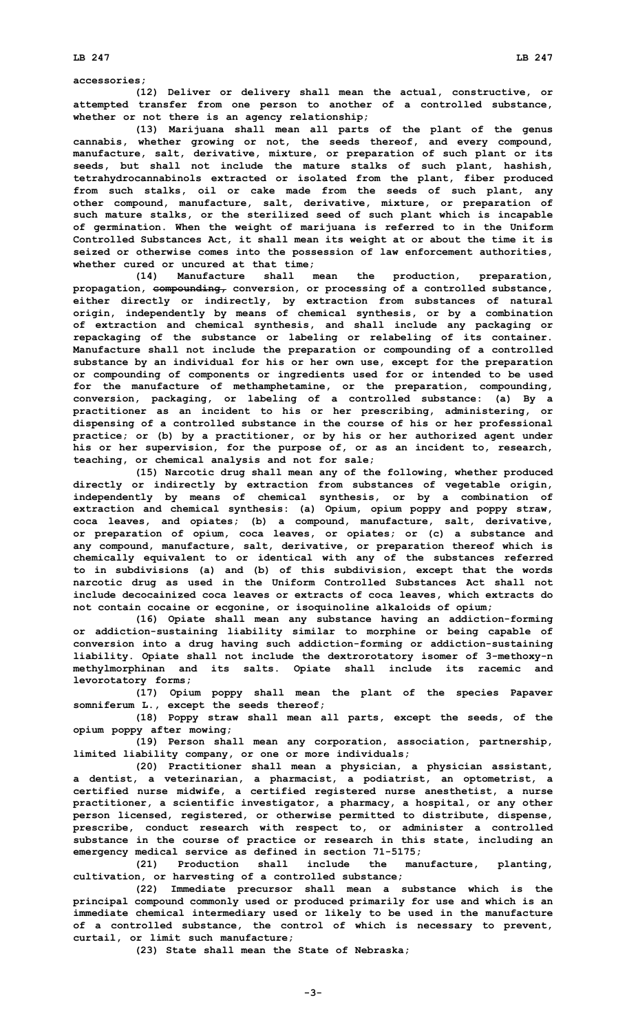accessories;

(12) Deliver or delivery shall mean the actual, constructive, or attempted transfer from one person to another of a controlled substance, whether or not there is an agency relationship;

(13) Marijuana shall mean all parts of the plant of the genus cannabis, whether growing or not, the seeds thereof, and every compound, manufacture, salt, derivative, mixture, or preparation of such plant or its seeds, but shall not include the mature stalks of such plant, hashish, tetrahydrocannabinols extracted or isolated from the plant, fiber produced from such stalks, oil or cake made from the seeds of such plant, any other compound, manufacture, salt, derivative, mixture, or preparation of such mature stalks, or the sterilized seed of such plant which is incapable of germination. When the weight of marijuana is referred to in the Uniform Controlled Substances Act, it shall mean its weight at or about the time it is seized or otherwise comes into the possession of law enforcement authorities, whether cured or uncured at that time;

(14) Manufacture shall mean the production, preparation, propagation, ~~compounding,~~ conversion, or processing of a controlled substance, either directly or indirectly, by extraction from substances of natural origin, independently by means of chemical synthesis, or by a combination of extraction and chemical synthesis, and shall include any packaging or repackaging of the substance or labeling or relabeling of its container. Manufacture shall not include the preparation or compounding of a controlled substance by an individual for his or her own use, except for the preparation or compounding of components or ingredients used for or intended to be used for the manufacture of methamphetamine, or the preparation, compounding, conversion, packaging, or labeling of a controlled substance: (a) By a practitioner as an incident to his or her prescribing, administering, or dispensing of a controlled substance in the course of his or her professional practice; or (b) by a practitioner, or by his or her authorized agent under his or her supervision, for the purpose of, or as an incident to, research, teaching, or chemical analysis and not for sale;

(15) Narcotic drug shall mean any of the following, whether produced directly or indirectly by extraction from substances of vegetable origin, independently by means of chemical synthesis, or by a combination of extraction and chemical synthesis: (a) Opium, opium poppy and poppy straw, coca leaves, and opiates; (b) a compound, manufacture, salt, derivative, or preparation of opium, coca leaves, or opiates; or (c) a substance and any compound, manufacture, salt, derivative, or preparation thereof which is chemically equivalent to or identical with any of the substances referred to in subdivisions (a) and (b) of this subdivision, except that the words narcotic drug as used in the Uniform Controlled Substances Act shall not include decocainized coca leaves or extracts of coca leaves, which extracts do not contain cocaine or ecgonine, or isoquinoline alkaloids of opium;

(16) Opiate shall mean any substance having an addiction-forming or addiction-sustaining liability similar to morphine or being capable of conversion into a drug having such addiction-forming or addiction-sustaining liability. Opiate shall not include the dextrorotatory isomer of 3-methoxy-n methylmorphinan and its salts. Opiate shall include its racemic and levorotatory forms;

(17) Opium poppy shall mean the plant of the species Papaver somniferum L., except the seeds thereof;

(18) Poppy straw shall mean all parts, except the seeds, of the opium poppy after mowing;

(19) Person shall mean any corporation, association, partnership, limited liability company, or one or more individuals;

(20) Practitioner shall mean a physician, a physician assistant, a dentist, a veterinarian, a pharmacist, a podiatrist, an optometrist, a certified nurse midwife, a certified registered nurse anesthetist, a nurse practitioner, a scientific investigator, a pharmacy, a hospital, or any other person licensed, registered, or otherwise permitted to distribute, dispense, prescribe, conduct research with respect to, or administer a controlled substance in the course of practice or research in this state, including an emergency medical service as defined in section 71-5175;

(21) Production shall include the manufacture, planting, cultivation, or harvesting of a controlled substance;

(22) Immediate precursor shall mean a substance which is the principal compound commonly used or produced primarily for use and which is an immediate chemical intermediary used or likely to be used in the manufacture of a controlled substance, the control of which is necessary to prevent, curtail, or limit such manufacture;

(23) State shall mean the State of Nebraska;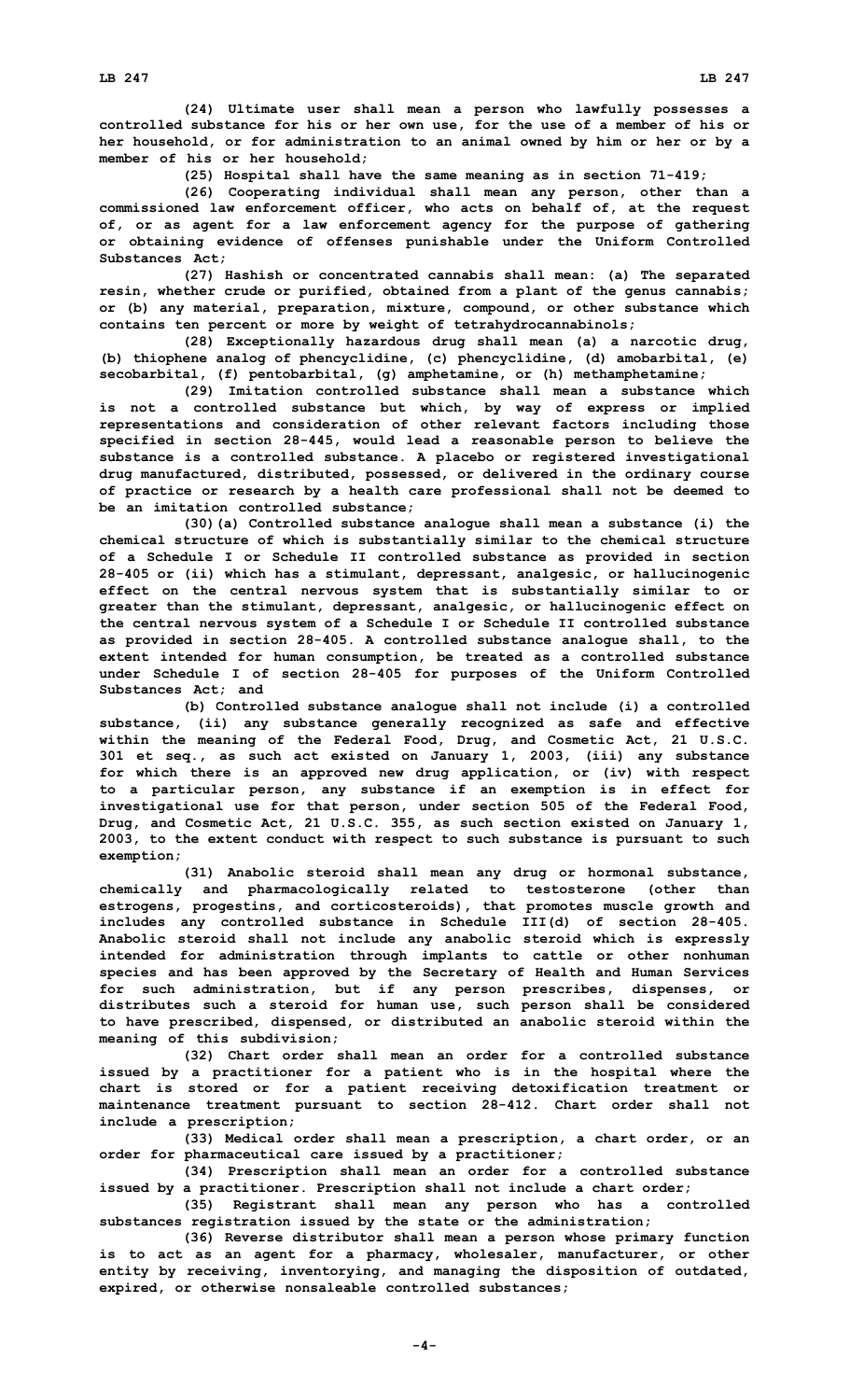**(24) Ultimate user shall mean a person who lawfully possesses a controlled substance for his or her own use, for the use of a member of his or her household, or for administration to an animal owned by him or her or by a member of his or her household;**

**(25) Hospital shall have the same meaning as in section 71-419;**

**(26) Cooperating individual shall mean any person, other than a commissioned law enforcement officer, who acts on behalf of, at the request of, or as agent for a law enforcement agency for the purpose of gathering or obtaining evidence of offenses punishable under the Uniform Controlled Substances Act;**

**(27) Hashish or concentrated cannabis shall mean: (a) The separated resin, whether crude or purified, obtained from a plant of the genus cannabis; or (b) any material, preparation, mixture, compound, or other substance which contains ten percent or more by weight of tetrahydrocannabinols;**

**(28) Exceptionally hazardous drug shall mean (a) a narcotic drug, (b) thiophene analog of phencyclidine, (c) phencyclidine, (d) amobarbital, (e) secobarbital, (f) pentobarbital, (g) amphetamine, or (h) methamphetamine;**

**(29) Imitation controlled substance shall mean a substance which is not a controlled substance but which, by way of express or implied representations and consideration of other relevant factors including those specified in section 28-445, would lead a reasonable person to believe the substance is a controlled substance. A placebo or registered investigational drug manufactured, distributed, possessed, or delivered in the ordinary course of practice or research by a health care professional shall not be deemed to be an imitation controlled substance;**

**(30)(a) Controlled substance analogue shall mean a substance (i) the chemical structure of which is substantially similar to the chemical structure of a Schedule I or Schedule II controlled substance as provided in section 28-405 or (ii) which has a stimulant, depressant, analgesic, or hallucinogenic effect on the central nervous system that is substantially similar to or greater than the stimulant, depressant, analgesic, or hallucinogenic effect on the central nervous system of a Schedule I or Schedule II controlled substance as provided in section 28-405. A controlled substance analogue shall, to the extent intended for human consumption, be treated as a controlled substance under Schedule I of section 28-405 for purposes of the Uniform Controlled Substances Act; and**

**(b) Controlled substance analogue shall not include (i) a controlled substance, (ii) any substance generally recognized as safe and effective within the meaning of the Federal Food, Drug, and Cosmetic Act, 21 U.S.C. 301 et seq., as such act existed on January 1, 2003, (iii) any substance for which there is an approved new drug application, or (iv) with respect to a particular person, any substance if an exemption is in effect for investigational use for that person, under section 505 of the Federal Food, Drug, and Cosmetic Act, 21 U.S.C. 355, as such section existed on January 1, 2003, to the extent conduct with respect to such substance is pursuant to such exemption;**

**(31) Anabolic steroid shall mean any drug or hormonal substance, chemically and pharmacologically related to testosterone (other than estrogens, progestins, and corticosteroids), that promotes muscle growth and includes any controlled substance in Schedule III(d) of section 28-405. Anabolic steroid shall not include any anabolic steroid which is expressly intended for administration through implants to cattle or other nonhuman species and has been approved by the Secretary of Health and Human Services for such administration, but if any person prescribes, dispenses, or distributes such a steroid for human use, such person shall be considered to have prescribed, dispensed, or distributed an anabolic steroid within the meaning of this subdivision;**

**(32) Chart order shall mean an order for a controlled substance issued by a practitioner for a patient who is in the hospital where the chart is stored or for a patient receiving detoxification treatment or maintenance treatment pursuant to section 28-412. Chart order shall not include a prescription;**

**(33) Medical order shall mean a prescription, a chart order, or an order for pharmaceutical care issued by a practitioner;**

**(34) Prescription shall mean an order for a controlled substance issued by a practitioner. Prescription shall not include a chart order;**

**(35) Registrant shall mean any person who has a controlled substances registration issued by the state or the administration;**

**(36) Reverse distributor shall mean a person whose primary function is to act as an agent for a pharmacy, wholesaler, manufacturer, or other entity by receiving, inventorying, and managing the disposition of outdated, expired, or otherwise nonsaleable controlled substances;**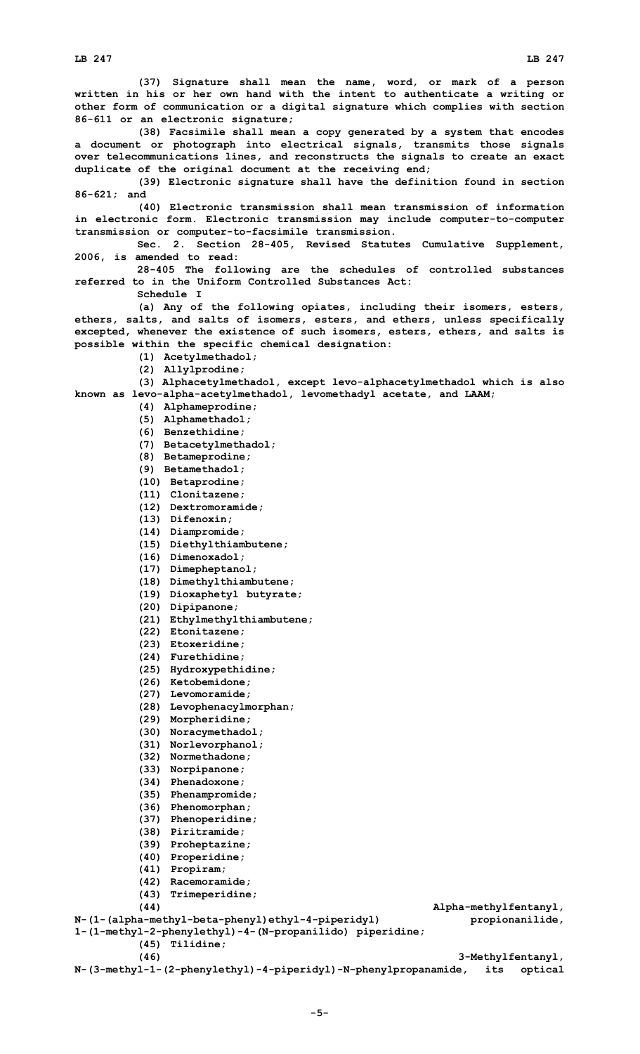(37) Signature shall mean the name, word, or mark of a person written in his or her own hand with the intent to authenticate a writing or other form of communication or a digital signature which complies with section 86-611 or an electronic signature;

(38) Facsimile shall mean a copy generated by a system that encodes a document or photograph into electrical signals, transmits those signals over telecommunications lines, and reconstructs the signals to create an exact duplicate of the original document at the receiving end;

(39) Electronic signature shall have the definition found in section 86-621; and

(40) Electronic transmission shall mean transmission of information in electronic form. Electronic transmission may include computer-to-computer transmission or computer-to-facsimile transmission.

Sec. 2. Section 28-405, Revised Statutes Cumulative Supplement, 2006, is amended to read:

28-405 The following are the schedules of controlled substances referred to in the Uniform Controlled Substances Act:

Schedule I

(a) Any of the following opiates, including their isomers, esters, ethers, salts, and salts of isomers, esters, and ethers, unless specifically excepted, whenever the existence of such isomers, esters, ethers, and salts is possible within the specific chemical designation:

(1) Acetylmethadol;

(2) Allylprodine;

(3) Alphacetylmethadol, except levo-alphacetylmethadol which is also known as levo-alpha-acetylmethadol, levomethadyl acetate, and LAAM;

(4) Alphameprodine;

(5) Alphamethadol;

(6) Benzethidine;

(7) Betacetylmethadol;

(8) Betameprodine;

(9) Betamethadol;

(10) Betaprodine;

(11) Clonitazene;

(12) Dextromoramide;

(13) Difenoxin;

(14) Diampromide;

(15) Diethylthiambutene;

(16) Dimenoxadol;

(17) Dimepheptanol;

(18) Dimethylthiambutene;

(19) Dioxaphetyl butyrate;

(20) Dipipanone;

(21) Ethylmethylthiambutene;

(22) Etonitazene;

(23) Etoxeridine;

(24) Furethidine;

(25) Hydroxypethidine;

(26) Ketobemidone;

(27) Levomoramide;

(28) Levophenacylmorphan;

(29) Morpheridine;

(30) Noracymethadol;

(31) Norlevorphanol;

(32) Normethadone;

(33) Norpipanone;

(34) Phenadoxone;

(35) Phenampromide;

(36) Phenomorphan;

(37) Phenoperidine;

(38) Piritramide;

(39) Proheptazine;

(40) Properidine;

(41) Propiram;

(42) Racemoramide;

(43) Trimeperidine;

(44) Alpha-methylfentanyl, N-(1-(alpha-methyl-beta-phenyl)ethyl-4-piperidyl) propionanilide, 1-(1-methyl-2-phenylethyl)-4-(N-propanilido) piperidine;

(45) Tilidine;

(46) 3-Methylfentanyl, N-(3-methyl-1-(2-phenylethyl)-4-piperidyl)-N-phenylpropanamide, its optical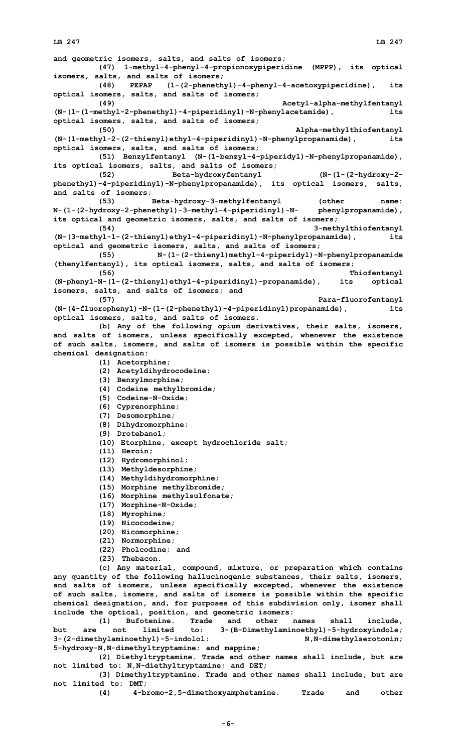and geometric isomers, salts, and salts of isomers;

(47) 1-methyl-4-phenyl-4-propionoxypiperidine (MPPP), its optical isomers, salts, and salts of isomers;

(48) PEPAP (1-(2-phenethyl)-4-phenyl-4-acetoxypiperidine), its optical isomers, salts, and salts of isomers;

(49) Acetyl-alpha-methylfentanyl (N-(1-(1-methyl-2-phenethyl)-4-piperidinyl)-N-phenylacetamide), its optical isomers, salts, and salts of isomers;

(50) Alpha-methylthiofentanyl (N-(1-methyl-2-(2-thienyl)ethyl-4-piperidinyl)-N-phenylpropanamide), its optical isomers, salts, and salts of isomers;

(51) Benzylfentanyl (N-(1-benzyl-4-piperidyl)-N-phenylpropanamide), its optical isomers, salts, and salts of isomers;

(52) Beta-hydroxyfentanyl (N-(1-(2-hydroxy-2-phenethyl)-4-piperidinyl)-N-phenylpropanamide), its optical isomers, salts, and salts of isomers;

(53) Beta-hydroxy-3-methylfentanyl (other name: N-(1-(2-hydroxy-2-phenethyl)-3-methyl-4-piperidinyl)-N- phenylpropanamide), its optical and geometric isomers, salts, and salts of isomers;

(54) 3-methylthiofentanyl (N-(3-methyl-1-(2-thienyl)ethyl-4-piperidinyl)-N-phenylpropanamide), its optical and geometric isomers, salts, and salts of isomers;

(55) N-(1-(2-thienyl)methyl-4-piperidyl)-N-phenylpropanamide (thenylfentanyl), its optical isomers, salts, and salts of isomers;

(56) Thiofentanyl (N-phenyl-N-(1-(2-thienyl)ethyl-4-piperidinyl)-propanamide), its optical isomers, salts, and salts of isomers; and

(57) Para-fluorofentanyl (N-(4-fluorophenyl)-N-(1-(2-phenethyl)-4-piperidinyl)propanamide), its optical isomers, salts, and salts of isomers.

(b) Any of the following opium derivatives, their salts, isomers, and salts of isomers, unless specifically excepted, whenever the existence of such salts, isomers, and salts of isomers is possible within the specific chemical designation:

(1) Acetorphine;
(2) Acetyldihydrocodeine;
(3) Benzylmorphine;
(4) Codeine methylbromide;
(5) Codeine-N-Oxide;
(6) Cyprenorphine;
(7) Desomorphine;
(8) Dihydromorphine;
(9) Drotebanol;
(10) Etorphine, except hydrochloride salt;
(11) Heroin;
(12) Hydromorphinol;
(13) Methyldesorphine;
(14) Methyldihydromorphine;
(15) Morphine methylbromide;
(16) Morphine methylsulfonate;
(17) Morphine-N-Oxide;
(18) Myrophine;
(19) Nicocodeine;
(20) Nicomorphine;
(21) Normorphine;
(22) Pholcodine; and
(23) Thebacon.

(c) Any material, compound, mixture, or preparation which contains any quantity of the following hallucinogenic substances, their salts, isomers, and salts of isomers, unless specifically excepted, whenever the existence of such salts, isomers, and salts of isomers is possible within the specific chemical designation, and, for purposes of this subdivision only, isomer shall include the optical, position, and geometric isomers:

(1) Bufotenine. Trade and other names shall include, but are not limited to: 3-(B-Dimethylaminoethyl)-5-hydroxyindole; 3-(2-dimethylaminoethyl)-5-indolol; N,N-dimethylserotonin; 5-hydroxy-N,N-dimethyltryptamine; and mappine;

(2) Diethyltryptamine. Trade and other names shall include, but are not limited to: N,N-diethyltryptamine; and DET;

(3) Dimethyltryptamine. Trade and other names shall include, but are not limited to: DMT;

(4) 4-bromo-2,5-dimethoxyamphetamine. Trade and other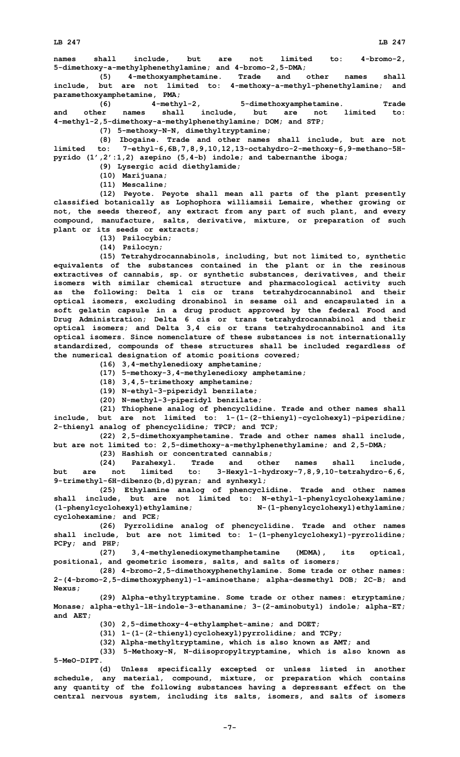names shall include, but are not limited to: 4-bromo-2, 5-dimethoxy-a-methylphenethylamine; and 4-bromo-2,5-DMA;

(5) 4-methoxyamphetamine. Trade and other names shall include, but are not limited to: 4-methoxy-a-methyl-phenethylamine; and paramethoxyamphetamine, PMA;

(6) 4-methyl-2, 5-dimethoxyamphetamine. Trade and other names shall include, but are not limited to: 4-methyl-2,5-dimethoxy-a-methylphenethylamine; DOM; and STP;

(7) 5-methoxy-N-N, dimethyltryptamine;

(8) Ibogaine. Trade and other names shall include, but are not limited to: 7-ethyl-6,6B,7,8,9,10,12,13-octahydro-2-methoxy-6,9-methano-5H-pyrido (1′,2′:1,2) azepino (5,4-b) indole; and tabernanthe iboga;

(9) Lysergic acid diethylamide;

(10) Marijuana;

(11) Mescaline;

(12) Peyote. Peyote shall mean all parts of the plant presently classified botanically as Lophophora williamsii Lemaire, whether growing or not, the seeds thereof, any extract from any part of such plant, and every compound, manufacture, salts, derivative, mixture, or preparation of such plant or its seeds or extracts;

(13) Psilocybin;

(14) Psilocyn;

(15) Tetrahydrocannabinols, including, but not limited to, synthetic equivalents of the substances contained in the plant or in the resinous extractives of cannabis, sp. or synthetic substances, derivatives, and their isomers with similar chemical structure and pharmacological activity such as the following: Delta 1 cis or trans tetrahydrocannabinol and their optical isomers, excluding dronabinol in sesame oil and encapsulated in a soft gelatin capsule in a drug product approved by the federal Food and Drug Administration; Delta 6 cis or trans tetrahydrocannabinol and their optical isomers; and Delta 3,4 cis or trans tetrahydrocannabinol and its optical isomers. Since nomenclature of these substances is not internationally standardized, compounds of these structures shall be included regardless of the numerical designation of atomic positions covered;

(16) 3,4-methylenedioxy amphetamine;

(17) 5-methoxy-3,4-methylenedioxy amphetamine;

(18) 3,4,5-trimethoxy amphetamine;

(19) N-ethyl-3-piperidyl benzilate;

(20) N-methyl-3-piperidyl benzilate;

(21) Thiophene analog of phencyclidine. Trade and other names shall include, but are not limited to: 1-(1-(2-thienyl)-cyclohexyl)-piperidine; 2-thienyl analog of phencyclidine; TPCP; and TCP;

(22) 2,5-dimethoxyamphetamine. Trade and other names shall include, but are not limited to: 2,5-dimethoxy-a-methylphenethylamine; and 2,5-DMA;

(23) Hashish or concentrated cannabis;

(24) Parahexyl. Trade and other names shall include, but are not limited to: 3-Hexyl-1-hydroxy-7,8,9,10-tetrahydro-6,6, 9-trimethyl-6H-dibenzo(b,d)pyran; and synhexyl;

(25) Ethylamine analog of phencyclidine. Trade and other names shall include, but are not limited to: N-ethyl-1-phenylcyclohexylamine; (1-phenylcyclohexyl)ethylamine; N-(1-phenylcyclohexyl)ethylamine; cyclohexamine; and PCE;

(26) Pyrrolidine analog of phencyclidine. Trade and other names shall include, but are not limited to: 1-(1-phenylcyclohexyl)-pyrrolidine; PCPy; and PHP;

(27) 3,4-methylenedioxymethamphetamine (MDMA), its optical, positional, and geometric isomers, salts, and salts of isomers;

(28) 4-bromo-2,5-dimethoxyphenethylamine. Some trade or other names: 2-(4-bromo-2,5-dimethoxyphenyl)-1-aminoethane; alpha-desmethyl DOB; 2C-B; and Nexus;

(29) Alpha-ethyltryptamine. Some trade or other names: etryptamine; Monase; alpha-ethyl-1H-indole-3-ethanamine; 3-(2-aminobutyl) indole; alpha-ET; and AET;

(30) 2,5-dimethoxy-4-ethylamphet-amine; and DOET;

(31) 1-(1-(2-thienyl)cyclohexyl)pyrrolidine; and TCPy;

(32) Alpha-methyltryptamine, which is also known as AMT; and

(33) 5-Methoxy-N, N-diisopropyltryptamine, which is also known as 5-MeO-DIPT.

(d) Unless specifically excepted or unless listed in another schedule, any material, compound, mixture, or preparation which contains any quantity of the following substances having a depressant effect on the central nervous system, including its salts, isomers, and salts of isomers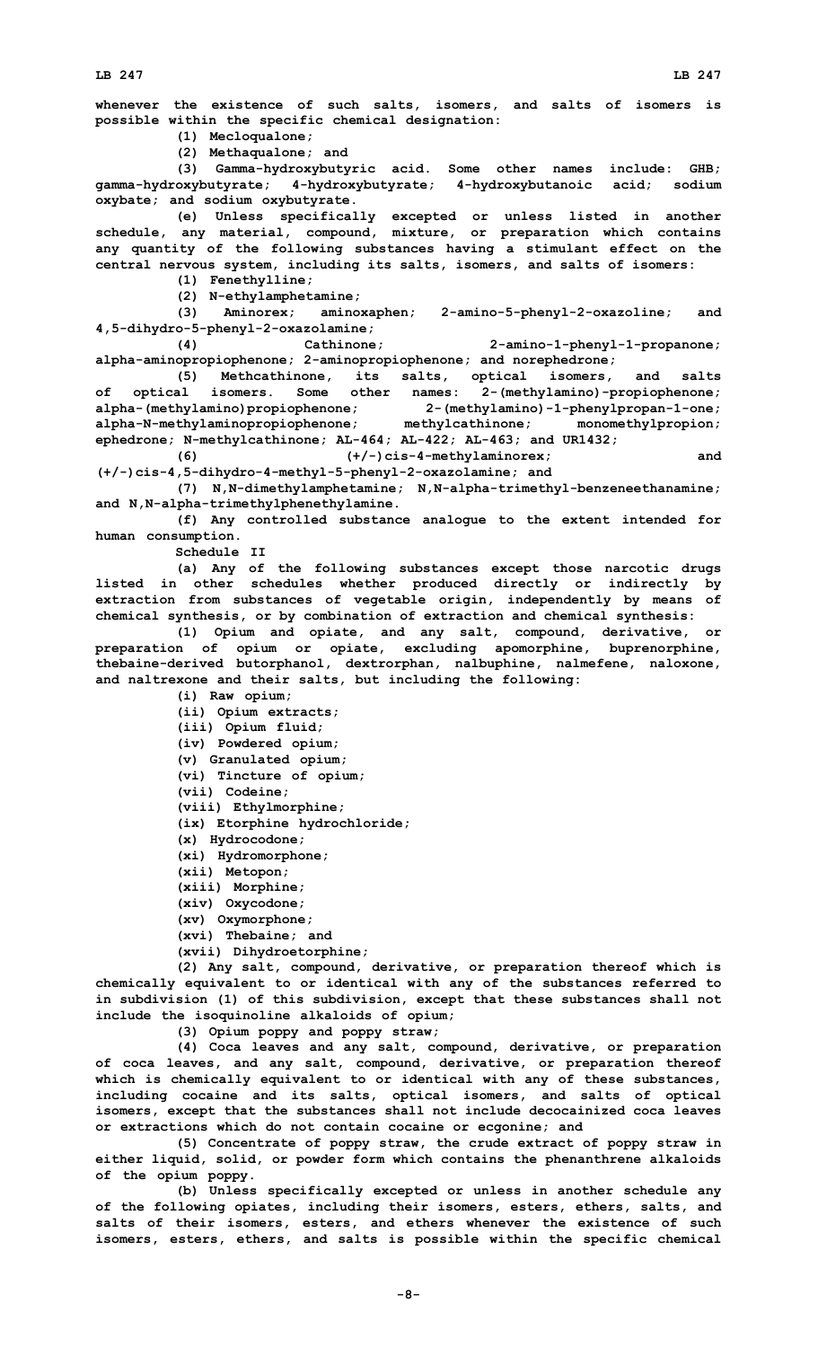whenever the existence of such salts, isomers, and salts of isomers is possible within the specific chemical designation:

(1) Mecloqualone;

(2) Methaqualone; and

(3) Gamma-hydroxybutyric acid. Some other names include: GHB; gamma-hydroxybutyrate; 4-hydroxybutyrate; 4-hydroxybutanoic acid; sodium oxybate; and sodium oxybutyrate.

(e) Unless specifically excepted or unless listed in another schedule, any material, compound, mixture, or preparation which contains any quantity of the following substances having a stimulant effect on the central nervous system, including its salts, isomers, and salts of isomers:

(1) Fenethylline;

(2) N-ethylamphetamine;

(3) Aminorex; aminoxaphen; 2-amino-5-phenyl-2-oxazoline; and 4,5-dihydro-5-phenyl-2-oxazolamine;

(4) Cathinone; 2-amino-1-phenyl-1-propanone; alpha-aminopropiophenone; 2-aminopropiophenone; and norephedrone;

(5) Methcathinone, its salts, optical isomers, and salts of optical isomers. Some other names: 2-(methylamino)-propiophenone; alpha-(methylamino)propiophenone; 2-(methylamino)-1-phenylpropan-1-one; alpha-N-methylaminopropiophenone; methylcathinone; monomethylpropion; ephedrone; N-methylcathinone; AL-464; AL-422; AL-463; and UR1432;

(6) (+/-)cis-4-methylaminorex; and (+/-)cis-4,5-dihydro-4-methyl-5-phenyl-2-oxazolamine; and

(7) N,N-dimethylamphetamine; N,N-alpha-trimethyl-benzeneethanamine; and N,N-alpha-trimethylphenethylamine.

(f) Any controlled substance analogue to the extent intended for human consumption.

Schedule II

(a) Any of the following substances except those narcotic drugs listed in other schedules whether produced directly or indirectly by extraction from substances of vegetable origin, independently by means of chemical synthesis, or by combination of extraction and chemical synthesis:

(1) Opium and opiate, and any salt, compound, derivative, or preparation of opium or opiate, excluding apomorphine, buprenorphine, thebaine-derived butorphanol, dextrorphan, nalbuphine, nalmefene, naloxone, and naltrexone and their salts, but including the following:

(i) Raw opium;

(ii) Opium extracts;

(iii) Opium fluid;

(iv) Powdered opium;

(v) Granulated opium;

(vi) Tincture of opium;

(vii) Codeine;

(viii) Ethylmorphine;

(ix) Etorphine hydrochloride;

(x) Hydrocodone;

(xi) Hydromorphone;

(xii) Metopon;

(xiii) Morphine;

(xiv) Oxycodone;

(xv) Oxymorphone;

(xvi) Thebaine; and

(xvii) Dihydroetorphine;

(2) Any salt, compound, derivative, or preparation thereof which is chemically equivalent to or identical with any of the substances referred to in subdivision (1) of this subdivision, except that these substances shall not include the isoquinoline alkaloids of opium;

(3) Opium poppy and poppy straw;

(4) Coca leaves and any salt, compound, derivative, or preparation of coca leaves, and any salt, compound, derivative, or preparation thereof which is chemically equivalent to or identical with any of these substances, including cocaine and its salts, optical isomers, and salts of optical isomers, except that the substances shall not include decocainized coca leaves or extractions which do not contain cocaine or ecgonine; and

(5) Concentrate of poppy straw, the crude extract of poppy straw in either liquid, solid, or powder form which contains the phenanthrene alkaloids of the opium poppy.

(b) Unless specifically excepted or unless in another schedule any of the following opiates, including their isomers, esters, ethers, salts, and salts of their isomers, esters, and ethers whenever the existence of such isomers, esters, ethers, and salts is possible within the specific chemical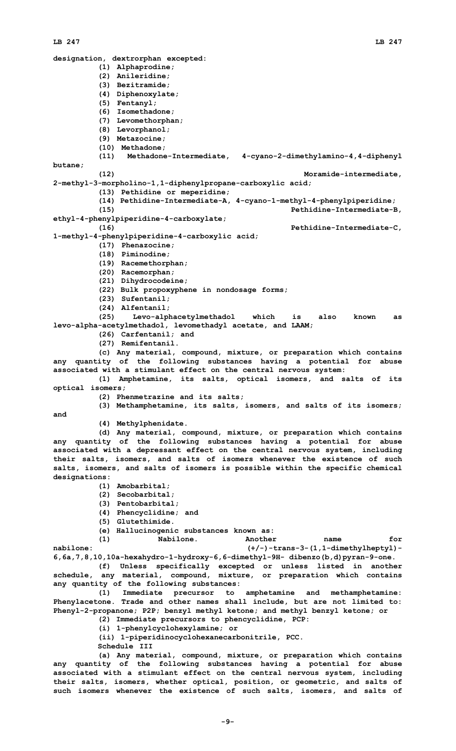designation, dextrorphan excepted:

(1) Alphaprodine;

(2) Anileridine;

(3) Bezitramide;

(4) Diphenoxylate;

(5) Fentanyl;

(6) Isomethadone;

(7) Levomethorphan;

(8) Levorphanol;

(9) Metazocine;

(10) Methadone;

(11) Methadone-Intermediate, 4-cyano-2-dimethylamino-4,4-diphenyl butane;

(12) Moramide-intermediate, 2-methyl-3-morpholino-1,1-diphenylpropane-carboxylic acid;

(13) Pethidine or meperidine;

(14) Pethidine-Intermediate-A, 4-cyano-1-methyl-4-phenylpiperidine;

(15) Pethidine-Intermediate-B, ethyl-4-phenylpiperidine-4-carboxylate;

(16) Pethidine-Intermediate-C, 1-methyl-4-phenylpiperidine-4-carboxylic acid;

(17) Phenazocine;

(18) Piminodine;

(19) Racemethorphan;

(20) Racemorphan;

(21) Dihydrocodeine;

(22) Bulk propoxyphene in nondosage forms;

(23) Sufentanil;

(24) Alfentanil;

(25) Levo-alphacetylmethadol which is also known as levo-alpha-acetylmethadol, levomethadyl acetate, and LAAM;

(26) Carfentanil; and

(27) Remifentanil.

(c) Any material, compound, mixture, or preparation which contains any quantity of the following substances having a potential for abuse associated with a stimulant effect on the central nervous system:

(1) Amphetamine, its salts, optical isomers, and salts of its optical isomers;

(2) Phenmetrazine and its salts;

(3) Methamphetamine, its salts, isomers, and salts of its isomers; and

(4) Methylphenidate.

(d) Any material, compound, mixture, or preparation which contains any quantity of the following substances having a potential for abuse associated with a depressant effect on the central nervous system, including their salts, isomers, and salts of isomers whenever the existence of such salts, isomers, and salts of isomers is possible within the specific chemical designations:

(1) Amobarbital;

(2) Secobarbital;

(3) Pentobarbital;

(4) Phencyclidine; and

(5) Glutethimide.

(e) Hallucinogenic substances known as:

(1) Nabilone. Another name for nabilone: (+/-)-trans-3-(1,1-dimethylheptyl)-6,6a,7,8,10,10a-hexahydro-1-hydroxy-6,6-dimethyl-9H- dibenzo(b,d)pyran-9-one.

(f) Unless specifically excepted or unless listed in another schedule, any material, compound, mixture, or preparation which contains any quantity of the following substances:

(1) Immediate precursor to amphetamine and methamphetamine: Phenylacetone. Trade and other names shall include, but are not limited to: Phenyl-2-propanone; P2P; benzyl methyl ketone; and methyl benzyl ketone; or

(2) Immediate precursors to phencyclidine, PCP:

(i) 1-phenylcyclohexylamine; or

(ii) 1-piperidinocyclohexanecarbonitrile, PCC.

Schedule III

(a) Any material, compound, mixture, or preparation which contains any quantity of the following substances having a potential for abuse associated with a stimulant effect on the central nervous system, including their salts, isomers, whether optical, position, or geometric, and salts of such isomers whenever the existence of such salts, isomers, and salts of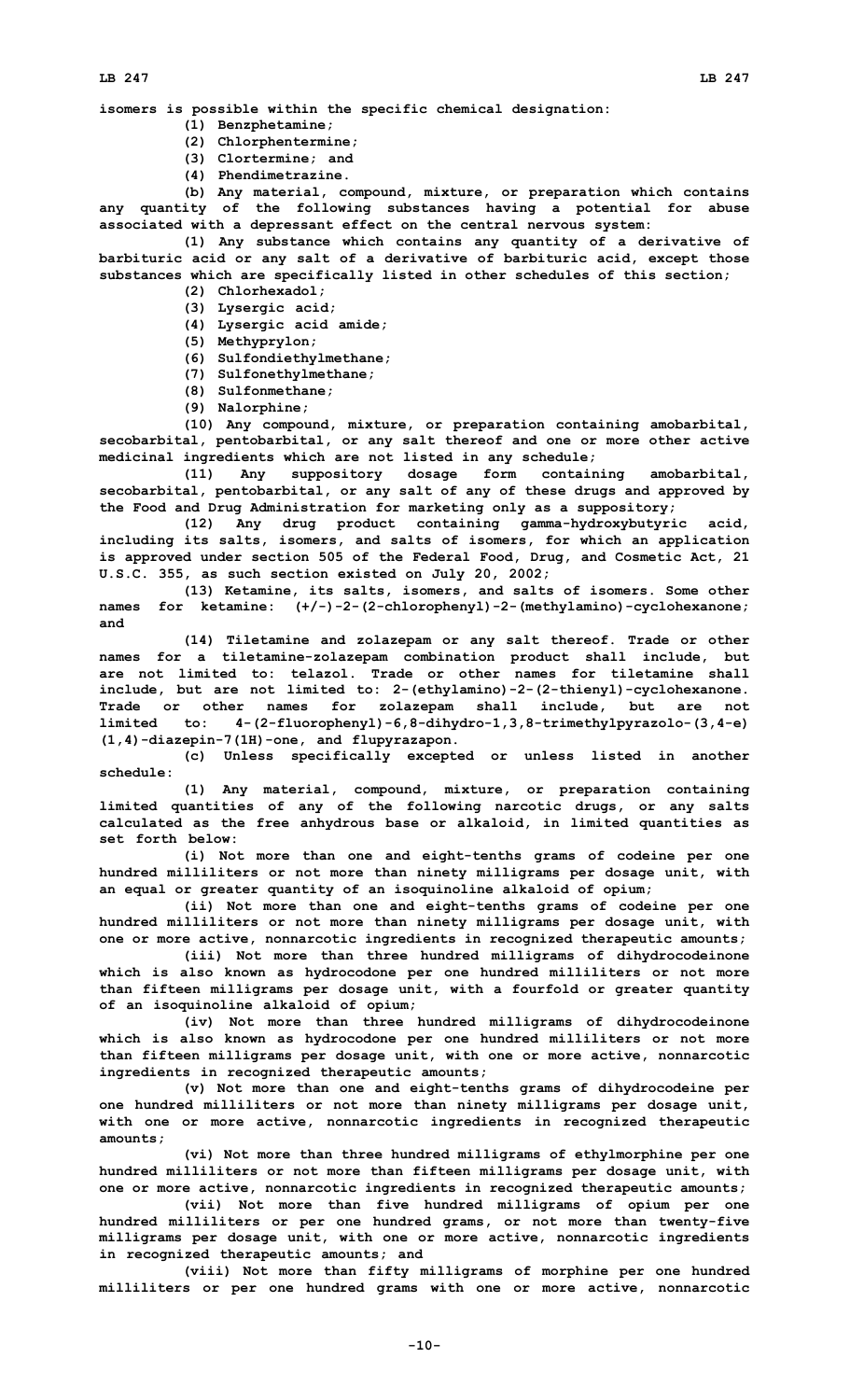isomers is possible within the specific chemical designation:

(1) Benzphetamine;

(2) Chlorphentermine;

(3) Clortermine; and

(4) Phendimetrazine.

(b) Any material, compound, mixture, or preparation which contains any quantity of the following substances having a potential for abuse associated with a depressant effect on the central nervous system:

(1) Any substance which contains any quantity of a derivative of barbituric acid or any salt of a derivative of barbituric acid, except those substances which are specifically listed in other schedules of this section;

(2) Chlorhexadol;

(3) Lysergic acid;

(4) Lysergic acid amide;

(5) Methyprylon;

(6) Sulfondiethylmethane;

(7) Sulfonethylmethane;

(8) Sulfonmethane;

(9) Nalorphine;

(10) Any compound, mixture, or preparation containing amobarbital, secobarbital, pentobarbital, or any salt thereof and one or more other active medicinal ingredients which are not listed in any schedule;

(11) Any suppository dosage form containing amobarbital, secobarbital, pentobarbital, or any salt of any of these drugs and approved by the Food and Drug Administration for marketing only as a suppository;

(12) Any drug product containing gamma-hydroxybutyric acid, including its salts, isomers, and salts of isomers, for which an application is approved under section 505 of the Federal Food, Drug, and Cosmetic Act, 21 U.S.C. 355, as such section existed on July 20, 2002;

(13) Ketamine, its salts, isomers, and salts of isomers. Some other names for ketamine: (+/-)-2-(2-chlorophenyl)-2-(methylamino)-cyclohexanone; and

(14) Tiletamine and zolazepam or any salt thereof. Trade or other names for a tiletamine-zolazepam combination product shall include, but are not limited to: telazol. Trade or other names for tiletamine shall include, but are not limited to: 2-(ethylamino)-2-(2-thienyl)-cyclohexanone. Trade or other names for zolazepam shall include, but are not limited to: 4-(2-fluorophenyl)-6,8-dihydro-1,3,8-trimethylpyrazolo-(3,4-e)(1,4)-diazepin-7(1H)-one, and flupyrazapon.

(c) Unless specifically excepted or unless listed in another schedule:

(1) Any material, compound, mixture, or preparation containing limited quantities of any of the following narcotic drugs, or any salts calculated as the free anhydrous base or alkaloid, in limited quantities as set forth below:

(i) Not more than one and eight-tenths grams of codeine per one hundred milliliters or not more than ninety milligrams per dosage unit, with an equal or greater quantity of an isoquinoline alkaloid of opium;

(ii) Not more than one and eight-tenths grams of codeine per one hundred milliliters or not more than ninety milligrams per dosage unit, with one or more active, nonnarcotic ingredients in recognized therapeutic amounts;

(iii) Not more than three hundred milligrams of dihydrocodeinone which is also known as hydrocodone per one hundred milliliters or not more than fifteen milligrams per dosage unit, with a fourfold or greater quantity of an isoquinoline alkaloid of opium;

(iv) Not more than three hundred milligrams of dihydrocodeinone which is also known as hydrocodone per one hundred milliliters or not more than fifteen milligrams per dosage unit, with one or more active, nonnarcotic ingredients in recognized therapeutic amounts;

(v) Not more than one and eight-tenths grams of dihydrocodeine per one hundred milliliters or not more than ninety milligrams per dosage unit, with one or more active, nonnarcotic ingredients in recognized therapeutic amounts;

(vi) Not more than three hundred milligrams of ethylmorphine per one hundred milliliters or not more than fifteen milligrams per dosage unit, with one or more active, nonnarcotic ingredients in recognized therapeutic amounts;

(vii) Not more than five hundred milligrams of opium per one hundred milliliters or per one hundred grams, or not more than twenty-five milligrams per dosage unit, with one or more active, nonnarcotic ingredients in recognized therapeutic amounts; and

(viii) Not more than fifty milligrams of morphine per one hundred milliliters or per one hundred grams with one or more active, nonnarcotic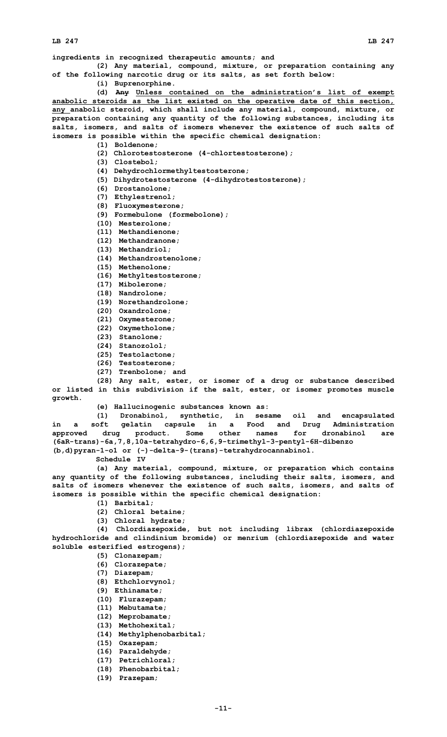ingredients in recognized therapeutic amounts; and

(2) Any material, compound, mixture, or preparation containing any of the following narcotic drug or its salts, as set forth below:

(i) Buprenorphine.

(d) ~~Any~~ Unless contained on the administration's list of exempt anabolic steroids as the list existed on the operative date of this section, any anabolic steroid, which shall include any material, compound, mixture, or preparation containing any quantity of the following substances, including its salts, isomers, and salts of isomers whenever the existence of such salts of isomers is possible within the specific chemical designation:

(1) Boldenone;

(2) Chlorotestosterone (4-chlortestosterone);

(3) Clostebol;

(4) Dehydrochlormethyltestosterone;

(5) Dihydrotestosterone (4-dihydrotestosterone);

(6) Drostanolone;

(7) Ethylestrenol;

(8) Fluoxymesterone;

(9) Formebulone (formebolone);

(10) Mesterolone;

(11) Methandienone;

(12) Methandranone;

(13) Methandriol;

(14) Methandrostenolone;

(15) Methenolone;

(16) Methyltestosterone;

(17) Mibolerone;

(18) Nandrolone;

(19) Norethandrolone;

(20) Oxandrolone;

(21) Oxymesterone;

(22) Oxymetholone;

(23) Stanolone;

(24) Stanozolol;

(25) Testolactone;

(26) Testosterone;

(27) Trenbolone; and

(28) Any salt, ester, or isomer of a drug or substance described or listed in this subdivision if the salt, ester, or isomer promotes muscle growth.

(e) Hallucinogenic substances known as:

(1) Dronabinol, synthetic, in sesame oil and encapsulated in a soft gelatin capsule in a Food and Drug Administration approved drug product. Some other names for dronabinol are (6aR-trans)-6a,7,8,10a-tetrahydro-6,6,9-trimethyl-3-pentyl-6H-dibenzo (b,d)pyran-1-ol or (-)-delta-9-(trans)-tetrahydrocannabinol.

Schedule IV

(a) Any material, compound, mixture, or preparation which contains any quantity of the following substances, including their salts, isomers, and salts of isomers whenever the existence of such salts, isomers, and salts of isomers is possible within the specific chemical designation:

(1) Barbital;

(2) Chloral betaine;

(3) Chloral hydrate;

(4) Chlordiazepoxide, but not including librax (chlordiazepoxide hydrochloride and clindinium bromide) or menrium (chlordiazepoxide and water soluble esterified estrogens);

(5) Clonazepam;

(6) Clorazepate;

(7) Diazepam;

(8) Ethchlorvynol;

(9) Ethinamate;

(10) Flurazepam;

(11) Mebutamate;

(12) Meprobamate;

(13) Methohexital;

(14) Methylphenobarbital;

(15) Oxazepam;

(16) Paraldehyde;

(17) Petrichloral;

(18) Phenobarbital;

(19) Prazepam;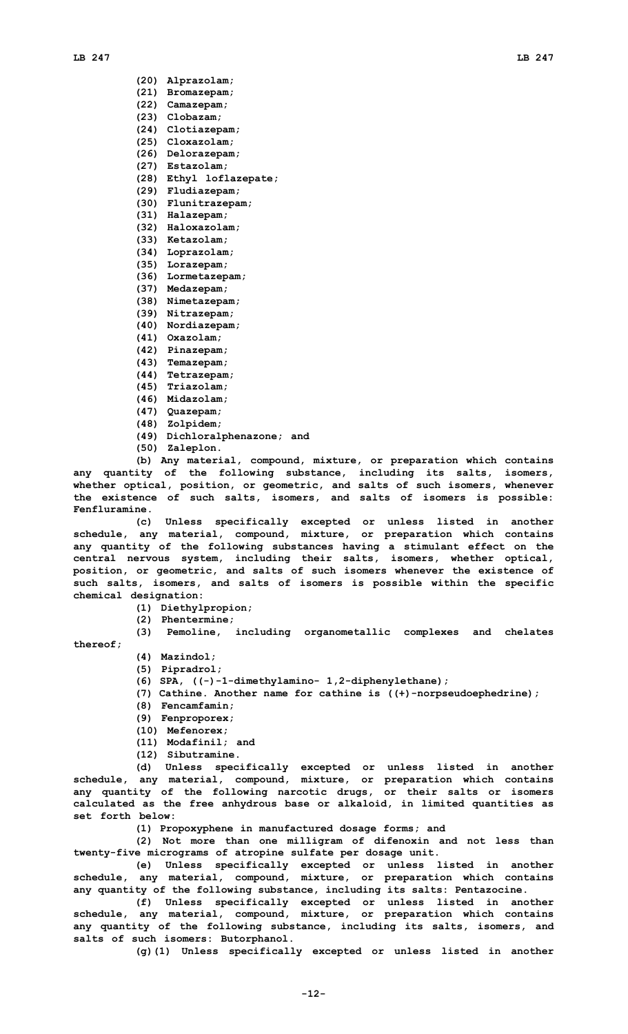(20) Alprazolam;

(21) Bromazepam;

(22) Camazepam;

(23) Clobazam;

(24) Clotiazepam;

(25) Cloxazolam;

(26) Delorazepam;

(27) Estazolam;

(28) Ethyl loflazepate;

(29) Fludiazepam;

(30) Flunitrazepam;

(31) Halazepam;

(32) Haloxazolam;

(33) Ketazolam;

(34) Loprazolam;

(35) Lorazepam;

(36) Lormetazepam;

(37) Medazepam;

(38) Nimetazepam;

(39) Nitrazepam;

(40) Nordiazepam;

(41) Oxazolam;

(42) Pinazepam;

(43) Temazepam;

(44) Tetrazepam;

(45) Triazolam;

(46) Midazolam;

(47) Quazepam;

(48) Zolpidem;

(49) Dichloralphenazone; and

(50) Zaleplon.

(b) Any material, compound, mixture, or preparation which contains any quantity of the following substance, including its salts, isomers, whether optical, position, or geometric, and salts of such isomers, whenever the existence of such salts, isomers, and salts of isomers is possible: Fenfluramine.

(c) Unless specifically excepted or unless listed in another schedule, any material, compound, mixture, or preparation which contains any quantity of the following substances having a stimulant effect on the central nervous system, including their salts, isomers, whether optical, position, or geometric, and salts of such isomers whenever the existence of such salts, isomers, and salts of isomers is possible within the specific chemical designation:

(1) Diethylpropion;

(2) Phentermine;

(3) Pemoline, including organometallic complexes and chelates thereof;

(4) Mazindol;

(5) Pipradrol;

(6) SPA, ((-)-1-dimethylamino- 1,2-diphenylethane);

(7) Cathine. Another name for cathine is ((+)-norpseudoephedrine);

(8) Fencamfamin;

(9) Fenproporex;

(10) Mefenorex;

(11) Modafinil; and

(12) Sibutramine.

(d) Unless specifically excepted or unless listed in another schedule, any material, compound, mixture, or preparation which contains any quantity of the following narcotic drugs, or their salts or isomers calculated as the free anhydrous base or alkaloid, in limited quantities as set forth below:

(1) Propoxyphene in manufactured dosage forms; and

(2) Not more than one milligram of difenoxin and not less than twenty-five micrograms of atropine sulfate per dosage unit.

(e) Unless specifically excepted or unless listed in another schedule, any material, compound, mixture, or preparation which contains any quantity of the following substance, including its salts: Pentazocine.

(f) Unless specifically excepted or unless listed in another schedule, any material, compound, mixture, or preparation which contains any quantity of the following substance, including its salts, isomers, and salts of such isomers: Butorphanol.

(g)(1) Unless specifically excepted or unless listed in another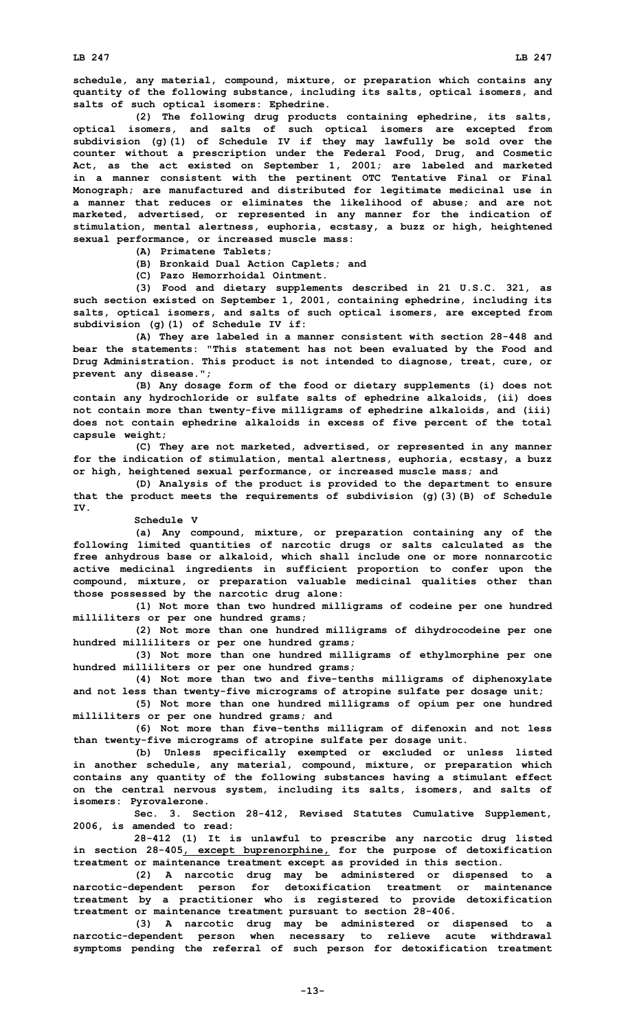schedule, any material, compound, mixture, or preparation which contains any quantity of the following substance, including its salts, optical isomers, and salts of such optical isomers: Ephedrine.

(2) The following drug products containing ephedrine, its salts, optical isomers, and salts of such optical isomers are excepted from subdivision (g)(1) of Schedule IV if they may lawfully be sold over the counter without a prescription under the Federal Food, Drug, and Cosmetic Act, as the act existed on September 1, 2001; are labeled and marketed in a manner consistent with the pertinent OTC Tentative Final or Final Monograph; are manufactured and distributed for legitimate medicinal use in a manner that reduces or eliminates the likelihood of abuse; and are not marketed, advertised, or represented in any manner for the indication of stimulation, mental alertness, euphoria, ecstasy, a buzz or high, heightened sexual performance, or increased muscle mass:

(A) Primatene Tablets;

(B) Bronkaid Dual Action Caplets; and

(C) Pazo Hemorrhoidal Ointment.

(3) Food and dietary supplements described in 21 U.S.C. 321, as such section existed on September 1, 2001, containing ephedrine, including its salts, optical isomers, and salts of such optical isomers, are excepted from subdivision (g)(1) of Schedule IV if:

(A) They are labeled in a manner consistent with section 28-448 and bear the statements: "This statement has not been evaluated by the Food and Drug Administration. This product is not intended to diagnose, treat, cure, or prevent any disease.";

(B) Any dosage form of the food or dietary supplements (i) does not contain any hydrochloride or sulfate salts of ephedrine alkaloids, (ii) does not contain more than twenty-five milligrams of ephedrine alkaloids, and (iii) does not contain ephedrine alkaloids in excess of five percent of the total capsule weight;

(C) They are not marketed, advertised, or represented in any manner for the indication of stimulation, mental alertness, euphoria, ecstasy, a buzz or high, heightened sexual performance, or increased muscle mass; and

(D) Analysis of the product is provided to the department to ensure that the product meets the requirements of subdivision (g)(3)(B) of Schedule IV.

Schedule V

(a) Any compound, mixture, or preparation containing any of the following limited quantities of narcotic drugs or salts calculated as the free anhydrous base or alkaloid, which shall include one or more nonnarcotic active medicinal ingredients in sufficient proportion to confer upon the compound, mixture, or preparation valuable medicinal qualities other than those possessed by the narcotic drug alone:

(1) Not more than two hundred milligrams of codeine per one hundred milliliters or per one hundred grams;

(2) Not more than one hundred milligrams of dihydrocodeine per one hundred milliliters or per one hundred grams;

(3) Not more than one hundred milligrams of ethylmorphine per one hundred milliliters or per one hundred grams;

(4) Not more than two and five-tenths milligrams of diphenoxylate and not less than twenty-five micrograms of atropine sulfate per dosage unit;

(5) Not more than one hundred milligrams of opium per one hundred milliliters or per one hundred grams; and

(6) Not more than five-tenths milligram of difenoxin and not less than twenty-five micrograms of atropine sulfate per dosage unit.

(b) Unless specifically exempted or excluded or unless listed in another schedule, any material, compound, mixture, or preparation which contains any quantity of the following substances having a stimulant effect on the central nervous system, including its salts, isomers, and salts of isomers: Pyrovalerone.

Sec. 3. Section 28-412, Revised Statutes Cumulative Supplement, 2006, is amended to read:

28-412 (1) It is unlawful to prescribe any narcotic drug listed in section 28-405, except buprenorphine, for the purpose of detoxification treatment or maintenance treatment except as provided in this section.

(2) A narcotic drug may be administered or dispensed to a narcotic-dependent person for detoxification treatment or maintenance treatment by a practitioner who is registered to provide detoxification treatment or maintenance treatment pursuant to section 28-406.

(3) A narcotic drug may be administered or dispensed to a narcotic-dependent person when necessary to relieve acute withdrawal symptoms pending the referral of such person for detoxification treatment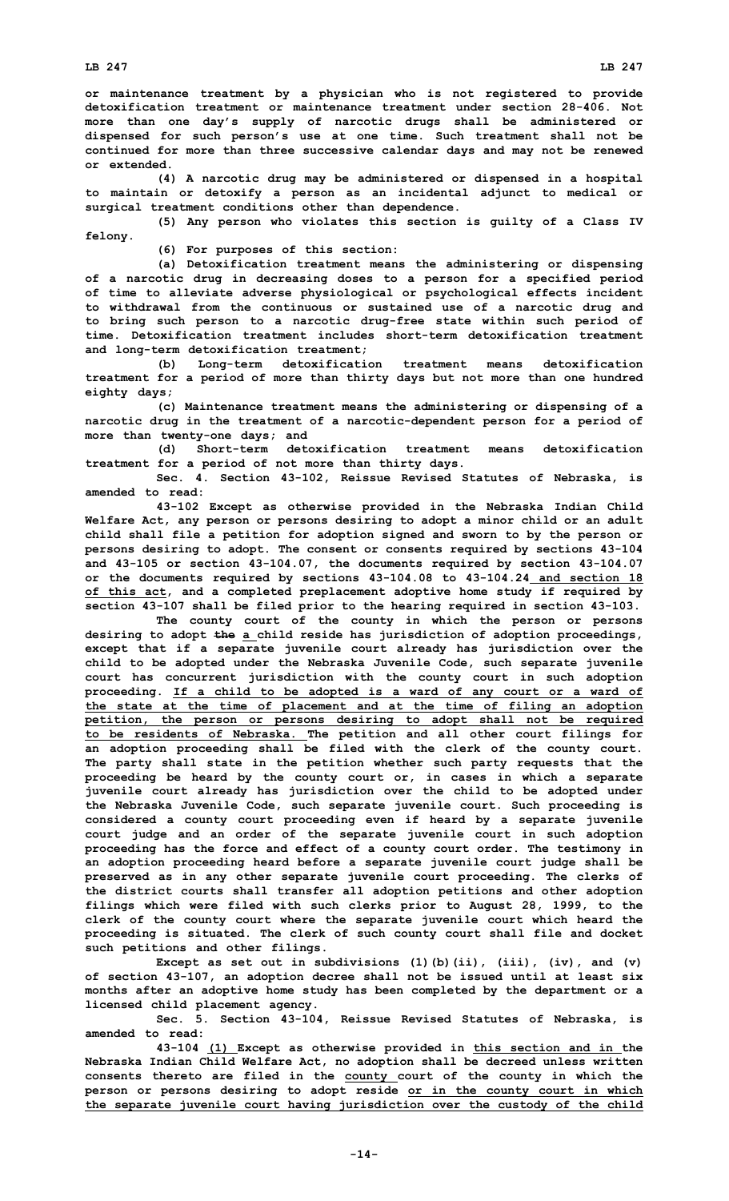**or maintenance treatment by a physician who is not registered to provide detoxification treatment or maintenance treatment under section 28-406. Not more than one day's supply of narcotic drugs shall be administered or dispensed for such person's use at one time. Such treatment shall not be continued for more than three successive calendar days and may not be renewed or extended.**

**(4) A narcotic drug may be administered or dispensed in a hospital to maintain or detoxify a person as an incidental adjunct to medical or surgical treatment conditions other than dependence.**

**(5) Any person who violates this section is guilty of a Class IV felony.**

**(6) For purposes of this section:**

**(a) Detoxification treatment means the administering or dispensing of a narcotic drug in decreasing doses to a person for a specified period of time to alleviate adverse physiological or psychological effects incident to withdrawal from the continuous or sustained use of a narcotic drug and to bring such person to a narcotic drug-free state within such period of time. Detoxification treatment includes short-term detoxification treatment and long-term detoxification treatment;**

**(b) Long-term detoxification treatment means detoxification treatment for a period of more than thirty days but not more than one hundred eighty days;**

**(c) Maintenance treatment means the administering or dispensing of a narcotic drug in the treatment of a narcotic-dependent person for a period of more than twenty-one days; and**

**(d) Short-term detoxification treatment means detoxification treatment for a period of not more than thirty days.**

**Sec. 4. Section 43-102, Reissue Revised Statutes of Nebraska, is amended to read:**

**43-102 Except as otherwise provided in the Nebraska Indian Child Welfare Act, any person or persons desiring to adopt a minor child or an adult child shall file a petition for adoption signed and sworn to by the person or persons desiring to adopt. The consent or consents required by sections 43-104 and 43-105 or section 43-104.07, the documents required by section 43-104.07 or the documents required by sections 43-104.08 to 43-104.24 and section 18 of this act, and a completed preplacement adoptive home study if required by section 43-107 shall be filed prior to the hearing required in section 43-103.**

**The county court of the county in which the person or persons desiring to adopt ~~the~~ a child reside has jurisdiction of adoption proceedings, except that if a separate juvenile court already has jurisdiction over the child to be adopted under the Nebraska Juvenile Code, such separate juvenile court has concurrent jurisdiction with the county court in such adoption proceeding. If a child to be adopted is a ward of any court or a ward of the state at the time of placement and at the time of filing an adoption petition, the person or persons desiring to adopt shall not be required to be residents of Nebraska. The petition and all other court filings for an adoption proceeding shall be filed with the clerk of the county court. The party shall state in the petition whether such party requests that the proceeding be heard by the county court or, in cases in which a separate juvenile court already has jurisdiction over the child to be adopted under the Nebraska Juvenile Code, such separate juvenile court. Such proceeding is considered a county court proceeding even if heard by a separate juvenile court judge and an order of the separate juvenile court in such adoption proceeding has the force and effect of a county court order. The testimony in an adoption proceeding heard before a separate juvenile court judge shall be preserved as in any other separate juvenile court proceeding. The clerks of the district courts shall transfer all adoption petitions and other adoption filings which were filed with such clerks prior to August 28, 1999, to the clerk of the county court where the separate juvenile court which heard the proceeding is situated. The clerk of such county court shall file and docket such petitions and other filings.**

**Except as set out in subdivisions (1)(b)(ii), (iii), (iv), and (v) of section 43-107, an adoption decree shall not be issued until at least six months after an adoptive home study has been completed by the department or a licensed child placement agency.**

**Sec. 5. Section 43-104, Reissue Revised Statutes of Nebraska, is amended to read:**

**43-104 (1) Except as otherwise provided in this section and in the Nebraska Indian Child Welfare Act, no adoption shall be decreed unless written consents thereto are filed in the county court of the county in which the person or persons desiring to adopt reside or in the county court in which the separate juvenile court having jurisdiction over the custody of the child**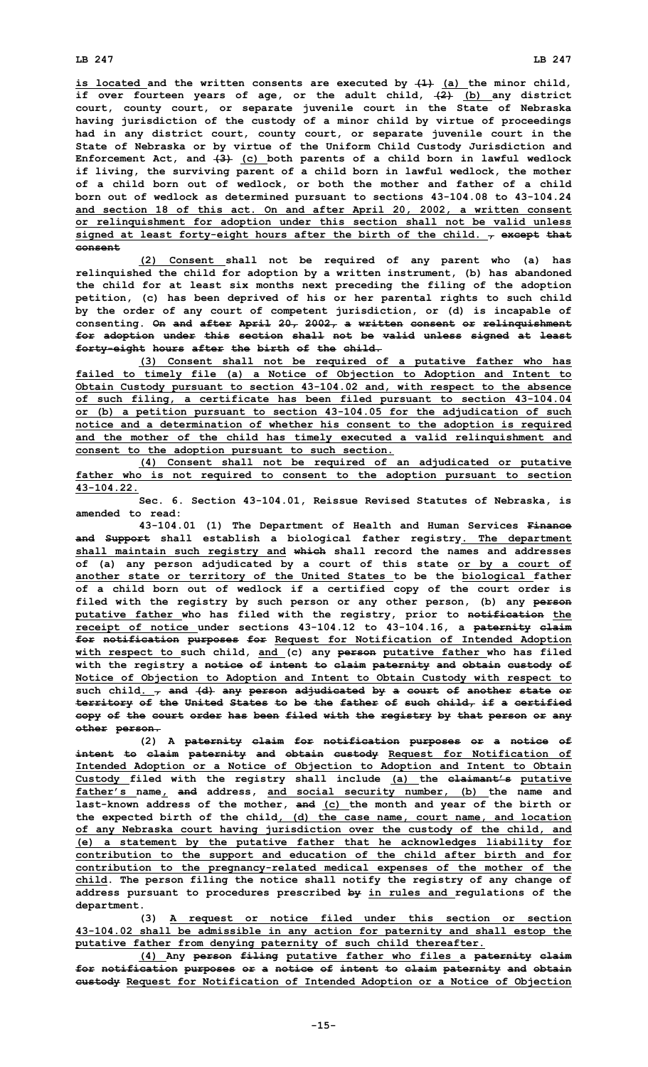**is located and the written consents are executed by ~~(1)~~ (a) the minor child, if over fourteen years of age, or the adult child, ~~(2)~~ (b) any district court, county court, or separate juvenile court in the State of Nebraska having jurisdiction of the custody of a minor child by virtue of proceedings had in any district court, county court, or separate juvenile court in the State of Nebraska or by virtue of the Uniform Child Custody Jurisdiction and Enforcement Act, and ~~(3)~~ (c) both parents of a child born in lawful wedlock if living, the surviving parent of a child born in lawful wedlock, the mother of a child born out of wedlock, or both the mother and father of a child born out of wedlock as determined pursuant to sections 43-104.08 to 43-104.24 and section 18 of this act. On and after April 20, 2002, a written consent or relinquishment for adoption under this section shall not be valid unless signed at least forty-eight hours after the birth of the child. ~~, except that consent~~**

**(2) Consent shall not be required of any parent who (a) has relinquished the child for adoption by a written instrument, (b) has abandoned the child for at least six months next preceding the filing of the adoption petition, (c) has been deprived of his or her parental rights to such child by the order of any court of competent jurisdiction, or (d) is incapable of consenting. ~~On and after April 20, 2002, a written consent or relinquishment for adoption under this section shall not be valid unless signed at least forty-eight hours after the birth of the child.~~**

**(3) Consent shall not be required of a putative father who has failed to timely file (a) a Notice of Objection to Adoption and Intent to Obtain Custody pursuant to section 43-104.02 and, with respect to the absence of such filing, a certificate has been filed pursuant to section 43-104.04 or (b) a petition pursuant to section 43-104.05 for the adjudication of such notice and a determination of whether his consent to the adoption is required and the mother of the child has timely executed a valid relinquishment and consent to the adoption pursuant to such section.**

**(4) Consent shall not be required of an adjudicated or putative father who is not required to consent to the adoption pursuant to section 43-104.22.**

**Sec. 6. Section 43-104.01, Reissue Revised Statutes of Nebraska, is amended to read:**

**43-104.01 (1) The Department of Health and Human Services ~~Finance and Support~~ shall establish a biological father registry. The department shall maintain such registry and ~~which~~ shall record the names and addresses of (a) any person adjudicated by a court of this state or by a court of another state or territory of the United States to be the biological father of a child born out of wedlock if a certified copy of the court order is filed with the registry by such person or any other person, (b) any ~~person~~ putative father who has filed with the registry, prior to ~~notification~~ the receipt of notice under sections 43-104.12 to 43-104.16, a ~~paternity claim for notification purposes for~~ Request for Notification of Intended Adoption with respect to such child, and (c) any ~~person~~ putative father who has filed with the registry a ~~notice of intent to claim paternity and obtain custody of~~ Notice of Objection to Adoption and Intent to Obtain Custody with respect to such child. ~~, and (d) any person adjudicated by a court of another state or territory of the United States to be the father of such child, if a certified copy of the court order has been filed with the registry by that person or any other person.~~**

**(2) A ~~paternity claim for notification purposes or a notice of intent to claim paternity and obtain custody~~ Request for Notification of Intended Adoption or a Notice of Objection to Adoption and Intent to Obtain Custody filed with the registry shall include (a) the ~~claimant's~~ putative father's name, ~~and~~ address, and social security number, (b) the name and last-known address of the mother, ~~and~~ (c) the month and year of the birth or the expected birth of the child, (d) the case name, court name, and location of any Nebraska court having jurisdiction over the custody of the child, and (e) a statement by the putative father that he acknowledges liability for contribution to the support and education of the child after birth and for contribution to the pregnancy-related medical expenses of the mother of the child. The person filing the notice shall notify the registry of any change of address pursuant to procedures prescribed ~~by~~ in rules and regulations of the department.**

**(3) A request or notice filed under this section or section 43-104.02 shall be admissible in any action for paternity and shall estop the putative father from denying paternity of such child thereafter.**

**(4) Any ~~person filing~~ putative father who files a ~~paternity claim for notification purposes or a notice of intent to claim paternity and obtain custody~~ Request for Notification of Intended Adoption or a Notice of Objection**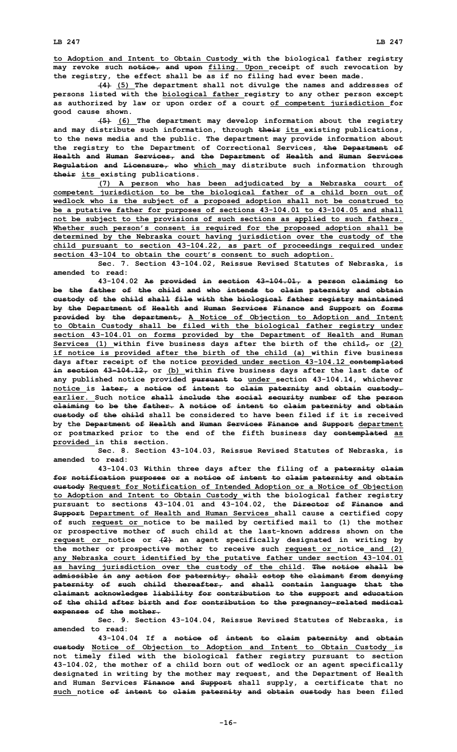**to Adoption and Intent to Obtain Custody with the biological father registry may revoke such notice, and upon filing. Upon receipt of such revocation by the registry, the effect shall be as if no filing had ever been made.**

**(4) (5) The department shall not divulge the names and addresses of persons listed with the biological father registry to any other person except as authorized by law or upon order of a court of competent jurisdiction for good cause shown.**

**(5) (6) The department may develop information about the registry and may distribute such information, through their its existing publications, to the news media and the public. The department may provide information about the registry to the Department of Correctional Services, the Department of Health and Human Services, and the Department of Health and Human Services Regulation and Licensure, who which may distribute such information through their its existing publications.**

**(7) A person who has been adjudicated by a Nebraska court of competent jurisdiction to be the biological father of a child born out of wedlock who is the subject of a proposed adoption shall not be construed to be a putative father for purposes of sections 43-104.01 to 43-104.05 and shall not be subject to the provisions of such sections as applied to such fathers. Whether such person's consent is required for the proposed adoption shall be determined by the Nebraska court having jurisdiction over the custody of the child pursuant to section 43-104.22, as part of proceedings required under section 43-104 to obtain the court's consent to such adoption.**

**Sec. 7. Section 43-104.02, Reissue Revised Statutes of Nebraska, is amended to read:**

**43-104.02 As provided in section 43-104.01, a person claiming to be the father of the child and who intends to claim paternity and obtain custody of the child shall file with the biological father registry maintained by the Department of Health and Human Services Finance and Support on forms provided by the department, A Notice of Objection to Adoption and Intent to Obtain Custody shall be filed with the biological father registry under section 43-104.01 on forms provided by the Department of Health and Human Services (1) within five business days after the birth of the child, or (2) if notice is provided after the birth of the child (a) within five business days after receipt of the notice provided under section 43-104.12 contemplated in section 43-104.12, or (b) within five business days after the last date of any published notice provided pursuant to under section 43-104.14, whichever notice is later, a notice of intent to claim paternity and obtain custody. earlier. Such notice shall include the social security number of the person claiming to be the father. A notice of intent to claim paternity and obtain custody of the child shall be considered to have been filed if it is received by the Department of Health and Human Services Finance and Support department or postmarked prior to the end of the fifth business day contemplated as provided in this section.**

**Sec. 8. Section 43-104.03, Reissue Revised Statutes of Nebraska, is amended to read:**

**43-104.03 Within three days after the filing of a paternity claim for notification purposes or a notice of intent to claim paternity and obtain custody Request for Notification of Intended Adoption or a Notice of Objection to Adoption and Intent to Obtain Custody with the biological father registry pursuant to sections 43-104.01 and 43-104.02, the Director of Finance and Support Department of Health and Human Services shall cause a certified copy of such request or notice to be mailed by certified mail to (1) the mother or prospective mother of such child at the last-known address shown on the request or notice or (2) an agent specifically designated in writing by the mother or prospective mother to receive such request or notice and (2) any Nebraska court identified by the putative father under section 43-104.01 as having jurisdiction over the custody of the child. The notice shall be admissible in any action for paternity, shall estop the claimant from denying paternity of such child thereafter, and shall contain language that the claimant acknowledges liability for contribution to the support and education of the child after birth and for contribution to the pregnancy-related medical expenses of the mother.**

**Sec. 9. Section 43-104.04, Reissue Revised Statutes of Nebraska, is amended to read:**

**43-104.04 If a notice of intent to claim paternity and obtain custody Notice of Objection to Adoption and Intent to Obtain Custody is not timely filed with the biological father registry pursuant to section 43-104.02, the mother of a child born out of wedlock or an agent specifically designated in writing by the mother may request, and the Department of Health and Human Services Finance and Support shall supply, a certificate that no such notice of intent to claim paternity and obtain custody has been filed**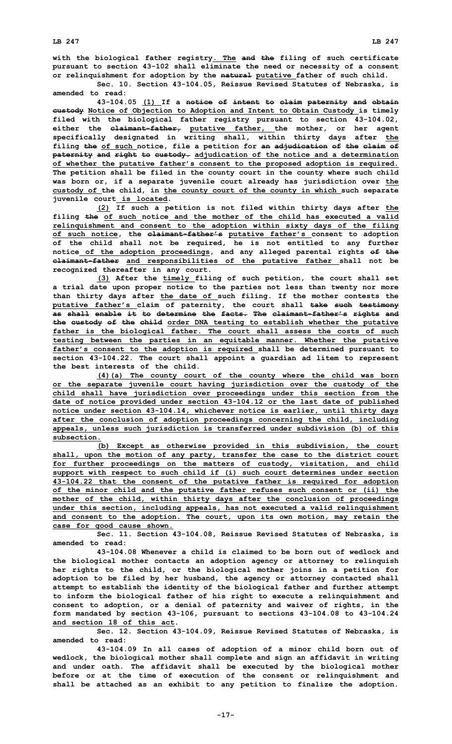with the biological father registry. The and the filing of such certificate pursuant to section 43-102 shall eliminate the need or necessity of a consent or relinquishment for adoption by the natural putative father of such child.

Sec. 10. Section 43-104.05, Reissue Revised Statutes of Nebraska, is amended to read:

43-104.05 (1) If a notice of intent to claim paternity and obtain custody Notice of Objection to Adoption and Intent to Obtain Custody is timely filed with the biological father registry pursuant to section 43-104.02, either the claimant-father, putative father, the mother, or her agent specifically designated in writing shall, within thirty days after the filing the of such notice, file a petition for an adjudication of the claim of paternity and right to custody. adjudication of the notice and a determination of whether the putative father's consent to the proposed adoption is required. The petition shall be filed in the county court in the county where such child was born or, if a separate juvenile court already has jurisdiction over the custody of the child, in the county court of the county in which such separate juvenile court is located.

(2) If such a petition is not filed within thirty days after the filing the of such notice and the mother of the child has executed a valid relinquishment and consent to the adoption within sixty days of the filing of such notice, the claimant-father's putative father's consent to adoption of the child shall not be required, he is not entitled to any further notice of the adoption proceedings, and any alleged parental rights of the claimant-father and responsibilities of the putative father shall not be recognized thereafter in any court.

(3) After the timely filing of such petition, the court shall set a trial date upon proper notice to the parties not less than twenty nor more than thirty days after the date of such filing. If the mother contests the putative father's claim of paternity, the court shall take such testimony as shall enable it to determine the facts. The claimant-father's rights and the custody of the child order DNA testing to establish whether the putative father is the biological father. The court shall assess the costs of such testing between the parties in an equitable manner. Whether the putative father's consent to the adoption is required shall be determined pursuant to section 43-104.22. The court shall appoint a guardian ad litem to represent the best interests of the child.

(4)(a) The county court of the county where the child was born or the separate juvenile court having jurisdiction over the custody of the child shall have jurisdiction over proceedings under this section from the date of notice provided under section 43-104.12 or the last date of published notice under section 43-104.14, whichever notice is earlier, until thirty days after the conclusion of adoption proceedings concerning the child, including appeals, unless such jurisdiction is transferred under subdivision (b) of this subsection.

(b) Except as otherwise provided in this subdivision, the court shall, upon the motion of any party, transfer the case to the district court for further proceedings on the matters of custody, visitation, and child support with respect to such child if (i) such court determines under section 43-104.22 that the consent of the putative father is required for adoption of the minor child and the putative father refuses such consent or (ii) the mother of the child, within thirty days after the conclusion of proceedings under this section, including appeals, has not executed a valid relinquishment and consent to the adoption. The court, upon its own motion, may retain the case for good cause shown.

Sec. 11. Section 43-104.08, Reissue Revised Statutes of Nebraska, is amended to read:

43-104.08 Whenever a child is claimed to be born out of wedlock and the biological mother contacts an adoption agency or attorney to relinquish her rights to the child, or the biological mother joins in a petition for adoption to be filed by her husband, the agency or attorney contacted shall attempt to establish the identity of the biological father and further attempt to inform the biological father of his right to execute a relinquishment and consent to adoption, or a denial of paternity and waiver of rights, in the form mandated by section 43-106, pursuant to sections 43-104.08 to 43-104.24 and section 18 of this act.

Sec. 12. Section 43-104.09, Reissue Revised Statutes of Nebraska, is amended to read:

43-104.09 In all cases of adoption of a minor child born out of wedlock, the biological mother shall complete and sign an affidavit in writing and under oath. The affidavit shall be executed by the biological mother before or at the time of execution of the consent or relinquishment and shall be attached as an exhibit to any petition to finalize the adoption.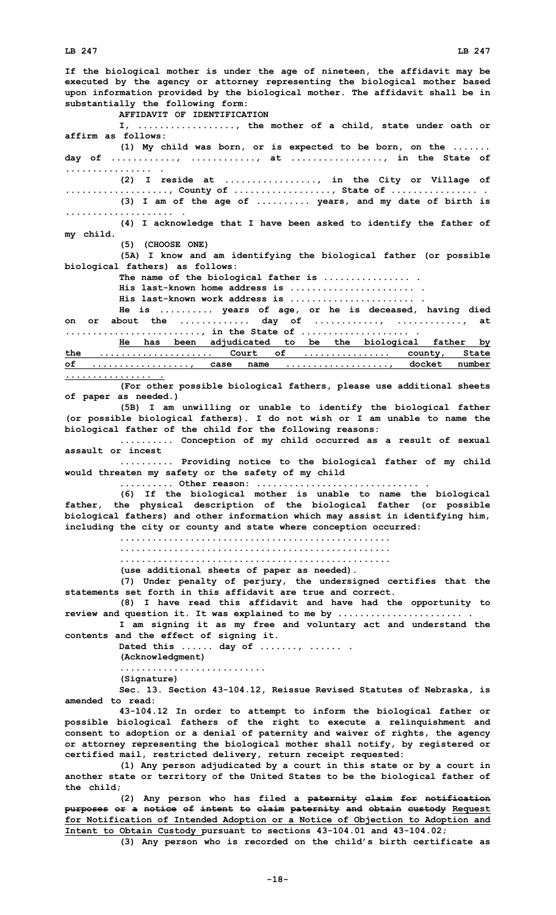If the biological mother is under the age of nineteen, the affidavit may be executed by the agency or attorney representing the biological mother based upon information provided by the biological mother. The affidavit shall be in substantially the following form:

AFFIDAVIT OF IDENTIFICATION

I, .................., the mother of a child, state under oath or affirm as follows:

(1) My child was born, or is expected to be born, on the ....... day of ............, ............, at ................., in the State of ................ .

(2) I reside at ................., in the City or Village of ..................., County of .................., State of ................ .

(3) I am of the age of .......... years, and my date of birth is .................... .

(4) I acknowledge that I have been asked to identify the father of my child.

(5) (CHOOSE ONE)

(5A) I know and am identifying the biological father (or possible biological fathers) as follows:

The name of the biological father is ................ .

His last-known home address is ....................... .

His last-known work address is ....................... .

He is .......... years of age, or he is deceased, having died on or about the ............. day of ............, ............, at ........................., in the State of .................... .

He has been adjudicated to be the biological father by the ..................... Court of ................ county, State of .................., case name ..................., docket number ................ .

(For other possible biological fathers, please use additional sheets of paper as needed.)

(5B) I am unwilling or unable to identify the biological father (or possible biological fathers). I do not wish or I am unable to name the biological father of the child for the following reasons:

.......... Conception of my child occurred as a result of sexual assault or incest

.......... Providing notice to the biological father of my child would threaten my safety or the safety of my child

.......... Other reason: .............................. .

(6) If the biological mother is unable to name the biological father, the physical description of the biological father (or possible biological fathers) and other information which may assist in identifying him, including the city or county and state where conception occurred:

.................................................

.................................................

.................................................

(use additional sheets of paper as needed).

(7) Under penalty of perjury, the undersigned certifies that the statements set forth in this affidavit are true and correct.

(8) I have read this affidavit and have had the opportunity to review and question it. It was explained to me by ....................... .

I am signing it as my free and voluntary act and understand the contents and the effect of signing it.

Dated this ...... day of ......., ...... .

(Acknowledgment)

...........................

(Signature)

Sec. 13. Section 43-104.12, Reissue Revised Statutes of Nebraska, is amended to read:

43-104.12 In order to attempt to inform the biological father or possible biological fathers of the right to execute a relinquishment and consent to adoption or a denial of paternity and waiver of rights, the agency or attorney representing the biological mother shall notify, by registered or certified mail, restricted delivery, return receipt requested:

(1) Any person adjudicated by a court in this state or by a court in another state or territory of the United States to be the biological father of the child;

(2) Any person who has filed a ~~paternity claim for notification purposes or a notice of intent to claim paternity and obtain custody~~ Request for Notification of Intended Adoption or a Notice of Objection to Adoption and Intent to Obtain Custody pursuant to sections 43-104.01 and 43-104.02;

(3) Any person who is recorded on the child's birth certificate as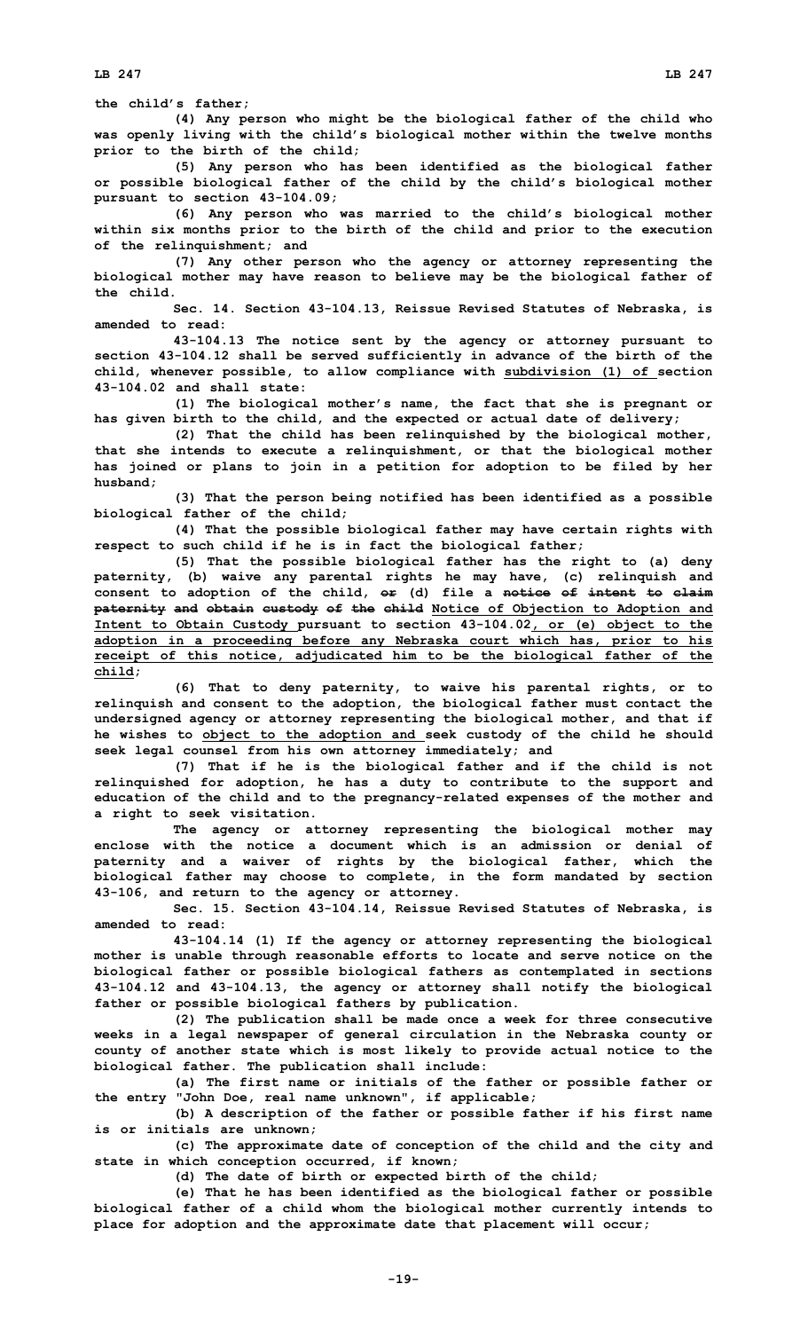the child's father;

(4) Any person who might be the biological father of the child who was openly living with the child's biological mother within the twelve months prior to the birth of the child;

(5) Any person who has been identified as the biological father or possible biological father of the child by the child's biological mother pursuant to section 43-104.09;

(6) Any person who was married to the child's biological mother within six months prior to the birth of the child and prior to the execution of the relinquishment; and

(7) Any other person who the agency or attorney representing the biological mother may have reason to believe may be the biological father of the child.

Sec. 14. Section 43-104.13, Reissue Revised Statutes of Nebraska, is amended to read:

43-104.13 The notice sent by the agency or attorney pursuant to section 43-104.12 shall be served sufficiently in advance of the birth of the child, whenever possible, to allow compliance with <u>subdivision (1) of</u> section 43-104.02 and shall state:

(1) The biological mother's name, the fact that she is pregnant or has given birth to the child, and the expected or actual date of delivery;

(2) That the child has been relinquished by the biological mother, that she intends to execute a relinquishment, or that the biological mother has joined or plans to join in a petition for adoption to be filed by her husband;

(3) That the person being notified has been identified as a possible biological father of the child;

(4) That the possible biological father may have certain rights with respect to such child if he is in fact the biological father;

(5) That the possible biological father has the right to (a) deny paternity, (b) waive any parental rights he may have, (c) relinquish and consent to adoption of the child, ~~or~~ (d) file a ~~notice of intent to claim paternity and obtain custody of the child~~ <u>Notice of Objection to Adoption and Intent to Obtain Custody</u> pursuant to section 43-104.02<u>, or (e) object to the adoption in a proceeding before any Nebraska court which has, prior to his receipt of this notice, adjudicated him to be the biological father of the child</u>;

(6) That to deny paternity, to waive his parental rights, or to relinquish and consent to the adoption, the biological father must contact the undersigned agency or attorney representing the biological mother, and that if he wishes to <u>object to the adoption and</u> seek custody of the child he should seek legal counsel from his own attorney immediately; and

(7) That if he is the biological father and if the child is not relinquished for adoption, he has a duty to contribute to the support and education of the child and to the pregnancy-related expenses of the mother and a right to seek visitation.

The agency or attorney representing the biological mother may enclose with the notice a document which is an admission or denial of paternity and a waiver of rights by the biological father, which the biological father may choose to complete, in the form mandated by section 43-106, and return to the agency or attorney.

Sec. 15. Section 43-104.14, Reissue Revised Statutes of Nebraska, is amended to read:

43-104.14 (1) If the agency or attorney representing the biological mother is unable through reasonable efforts to locate and serve notice on the biological father or possible biological fathers as contemplated in sections 43-104.12 and 43-104.13, the agency or attorney shall notify the biological father or possible biological fathers by publication.

(2) The publication shall be made once a week for three consecutive weeks in a legal newspaper of general circulation in the Nebraska county or county of another state which is most likely to provide actual notice to the biological father. The publication shall include:

(a) The first name or initials of the father or possible father or the entry "John Doe, real name unknown", if applicable;

(b) A description of the father or possible father if his first name is or initials are unknown;

(c) The approximate date of conception of the child and the city and state in which conception occurred, if known;

(d) The date of birth or expected birth of the child;

(e) That he has been identified as the biological father or possible biological father of a child whom the biological mother currently intends to place for adoption and the approximate date that placement will occur;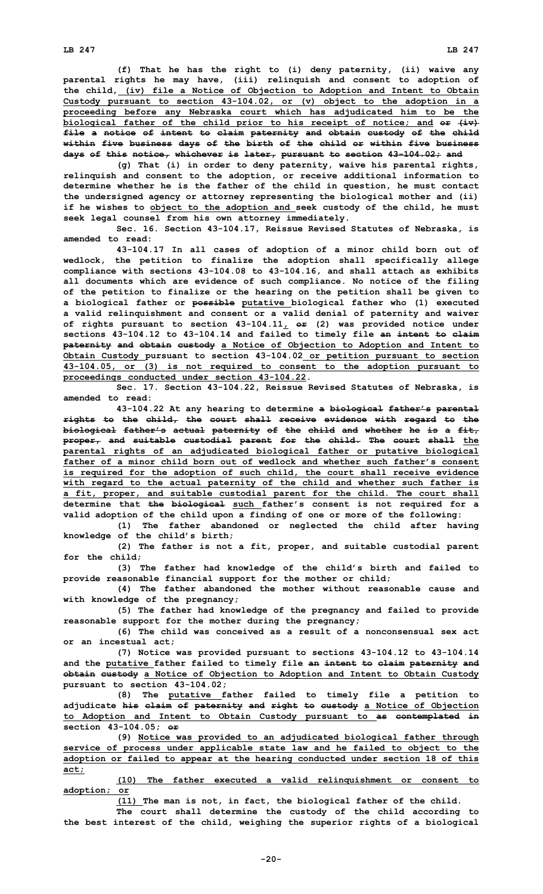(f) That he has the right to (i) deny paternity, (ii) waive any parental rights he may have, (iii) relinquish and consent to adoption of the child, (iv) file a Notice of Objection to Adoption and Intent to Obtain Custody pursuant to section 43-104.02, or (v) object to the adoption in a proceeding before any Nebraska court which has adjudicated him to be the biological father of the child prior to his receipt of notice; and ~~or (iv) file a notice of intent to claim paternity and obtain custody of the child within five business days of the birth of the child or within five business days of this notice, whichever is later, pursuant to section 43-104.02; and~~

(g) That (i) in order to deny paternity, waive his parental rights, relinquish and consent to the adoption, or receive additional information to determine whether he is the father of the child in question, he must contact the undersigned agency or attorney representing the biological mother and (ii) if he wishes to object to the adoption and seek custody of the child, he must seek legal counsel from his own attorney immediately.

Sec. 16. Section 43-104.17, Reissue Revised Statutes of Nebraska, is amended to read:

43-104.17 In all cases of adoption of a minor child born out of wedlock, the petition to finalize the adoption shall specifically allege compliance with sections 43-104.08 to 43-104.16, and shall attach as exhibits all documents which are evidence of such compliance. No notice of the filing of the petition to finalize or the hearing on the petition shall be given to a biological father or ~~possible~~ putative biological father who (1) executed a valid relinquishment and consent or a valid denial of paternity and waiver of rights pursuant to section 43-104.11, ~~or~~ (2) was provided notice under sections 43-104.12 to 43-104.14 and failed to timely file ~~an intent to claim paternity and obtain custody~~ a Notice of Objection to Adoption and Intent to Obtain Custody pursuant to section 43-104.02 or petition pursuant to section 43-104.05, or (3) is not required to consent to the adoption pursuant to proceedings conducted under section 43-104.22.

Sec. 17. Section 43-104.22, Reissue Revised Statutes of Nebraska, is amended to read:

43-104.22 At any hearing to determine ~~a biological father's parental rights to the child, the court shall receive evidence with regard to the biological father's actual paternity of the child and whether he is a fit, proper, and suitable custodial parent for the child. The court shall~~ the parental rights of an adjudicated biological father or putative biological father of a minor child born out of wedlock and whether such father's consent is required for the adoption of such child, the court shall receive evidence with regard to the actual paternity of the child and whether such father is a fit, proper, and suitable custodial parent for the child. The court shall determine that ~~the biological~~ such father's consent is not required for a valid adoption of the child upon a finding of one or more of the following:

(1) The father abandoned or neglected the child after having knowledge of the child's birth;

(2) The father is not a fit, proper, and suitable custodial parent for the child;

(3) The father had knowledge of the child's birth and failed to provide reasonable financial support for the mother or child;

(4) The father abandoned the mother without reasonable cause and with knowledge of the pregnancy;

(5) The father had knowledge of the pregnancy and failed to provide reasonable support for the mother during the pregnancy;

(6) The child was conceived as a result of a nonconsensual sex act or an incestual act;

(7) Notice was provided pursuant to sections 43-104.12 to 43-104.14 and the putative father failed to timely file ~~an intent to claim paternity and obtain custody~~ a Notice of Objection to Adoption and Intent to Obtain Custody pursuant to section 43-104.02;

(8) The putative father failed to timely file a petition to adjudicate ~~his claim of paternity and right to custody~~ a Notice of Objection to Adoption and Intent to Obtain Custody pursuant to ~~as contemplated in~~ section 43-104.05; ~~or~~

(9) Notice was provided to an adjudicated biological father through service of process under applicable state law and he failed to object to the adoption or failed to appear at the hearing conducted under section 18 of this act;

(10) The father executed a valid relinquishment or consent to adoption; or

(11) The man is not, in fact, the biological father of the child.

The court shall determine the custody of the child according to the best interest of the child, weighing the superior rights of a biological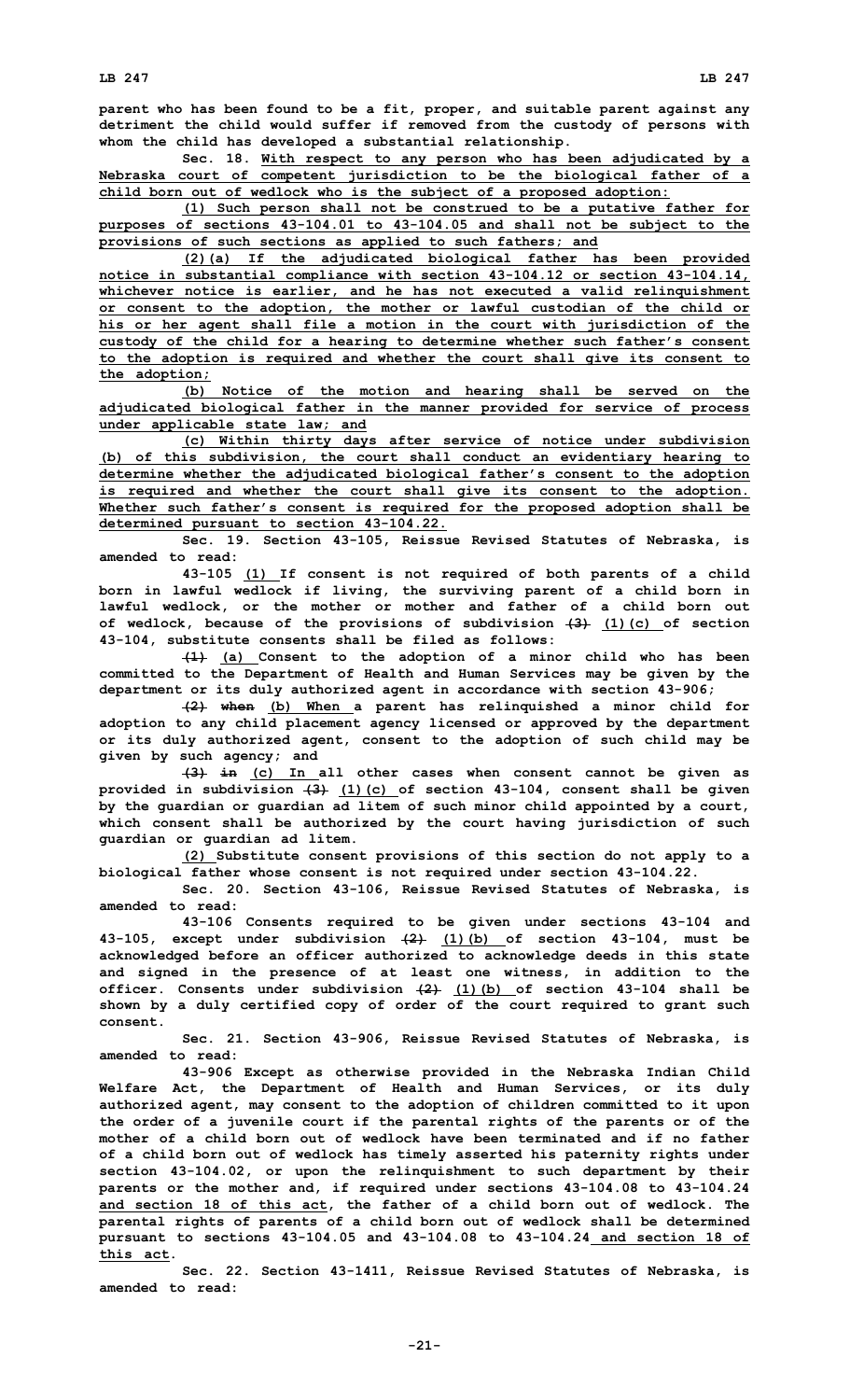**parent who has been found to be a fit, proper, and suitable parent against any detriment the child would suffer if removed from the custody of persons with whom the child has developed a substantial relationship.**

**Sec. 18. With respect to any person who has been adjudicated by a Nebraska court of competent jurisdiction to be the biological father of a child born out of wedlock who is the subject of a proposed adoption:**

**(1) Such person shall not be construed to be a putative father for purposes of sections 43-104.01 to 43-104.05 and shall not be subject to the provisions of such sections as applied to such fathers; and**

**(2)(a) If the adjudicated biological father has been provided notice in substantial compliance with section 43-104.12 or section 43-104.14, whichever notice is earlier, and he has not executed a valid relinquishment or consent to the adoption, the mother or lawful custodian of the child or his or her agent shall file a motion in the court with jurisdiction of the custody of the child for a hearing to determine whether such father's consent to the adoption is required and whether the court shall give its consent to the adoption;**

**(b) Notice of the motion and hearing shall be served on the adjudicated biological father in the manner provided for service of process under applicable state law; and**

**(c) Within thirty days after service of notice under subdivision (b) of this subdivision, the court shall conduct an evidentiary hearing to determine whether the adjudicated biological father's consent to the adoption is required and whether the court shall give its consent to the adoption. Whether such father's consent is required for the proposed adoption shall be determined pursuant to section 43-104.22.**

**Sec. 19. Section 43-105, Reissue Revised Statutes of Nebraska, is amended to read:**

**43-105 (1) If consent is not required of both parents of a child born in lawful wedlock if living, the surviving parent of a child born in lawful wedlock, or the mother or mother and father of a child born out of wedlock, because of the provisions of subdivision ~~(3)~~ (1)(c) of section 43-104, substitute consents shall be filed as follows:**

**~~(1)~~ (a) Consent to the adoption of a minor child who has been committed to the Department of Health and Human Services may be given by the department or its duly authorized agent in accordance with section 43-906;**

**~~(2) when~~ (b) When a parent has relinquished a minor child for adoption to any child placement agency licensed or approved by the department or its duly authorized agent, consent to the adoption of such child may be given by such agency; and**

**~~(3) in~~ (c) In all other cases when consent cannot be given as provided in subdivision ~~(3)~~ (1)(c) of section 43-104, consent shall be given by the guardian or guardian ad litem of such minor child appointed by a court, which consent shall be authorized by the court having jurisdiction of such guardian or guardian ad litem.**

**(2) Substitute consent provisions of this section do not apply to a biological father whose consent is not required under section 43-104.22.**

**Sec. 20. Section 43-106, Reissue Revised Statutes of Nebraska, is amended to read:**

**43-106 Consents required to be given under sections 43-104 and 43-105, except under subdivision ~~(2)~~ (1)(b) of section 43-104, must be acknowledged before an officer authorized to acknowledge deeds in this state and signed in the presence of at least one witness, in addition to the officer. Consents under subdivision ~~(2)~~ (1)(b) of section 43-104 shall be shown by a duly certified copy of order of the court required to grant such consent.**

**Sec. 21. Section 43-906, Reissue Revised Statutes of Nebraska, is amended to read:**

**43-906 Except as otherwise provided in the Nebraska Indian Child Welfare Act, the Department of Health and Human Services, or its duly authorized agent, may consent to the adoption of children committed to it upon the order of a juvenile court if the parental rights of the parents or of the mother of a child born out of wedlock have been terminated and if no father of a child born out of wedlock has timely asserted his paternity rights under section 43-104.02, or upon the relinquishment to such department by their parents or the mother and, if required under sections 43-104.08 to 43-104.24 and section 18 of this act, the father of a child born out of wedlock. The parental rights of parents of a child born out of wedlock shall be determined pursuant to sections 43-104.05 and 43-104.08 to 43-104.24 and section 18 of this act.**

**Sec. 22. Section 43-1411, Reissue Revised Statutes of Nebraska, is amended to read:**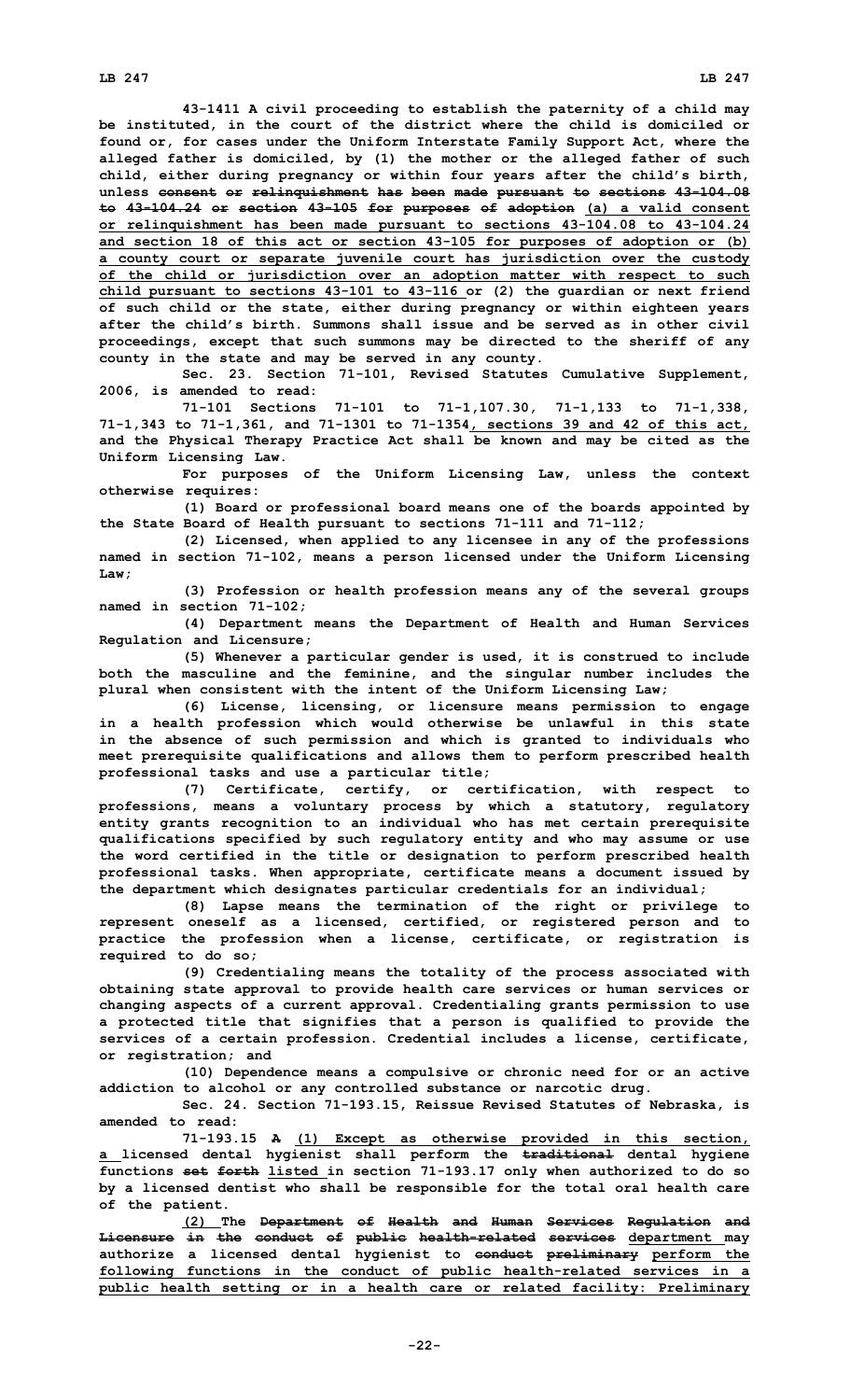43-1411 A civil proceeding to establish the paternity of a child may be instituted, in the court of the district where the child is domiciled or found or, for cases under the Uniform Interstate Family Support Act, where the alleged father is domiciled, by (1) the mother or the alleged father of such child, either during pregnancy or within four years after the child's birth, unless ~~consent or relinquishment has been made pursuant to sections 43-104.08 to 43-104.24 or section 43-105 for purposes of adoption~~ (a) a valid consent or relinquishment has been made pursuant to sections 43-104.08 to 43-104.24 and section 18 of this act or section 43-105 for purposes of adoption or (b) a county court or separate juvenile court has jurisdiction over the custody of the child or jurisdiction over an adoption matter with respect to such child pursuant to sections 43-101 to 43-116 or (2) the guardian or next friend of such child or the state, either during pregnancy or within eighteen years after the child's birth. Summons shall issue and be served as in other civil proceedings, except that such summons may be directed to the sheriff of any county in the state and may be served in any county.

Sec. 23. Section 71-101, Revised Statutes Cumulative Supplement, 2006, is amended to read:

71-101 Sections 71-101 to 71-1,107.30, 71-1,133 to 71-1,338, 71-1,343 to 71-1,361, and 71-1301 to 71-1354, sections 39 and 42 of this act, and the Physical Therapy Practice Act shall be known and may be cited as the Uniform Licensing Law.

For purposes of the Uniform Licensing Law, unless the context otherwise requires:

(1) Board or professional board means one of the boards appointed by the State Board of Health pursuant to sections 71-111 and 71-112;

(2) Licensed, when applied to any licensee in any of the professions named in section 71-102, means a person licensed under the Uniform Licensing Law;

(3) Profession or health profession means any of the several groups named in section 71-102;

(4) Department means the Department of Health and Human Services Regulation and Licensure;

(5) Whenever a particular gender is used, it is construed to include both the masculine and the feminine, and the singular number includes the plural when consistent with the intent of the Uniform Licensing Law;

(6) License, licensing, or licensure means permission to engage in a health profession which would otherwise be unlawful in this state in the absence of such permission and which is granted to individuals who meet prerequisite qualifications and allows them to perform prescribed health professional tasks and use a particular title;

(7) Certificate, certify, or certification, with respect to professions, means a voluntary process by which a statutory, regulatory entity grants recognition to an individual who has met certain prerequisite qualifications specified by such regulatory entity and who may assume or use the word certified in the title or designation to perform prescribed health professional tasks. When appropriate, certificate means a document issued by the department which designates particular credentials for an individual;

(8) Lapse means the termination of the right or privilege to represent oneself as a licensed, certified, or registered person and to practice the profession when a license, certificate, or registration is required to do so;

(9) Credentialing means the totality of the process associated with obtaining state approval to provide health care services or human services or changing aspects of a current approval. Credentialing grants permission to use a protected title that signifies that a person is qualified to provide the services of a certain profession. Credential includes a license, certificate, or registration; and

(10) Dependence means a compulsive or chronic need for or an active addiction to alcohol or any controlled substance or narcotic drug.

Sec. 24. Section 71-193.15, Reissue Revised Statutes of Nebraska, is amended to read:

71-193.15 ~~A~~ (1) Except as otherwise provided in this section, a licensed dental hygienist shall perform the ~~traditional~~ dental hygiene functions ~~set forth~~ listed in section 71-193.17 only when authorized to do so by a licensed dentist who shall be responsible for the total oral health care of the patient.

(2) The ~~Department of Health and Human Services Regulation and Licensure in the conduct of public health-related services~~ department may authorize a licensed dental hygienist to ~~conduct preliminary~~ perform the following functions in the conduct of public health-related services in a public health setting or in a health care or related facility: Preliminary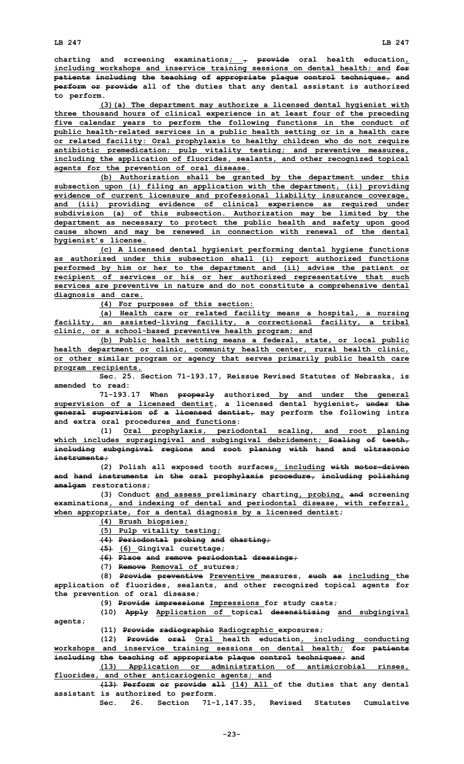charting and screening examinations; , provide oral health education, including workshops and inservice training sessions on dental health; and for patients including the teaching of appropriate plaque control techniques, and perform or provide all of the duties that any dental assistant is authorized to perform.

(3)(a) The department may authorize a licensed dental hygienist with three thousand hours of clinical experience in at least four of the preceding five calendar years to perform the following functions in the conduct of public health-related services in a public health setting or in a health care or related facility: Oral prophylaxis to healthy children who do not require antibiotic premedication; pulp vitality testing; and preventive measures, including the application of fluorides, sealants, and other recognized topical agents for the prevention of oral disease.

(b) Authorization shall be granted by the department under this subsection upon (i) filing an application with the department, (ii) providing evidence of current licensure and professional liability insurance coverage, and (iii) providing evidence of clinical experience as required under subdivision (a) of this subsection. Authorization may be limited by the department as necessary to protect the public health and safety upon good cause shown and may be renewed in connection with renewal of the dental hygienist's license.

(c) A licensed dental hygienist performing dental hygiene functions as authorized under this subsection shall (i) report authorized functions performed by him or her to the department and (ii) advise the patient or recipient of services or his or her authorized representative that such services are preventive in nature and do not constitute a comprehensive dental diagnosis and care.

(4) For purposes of this section:

(a) Health care or related facility means a hospital, a nursing facility, an assisted-living facility, a correctional facility, a tribal clinic, or a school-based preventive health program; and

(b) Public health setting means a federal, state, or local public health department or clinic, community health center, rural health clinic, or other similar program or agency that serves primarily public health care program recipients.

Sec. 25. Section 71-193.17, Reissue Revised Statutes of Nebraska, is amended to read:

71-193.17 When properly authorized by and under the general supervision of a licensed dentist, a licensed dental hygienist, under the general supervision of a licensed dentist, may perform the following intra and extra oral procedures and functions:

(1) Oral prophylaxis, periodontal scaling, and root planing which includes supragingival and subgingival debridement; Scaling of teeth, including subgingival regions and root planing with hand and ultrasonic instruments;

(2) Polish all exposed tooth surfaces, including with motor-driven and hand instruments in the oral prophylaxis procedure, including polishing amalgam restorations;

(3) Conduct and assess preliminary charting, probing, and screening examinations, and indexing of dental and periodontal disease, with referral, when appropriate, for a dental diagnosis by a licensed dentist;

(4) Brush biopsies;

(5) Pulp vitality testing;

(4) Periodontal probing and charting;

(5) (6) Gingival curettage;

(6) Place and remove periodontal dressings;

(7) Remove Removal of sutures;

(8) Provide preventive Preventive measures, such as including the application of fluorides, sealants, and other recognized topical agents for the prevention of oral disease;

(9) Provide impressions Impressions for study casts;

(10) Apply Application of topical desensitizing and subgingival agents;

(11) Provide radiographic Radiographic exposures;

(12) Provide oral Oral health education, including conducting workshops and inservice training sessions on dental health; for patients including the teaching of appropriate plaque control techniques; and

(13) Application or administration of antimicrobial rinses, fluorides, and other anticariogenic agents; and

(13) Perform or provide all (14) All of the duties that any dental assistant is authorized to perform.

Sec. 26. Section 71-1,147.35, Revised Statutes Cumulative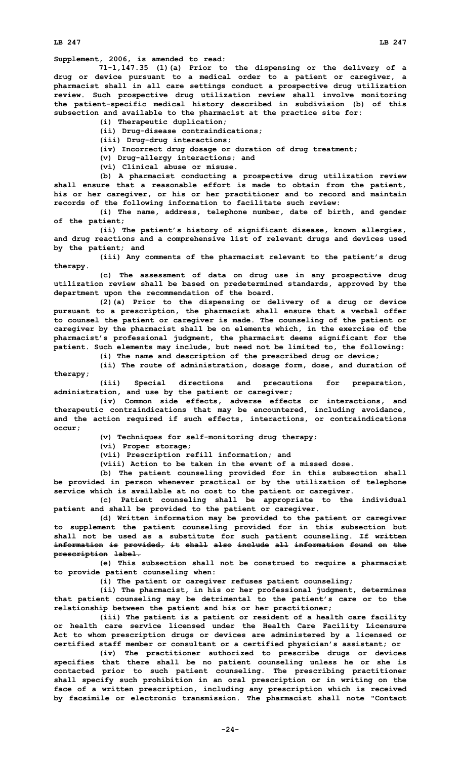Supplement, 2006, is amended to read:

71-1,147.35 (1)(a) Prior to the dispensing or the delivery of a drug or device pursuant to a medical order to a patient or caregiver, a pharmacist shall in all care settings conduct a prospective drug utilization review. Such prospective drug utilization review shall involve monitoring the patient-specific medical history described in subdivision (b) of this subsection and available to the pharmacist at the practice site for:

(i) Therapeutic duplication;

(ii) Drug-disease contraindications;

(iii) Drug-drug interactions;

(iv) Incorrect drug dosage or duration of drug treatment;

(v) Drug-allergy interactions; and

(vi) Clinical abuse or misuse.

(b) A pharmacist conducting a prospective drug utilization review shall ensure that a reasonable effort is made to obtain from the patient, his or her caregiver, or his or her practitioner and to record and maintain records of the following information to facilitate such review:

(i) The name, address, telephone number, date of birth, and gender of the patient;

(ii) The patient's history of significant disease, known allergies, and drug reactions and a comprehensive list of relevant drugs and devices used by the patient; and

(iii) Any comments of the pharmacist relevant to the patient's drug therapy.

(c) The assessment of data on drug use in any prospective drug utilization review shall be based on predetermined standards, approved by the department upon the recommendation of the board.

(2)(a) Prior to the dispensing or delivery of a drug or device pursuant to a prescription, the pharmacist shall ensure that a verbal offer to counsel the patient or caregiver is made. The counseling of the patient or caregiver by the pharmacist shall be on elements which, in the exercise of the pharmacist's professional judgment, the pharmacist deems significant for the patient. Such elements may include, but need not be limited to, the following:

(i) The name and description of the prescribed drug or device;

(ii) The route of administration, dosage form, dose, and duration of therapy;

(iii) Special directions and precautions for preparation, administration, and use by the patient or caregiver;

(iv) Common side effects, adverse effects or interactions, and therapeutic contraindications that may be encountered, including avoidance, and the action required if such effects, interactions, or contraindications occur;

(v) Techniques for self-monitoring drug therapy;

(vi) Proper storage;

(vii) Prescription refill information; and

(viii) Action to be taken in the event of a missed dose.

(b) The patient counseling provided for in this subsection shall be provided in person whenever practical or by the utilization of telephone service which is available at no cost to the patient or caregiver.

(c) Patient counseling shall be appropriate to the individual patient and shall be provided to the patient or caregiver.

(d) Written information may be provided to the patient or caregiver to supplement the patient counseling provided for in this subsection but shall not be used as a substitute for such patient counseling. ~~If written information is provided, it shall also include all information found on the prescription label.~~

(e) This subsection shall not be construed to require a pharmacist to provide patient counseling when:

(i) The patient or caregiver refuses patient counseling;

(ii) The pharmacist, in his or her professional judgment, determines that patient counseling may be detrimental to the patient's care or to the relationship between the patient and his or her practitioner;

(iii) The patient is a patient or resident of a health care facility or health care service licensed under the Health Care Facility Licensure Act to whom prescription drugs or devices are administered by a licensed or certified staff member or consultant or a certified physician's assistant; or

(iv) The practitioner authorized to prescribe drugs or devices specifies that there shall be no patient counseling unless he or she is contacted prior to such patient counseling. The prescribing practitioner shall specify such prohibition in an oral prescription or in writing on the face of a written prescription, including any prescription which is received by facsimile or electronic transmission. The pharmacist shall note "Contact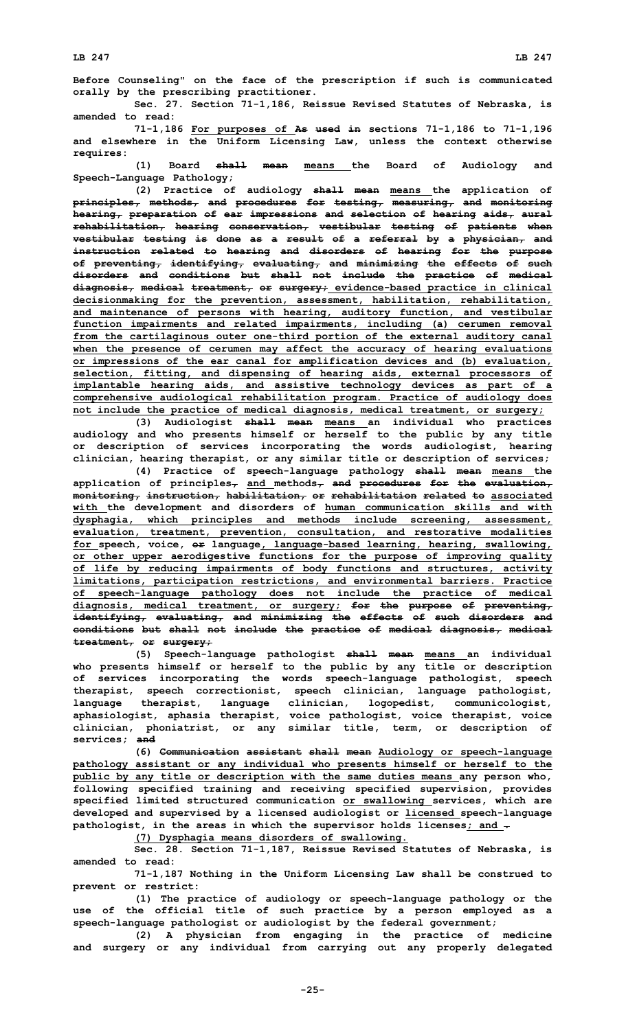Before Counseling" on the face of the prescription if such is communicated orally by the prescribing practitioner.

Sec. 27. Section 71-1,186, Reissue Revised Statutes of Nebraska, is amended to read:

71-1,186 For purposes of As used in sections 71-1,186 to 71-1,196 and elsewhere in the Uniform Licensing Law, unless the context otherwise requires:

(1) Board shall mean means the Board of Audiology and Speech-Language Pathology;

(2) Practice of audiology shall mean means the application of principles, methods, and procedures for testing, measuring, and monitoring hearing, preparation of ear impressions and selection of hearing aids, aural rehabilitation, hearing conservation, vestibular testing of patients when vestibular testing is done as a result of a referral by a physician, and instruction related to hearing and disorders of hearing for the purpose of preventing, identifying, evaluating, and minimizing the effects of such disorders and conditions but shall not include the practice of medical diagnosis, medical treatment, or surgery; evidence-based practice in clinical decisionmaking for the prevention, assessment, habilitation, rehabilitation, and maintenance of persons with hearing, auditory function, and vestibular function impairments and related impairments, including (a) cerumen removal from the cartilaginous outer one-third portion of the external auditory canal when the presence of cerumen may affect the accuracy of hearing evaluations or impressions of the ear canal for amplification devices and (b) evaluation, selection, fitting, and dispensing of hearing aids, external processors of implantable hearing aids, and assistive technology devices as part of a comprehensive audiological rehabilitation program. Practice of audiology does not include the practice of medical diagnosis, medical treatment, or surgery;

(3) Audiologist shall mean means an individual who practices audiology and who presents himself or herself to the public by any title or description of services incorporating the words audiologist, hearing clinician, hearing therapist, or any similar title or description of services;

(4) Practice of speech-language pathology shall mean means the application of principles, and methods, and procedures for the evaluation, monitoring, instruction, habilitation, or rehabilitation related to associated with the development and disorders of human communication skills and with dysphagia, which principles and methods include screening, assessment, evaluation, treatment, prevention, consultation, and restorative modalities for speech, voice, or language, language-based learning, hearing, swallowing, or other upper aerodigestive functions for the purpose of improving quality of life by reducing impairments of body functions and structures, activity limitations, participation restrictions, and environmental barriers. Practice of speech-language pathology does not include the practice of medical diagnosis, medical treatment, or surgery; for the purpose of preventing, identifying, evaluating, and minimizing the effects of such disorders and conditions but shall not include the practice of medical diagnosis, medical treatment, or surgery;

(5) Speech-language pathologist shall mean means an individual who presents himself or herself to the public by any title or description of services incorporating the words speech-language pathologist, speech therapist, speech correctionist, speech clinician, language pathologist, language therapist, language clinician, logopedist, communicologist, aphasiologist, aphasia therapist, voice pathologist, voice therapist, voice clinician, phoniatrist, or any similar title, term, or description of services; and

(6) Communication assistant shall mean Audiology or speech-language pathology assistant or any individual who presents himself or herself to the public by any title or description with the same duties means any person who, following specified training and receiving specified supervision, provides specified limited structured communication or swallowing services, which are developed and supervised by a licensed audiologist or licensed speech-language pathologist, in the areas in which the supervisor holds licenses; and .

(7) Dysphagia means disorders of swallowing.

Sec. 28. Section 71-1,187, Reissue Revised Statutes of Nebraska, is amended to read:

71-1,187 Nothing in the Uniform Licensing Law shall be construed to prevent or restrict:

(1) The practice of audiology or speech-language pathology or the use of the official title of such practice by a person employed as a speech-language pathologist or audiologist by the federal government;

(2) A physician from engaging in the practice of medicine and surgery or any individual from carrying out any properly delegated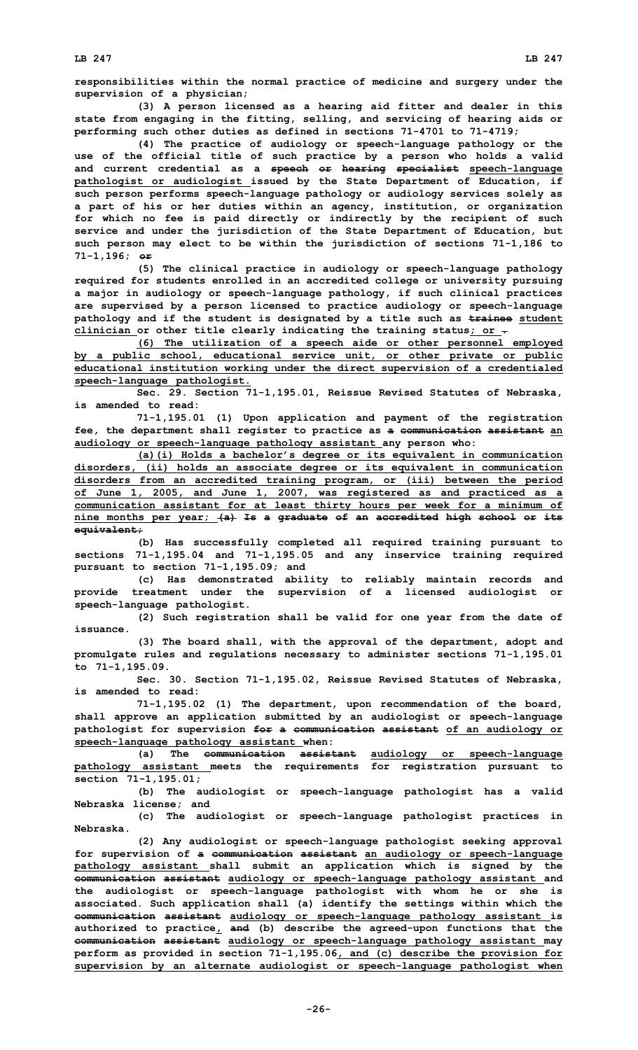**responsibilities within the normal practice of medicine and surgery under the supervision of a physician;**

**(3) A person licensed as a hearing aid fitter and dealer in this state from engaging in the fitting, selling, and servicing of hearing aids or performing such other duties as defined in sections 71-4701 to 71-4719;**

**(4) The practice of audiology or speech-language pathology or the use of the official title of such practice by a person who holds a valid and current credential as a ~~speech or hearing specialist~~ speech-language pathologist or audiologist issued by the State Department of Education, if such person performs speech-language pathology or audiology services solely as a part of his or her duties within an agency, institution, or organization for which no fee is paid directly or indirectly by the recipient of such service and under the jurisdiction of the State Department of Education, but such person may elect to be within the jurisdiction of sections 71-1,186 to 71-1,196; ~~or~~**

**(5) The clinical practice in audiology or speech-language pathology required for students enrolled in an accredited college or university pursuing a major in audiology or speech-language pathology, if such clinical practices are supervised by a person licensed to practice audiology or speech-language pathology and if the student is designated by a title such as ~~trainee~~ student clinician or other title clearly indicating the training status; or ~~.~~**

**(6) The utilization of a speech aide or other personnel employed by a public school, educational service unit, or other private or public educational institution working under the direct supervision of a credentialed speech-language pathologist.**

**Sec. 29. Section 71-1,195.01, Reissue Revised Statutes of Nebraska, is amended to read:**

**71-1,195.01 (1) Upon application and payment of the registration fee, the department shall register to practice as ~~a communication assistant~~ an audiology or speech-language pathology assistant any person who:**

**(a)(i) Holds a bachelor's degree or its equivalent in communication disorders, (ii) holds an associate degree or its equivalent in communication disorders from an accredited training program, or (iii) between the period of June 1, 2005, and June 1, 2007, was registered as and practiced as a communication assistant for at least thirty hours per week for a minimum of nine months per year; ~~(a) Is a graduate of an accredited high school or its equivalent;~~**

**(b) Has successfully completed all required training pursuant to sections 71-1,195.04 and 71-1,195.05 and any inservice training required pursuant to section 71-1,195.09; and**

**(c) Has demonstrated ability to reliably maintain records and provide treatment under the supervision of a licensed audiologist or speech-language pathologist.**

**(2) Such registration shall be valid for one year from the date of issuance.**

**(3) The board shall, with the approval of the department, adopt and promulgate rules and regulations necessary to administer sections 71-1,195.01 to 71-1,195.09.**

**Sec. 30. Section 71-1,195.02, Reissue Revised Statutes of Nebraska, is amended to read:**

**71-1,195.02 (1) The department, upon recommendation of the board, shall approve an application submitted by an audiologist or speech-language pathologist for supervision ~~for a communication assistant~~ of an audiology or speech-language pathology assistant when:**

**(a) The ~~communication assistant~~ audiology or speech-language pathology assistant meets the requirements for registration pursuant to section 71-1,195.01;**

**(b) The audiologist or speech-language pathologist has a valid Nebraska license; and**

**(c) The audiologist or speech-language pathologist practices in Nebraska.**

**(2) Any audiologist or speech-language pathologist seeking approval for supervision of ~~a communication assistant~~ an audiology or speech-language pathology assistant shall submit an application which is signed by the ~~communication assistant~~ audiology or speech-language pathology assistant and the audiologist or speech-language pathologist with whom he or she is associated. Such application shall (a) identify the settings within which the ~~communication assistant~~ audiology or speech-language pathology assistant is authorized to practice, ~~and~~ (b) describe the agreed-upon functions that the ~~communication assistant~~ audiology or speech-language pathology assistant may perform as provided in section 71-1,195.06, and (c) describe the provision for supervision by an alternate audiologist or speech-language pathologist when**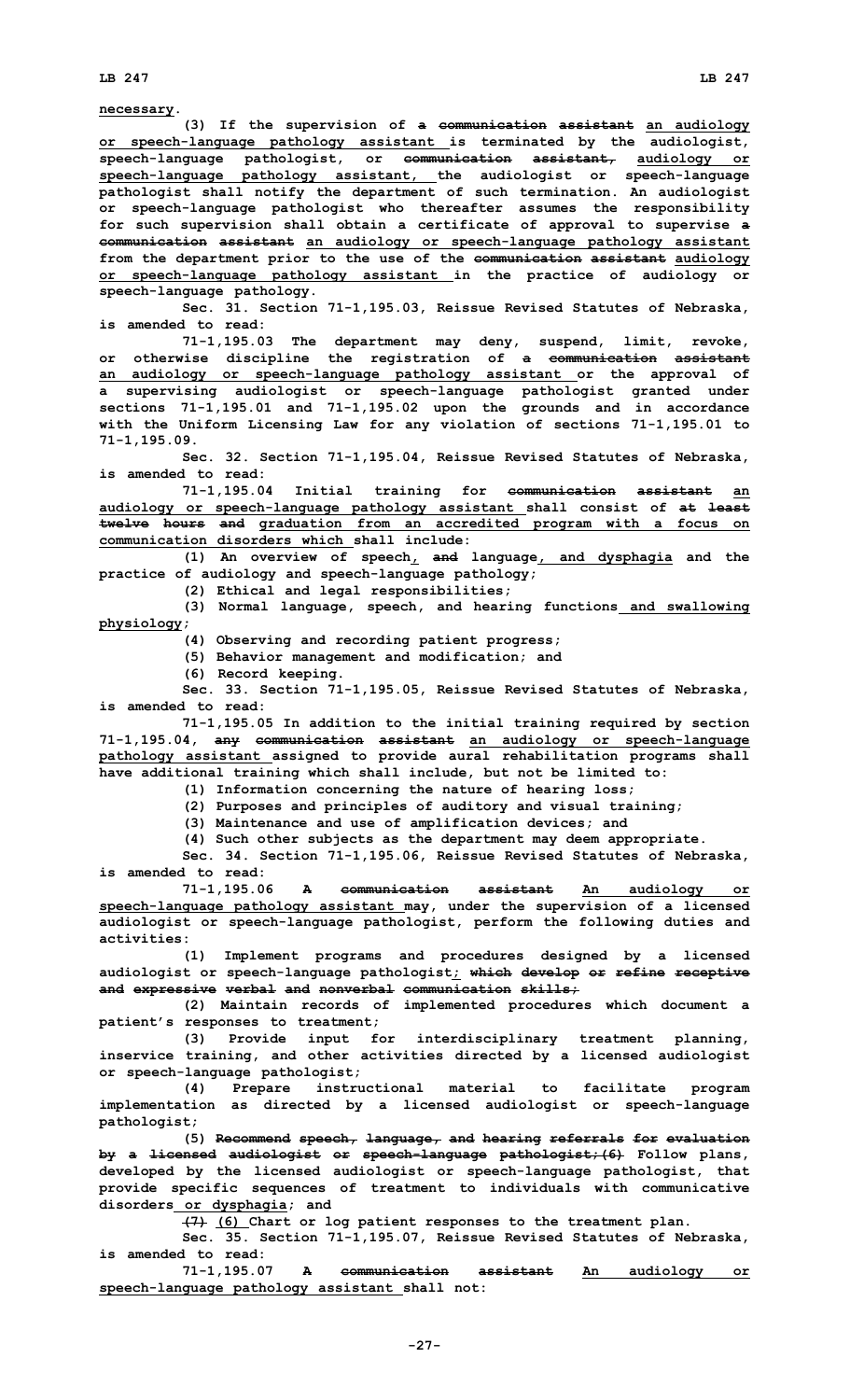necessary.

(3) If the supervision of a communication assistant an audiology or speech-language pathology assistant is terminated by the audiologist, speech-language pathologist, or communication assistant, audiology or speech-language pathology assistant, the audiologist or speech-language pathologist shall notify the department of such termination. An audiologist or speech-language pathologist who thereafter assumes the responsibility for such supervision shall obtain a certificate of approval to supervise a communication assistant an audiology or speech-language pathology assistant from the department prior to the use of the communication assistant audiology or speech-language pathology assistant in the practice of audiology or speech-language pathology.

Sec. 31. Section 71-1,195.03, Reissue Revised Statutes of Nebraska, is amended to read:

71-1,195.03 The department may deny, suspend, limit, revoke, or otherwise discipline the registration of a communication assistant an audiology or speech-language pathology assistant or the approval of a supervising audiologist or speech-language pathologist granted under sections 71-1,195.01 and 71-1,195.02 upon the grounds and in accordance with the Uniform Licensing Law for any violation of sections 71-1,195.01 to 71-1,195.09.

Sec. 32. Section 71-1,195.04, Reissue Revised Statutes of Nebraska, is amended to read:

71-1,195.04 Initial training for communication assistant an audiology or speech-language pathology assistant shall consist of at least twelve hours and graduation from an accredited program with a focus on communication disorders which shall include:

(1) An overview of speech, and language, and dysphagia and the practice of audiology and speech-language pathology;

(2) Ethical and legal responsibilities;

(3) Normal language, speech, and hearing functions and swallowing physiology;

(4) Observing and recording patient progress;

(5) Behavior management and modification; and

(6) Record keeping.

Sec. 33. Section 71-1,195.05, Reissue Revised Statutes of Nebraska, is amended to read:

71-1,195.05 In addition to the initial training required by section 71-1,195.04, any communication assistant an audiology or speech-language pathology assistant assigned to provide aural rehabilitation programs shall have additional training which shall include, but not be limited to:

(1) Information concerning the nature of hearing loss;

(2) Purposes and principles of auditory and visual training;

(3) Maintenance and use of amplification devices; and

(4) Such other subjects as the department may deem appropriate.

Sec. 34. Section 71-1,195.06, Reissue Revised Statutes of Nebraska, is amended to read:

71-1,195.06 A communication assistant An audiology or speech-language pathology assistant may, under the supervision of a licensed audiologist or speech-language pathologist, perform the following duties and activities:

(1) Implement programs and procedures designed by a licensed audiologist or speech-language pathologist; which develop or refine receptive and expressive verbal and nonverbal communication skills;

(2) Maintain records of implemented procedures which document a patient's responses to treatment;

(3) Provide input for interdisciplinary treatment planning, inservice training, and other activities directed by a licensed audiologist or speech-language pathologist;

(4) Prepare instructional material to facilitate program implementation as directed by a licensed audiologist or speech-language pathologist;

(5) Recommend speech, language, and hearing referrals for evaluation by a licensed audiologist or speech-language pathologist;(6) Follow plans, developed by the licensed audiologist or speech-language pathologist, that provide specific sequences of treatment to individuals with communicative disorders or dysphagia; and

(7) (6) Chart or log patient responses to the treatment plan.

Sec. 35. Section 71-1,195.07, Reissue Revised Statutes of Nebraska, is amended to read:

71-1,195.07 A communication assistant An audiology or speech-language pathology assistant shall not: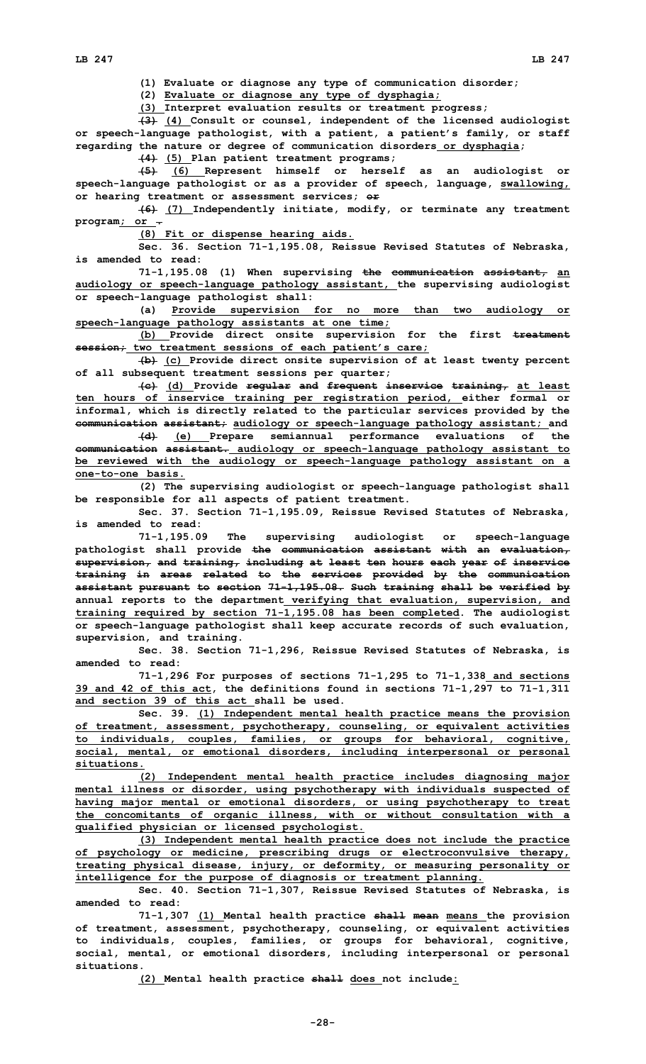(1) Evaluate or diagnose any type of communication disorder;

(2) Evaluate or diagnose any type of dysphagia;

(3) Interpret evaluation results or treatment progress;

~~(3)~~ (4) Consult or counsel, independent of the licensed audiologist or speech-language pathologist, with a patient, a patient's family, or staff regarding the nature or degree of communication disorders or dysphagia;

~~(4)~~ (5) Plan patient treatment programs;

~~(5)~~ (6) Represent himself or herself as an audiologist or speech-language pathologist or as a provider of speech, language, swallowing, or hearing treatment or assessment services; ~~or~~

~~(6)~~ (7) Independently initiate, modify, or terminate any treatment program; or ~~.~~

(8) Fit or dispense hearing aids.

Sec. 36. Section 71-1,195.08, Reissue Revised Statutes of Nebraska, is amended to read:

71-1,195.08 (1) When supervising ~~the communication assistant,~~ an audiology or speech-language pathology assistant, the supervising audiologist or speech-language pathologist shall:

(a) Provide supervision for no more than two audiology or speech-language pathology assistants at one time;

(b) Provide direct onsite supervision for the first ~~treatment session;~~ two treatment sessions of each patient's care;

~~(b)~~ (c) Provide direct onsite supervision of at least twenty percent of all subsequent treatment sessions per quarter;

~~(c)~~ (d) Provide ~~regular and frequent inservice training,~~ at least ten hours of inservice training per registration period, either formal or informal, which is directly related to the particular services provided by the ~~communication assistant;~~ audiology or speech-language pathology assistant; and

~~(d)~~ (e) Prepare semiannual performance evaluations of the ~~communication assistant.~~ audiology or speech-language pathology assistant to be reviewed with the audiology or speech-language pathology assistant on a one-to-one basis.

(2) The supervising audiologist or speech-language pathologist shall be responsible for all aspects of patient treatment.

Sec. 37. Section 71-1,195.09, Reissue Revised Statutes of Nebraska, is amended to read:

71-1,195.09 The supervising audiologist or speech-language pathologist shall provide ~~the communication assistant with an evaluation, supervision, and training, including at least ten hours each year of inservice training in areas related to the services provided by the communication assistant pursuant to section 71-1,195.08. Such training shall be verified by annual reports to the department~~ verifying that evaluation, supervision, and training required by section 71-1,195.08 has been completed. The audiologist or speech-language pathologist shall keep accurate records of such evaluation, supervision, and training.

Sec. 38. Section 71-1,296, Reissue Revised Statutes of Nebraska, is amended to read:

71-1,296 For purposes of sections 71-1,295 to 71-1,338 and sections 39 and 42 of this act, the definitions found in sections 71-1,297 to 71-1,311 and section 39 of this act shall be used.

Sec. 39. (1) Independent mental health practice means the provision of treatment, assessment, psychotherapy, counseling, or equivalent activities to individuals, couples, families, or groups for behavioral, cognitive, social, mental, or emotional disorders, including interpersonal or personal situations.

(2) Independent mental health practice includes diagnosing major mental illness or disorder, using psychotherapy with individuals suspected of having major mental or emotional disorders, or using psychotherapy to treat the concomitants of organic illness, with or without consultation with a qualified physician or licensed psychologist.

(3) Independent mental health practice does not include the practice of psychology or medicine, prescribing drugs or electroconvulsive therapy, treating physical disease, injury, or deformity, or measuring personality or intelligence for the purpose of diagnosis or treatment planning.

Sec. 40. Section 71-1,307, Reissue Revised Statutes of Nebraska, is amended to read:

71-1,307 (1) Mental health practice ~~shall mean~~ means the provision of treatment, assessment, psychotherapy, counseling, or equivalent activities to individuals, couples, families, or groups for behavioral, cognitive, social, mental, or emotional disorders, including interpersonal or personal situations.

(2) Mental health practice ~~shall~~ does not include: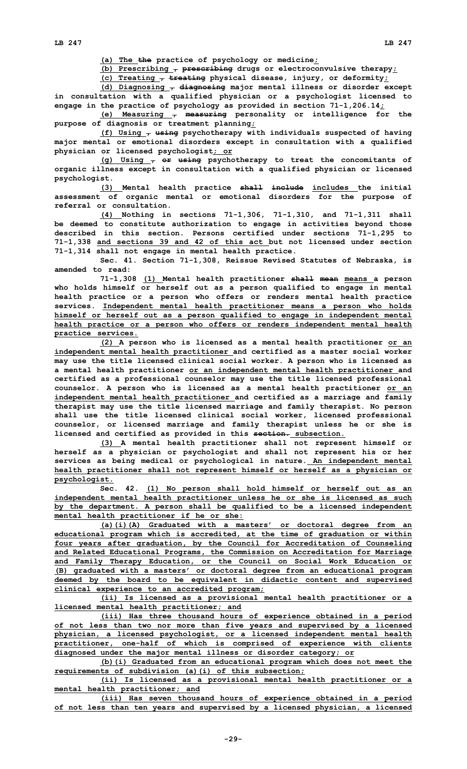(a) The ~~the~~ practice of psychology or medicine;

(b) Prescribing ~~, prescribing~~ drugs or electroconvulsive therapy;

(c) Treating ~~, treating~~ physical disease, injury, or deformity;

(d) Diagnosing ~~, diagnosing~~ major mental illness or disorder except in consultation with a qualified physician or a psychologist licensed to engage in the practice of psychology as provided in section 71-1,206.14;

(e) Measuring ~~, measuring~~ personality or intelligence for the purpose of diagnosis or treatment planning;

(f) Using ~~, using~~ psychotherapy with individuals suspected of having major mental or emotional disorders except in consultation with a qualified physician or licensed psychologist; or

(g) Using ~~, or using~~ psychotherapy to treat the concomitants of organic illness except in consultation with a qualified physician or licensed psychologist.

(3) Mental health practice ~~shall include~~ includes the initial assessment of organic mental or emotional disorders for the purpose of referral or consultation.

(4) Nothing in sections 71-1,306, 71-1,310, and 71-1,311 shall be deemed to constitute authorization to engage in activities beyond those described in this section. Persons certified under sections 71-1,295 to 71-1,338 and sections 39 and 42 of this act but not licensed under section 71-1,314 shall not engage in mental health practice.

Sec. 41. Section 71-1,308, Reissue Revised Statutes of Nebraska, is amended to read:

71-1,308 (1) Mental health practitioner ~~shall mean~~ means a person who holds himself or herself out as a person qualified to engage in mental health practice or a person who offers or renders mental health practice services. Independent mental health practitioner means a person who holds himself or herself out as a person qualified to engage in independent mental health practice or a person who offers or renders independent mental health practice services.

(2) A person who is licensed as a mental health practitioner or an independent mental health practitioner and certified as a master social worker may use the title licensed clinical social worker. A person who is licensed as a mental health practitioner or an independent mental health practitioner and certified as a professional counselor may use the title licensed professional counselor. A person who is licensed as a mental health practitioner or an independent mental health practitioner and certified as a marriage and family therapist may use the title licensed marriage and family therapist. No person shall use the title licensed clinical social worker, licensed professional counselor, or licensed marriage and family therapist unless he or she is licensed and certified as provided in this ~~section.~~ subsection.

(3) A mental health practitioner shall not represent himself or herself as a physician or psychologist and shall not represent his or her services as being medical or psychological in nature. An independent mental health practitioner shall not represent himself or herself as a physician or psychologist.

Sec. 42. (1) No person shall hold himself or herself out as an independent mental health practitioner unless he or she is licensed as such by the department. A person shall be qualified to be a licensed independent mental health practitioner if he or she:

(a)(i)(A) Graduated with a masters' or doctoral degree from an educational program which is accredited, at the time of graduation or within four years after graduation, by the Council for Accreditation of Counseling and Related Educational Programs, the Commission on Accreditation for Marriage and Family Therapy Education, or the Council on Social Work Education or (B) graduated with a masters' or doctoral degree from an educational program deemed by the board to be equivalent in didactic content and supervised clinical experience to an accredited program;

(ii) Is licensed as a provisional mental health practitioner or a licensed mental health practitioner; and

(iii) Has three thousand hours of experience obtained in a period of not less than two nor more than five years and supervised by a licensed physician, a licensed psychologist, or a licensed independent mental health practitioner, one-half of which is comprised of experience with clients diagnosed under the major mental illness or disorder category; or

(b)(i) Graduated from an educational program which does not meet the requirements of subdivision (a)(i) of this subsection;

(ii) Is licensed as a provisional mental health practitioner or a mental health practitioner; and

(iii) Has seven thousand hours of experience obtained in a period of not less than ten years and supervised by a licensed physician, a licensed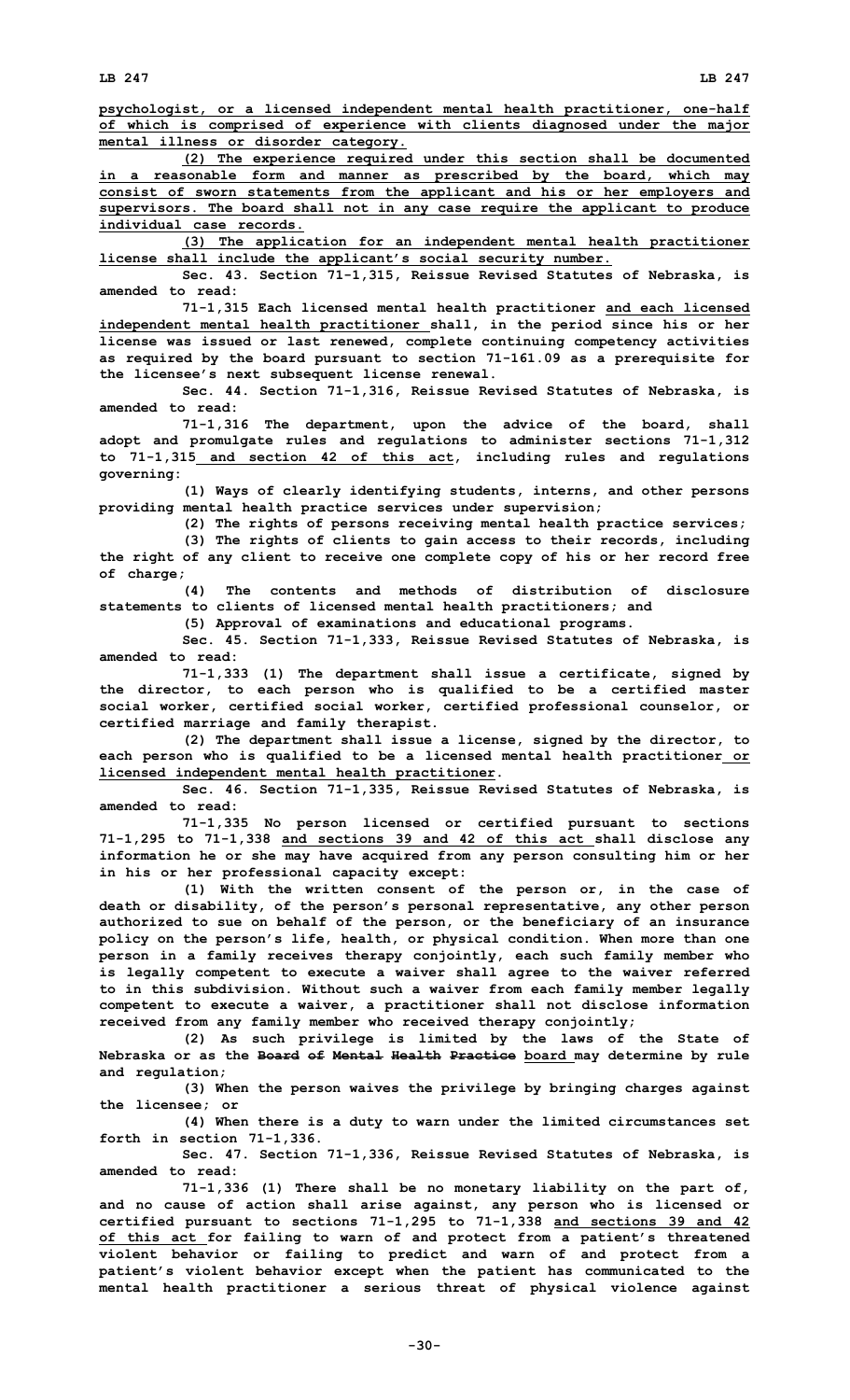psychologist, or a licensed independent mental health practitioner, one-half of which is comprised of experience with clients diagnosed under the major mental illness or disorder category.

(2) The experience required under this section shall be documented in a reasonable form and manner as prescribed by the board, which may consist of sworn statements from the applicant and his or her employers and supervisors. The board shall not in any case require the applicant to produce individual case records.

(3) The application for an independent mental health practitioner license shall include the applicant's social security number.

Sec. 43. Section 71-1,315, Reissue Revised Statutes of Nebraska, is amended to read:

71-1,315 Each licensed mental health practitioner and each licensed independent mental health practitioner shall, in the period since his or her license was issued or last renewed, complete continuing competency activities as required by the board pursuant to section 71-161.09 as a prerequisite for the licensee's next subsequent license renewal.

Sec. 44. Section 71-1,316, Reissue Revised Statutes of Nebraska, is amended to read:

71-1,316 The department, upon the advice of the board, shall adopt and promulgate rules and regulations to administer sections 71-1,312 to 71-1,315 and section 42 of this act, including rules and regulations governing:

(1) Ways of clearly identifying students, interns, and other persons providing mental health practice services under supervision;

(2) The rights of persons receiving mental health practice services;

(3) The rights of clients to gain access to their records, including the right of any client to receive one complete copy of his or her record free of charge;

(4) The contents and methods of distribution of disclosure statements to clients of licensed mental health practitioners; and

(5) Approval of examinations and educational programs.

Sec. 45. Section 71-1,333, Reissue Revised Statutes of Nebraska, is amended to read:

71-1,333 (1) The department shall issue a certificate, signed by the director, to each person who is qualified to be a certified master social worker, certified social worker, certified professional counselor, or certified marriage and family therapist.

(2) The department shall issue a license, signed by the director, to each person who is qualified to be a licensed mental health practitioner or licensed independent mental health practitioner.

Sec. 46. Section 71-1,335, Reissue Revised Statutes of Nebraska, is amended to read:

71-1,335 No person licensed or certified pursuant to sections 71-1,295 to 71-1,338 and sections 39 and 42 of this act shall disclose any information he or she may have acquired from any person consulting him or her in his or her professional capacity except:

(1) With the written consent of the person or, in the case of death or disability, of the person's personal representative, any other person authorized to sue on behalf of the person, or the beneficiary of an insurance policy on the person's life, health, or physical condition. When more than one person in a family receives therapy conjointly, each such family member who is legally competent to execute a waiver shall agree to the waiver referred to in this subdivision. Without such a waiver from each family member legally competent to execute a waiver, a practitioner shall not disclose information received from any family member who received therapy conjointly;

(2) As such privilege is limited by the laws of the State of Nebraska or as the ~~Board of Mental Health Practice~~ board may determine by rule and regulation;

(3) When the person waives the privilege by bringing charges against the licensee; or

(4) When there is a duty to warn under the limited circumstances set forth in section 71-1,336.

Sec. 47. Section 71-1,336, Reissue Revised Statutes of Nebraska, is amended to read:

71-1,336 (1) There shall be no monetary liability on the part of, and no cause of action shall arise against, any person who is licensed or certified pursuant to sections 71-1,295 to 71-1,338 and sections 39 and 42 of this act for failing to warn of and protect from a patient's threatened violent behavior or failing to predict and warn of and protect from a patient's violent behavior except when the patient has communicated to the mental health practitioner a serious threat of physical violence against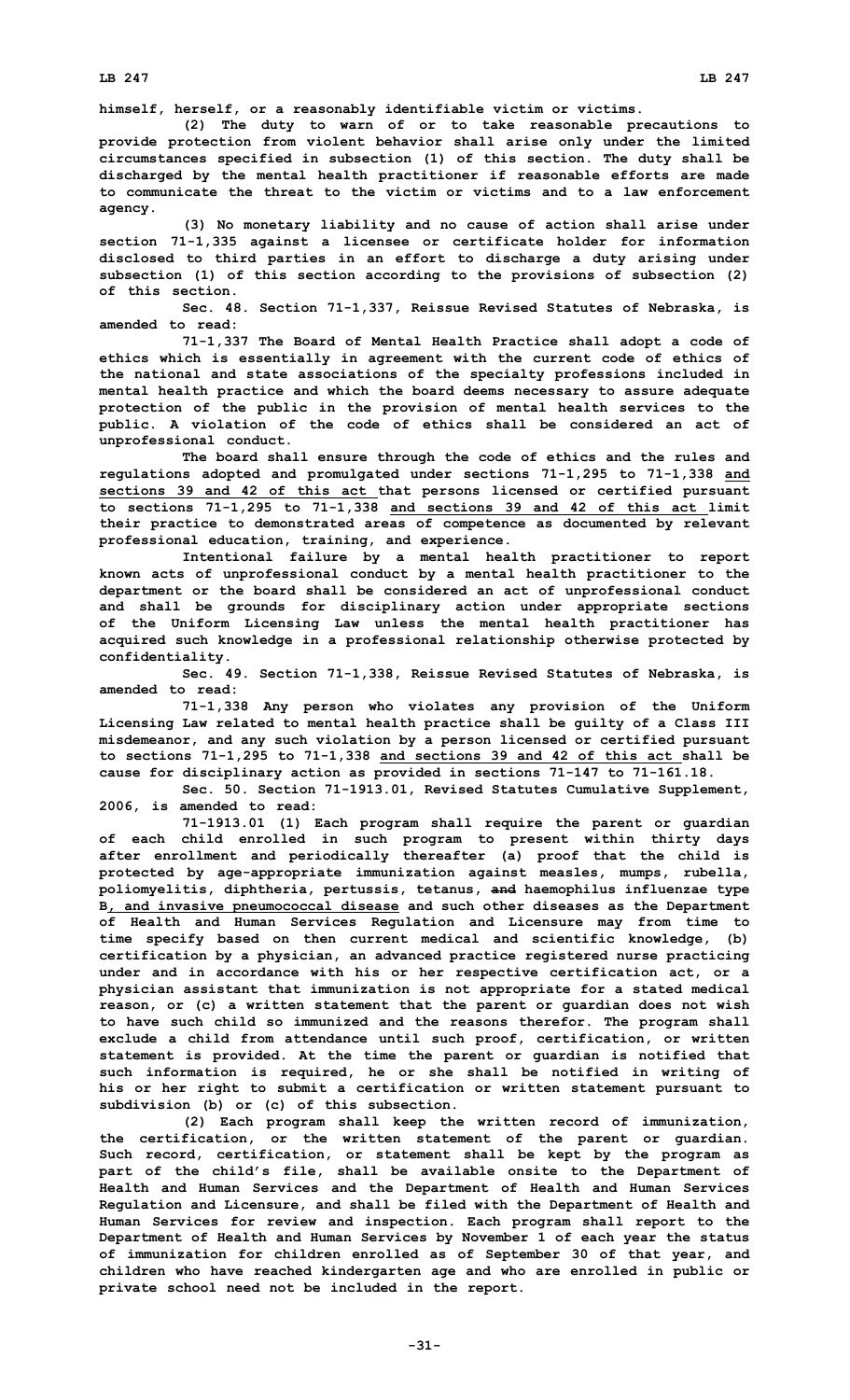himself, herself, or a reasonably identifiable victim or victims.

(2) The duty to warn of or to take reasonable precautions to provide protection from violent behavior shall arise only under the limited circumstances specified in subsection (1) of this section. The duty shall be discharged by the mental health practitioner if reasonable efforts are made to communicate the threat to the victim or victims and to a law enforcement agency.

(3) No monetary liability and no cause of action shall arise under section 71-1,335 against a licensee or certificate holder for information disclosed to third parties in an effort to discharge a duty arising under subsection (1) of this section according to the provisions of subsection (2) of this section.

Sec. 48. Section 71-1,337, Reissue Revised Statutes of Nebraska, is amended to read:

71-1,337 The Board of Mental Health Practice shall adopt a code of ethics which is essentially in agreement with the current code of ethics of the national and state associations of the specialty professions included in mental health practice and which the board deems necessary to assure adequate protection of the public in the provision of mental health services to the public. A violation of the code of ethics shall be considered an act of unprofessional conduct.

The board shall ensure through the code of ethics and the rules and regulations adopted and promulgated under sections 71-1,295 to 71-1,338 and sections 39 and 42 of this act that persons licensed or certified pursuant to sections 71-1,295 to 71-1,338 and sections 39 and 42 of this act limit their practice to demonstrated areas of competence as documented by relevant professional education, training, and experience.

Intentional failure by a mental health practitioner to report known acts of unprofessional conduct by a mental health practitioner to the department or the board shall be considered an act of unprofessional conduct and shall be grounds for disciplinary action under appropriate sections of the Uniform Licensing Law unless the mental health practitioner has acquired such knowledge in a professional relationship otherwise protected by confidentiality.

Sec. 49. Section 71-1,338, Reissue Revised Statutes of Nebraska, is amended to read:

71-1,338 Any person who violates any provision of the Uniform Licensing Law related to mental health practice shall be guilty of a Class III misdemeanor, and any such violation by a person licensed or certified pursuant to sections 71-1,295 to 71-1,338 and sections 39 and 42 of this act shall be cause for disciplinary action as provided in sections 71-147 to 71-161.18.

Sec. 50. Section 71-1913.01, Revised Statutes Cumulative Supplement, 2006, is amended to read:

71-1913.01 (1) Each program shall require the parent or guardian of each child enrolled in such program to present within thirty days after enrollment and periodically thereafter (a) proof that the child is protected by age-appropriate immunization against measles, mumps, rubella, poliomyelitis, diphtheria, pertussis, tetanus, ~~and~~ haemophilus influenzae type B, and invasive pneumococcal disease and such other diseases as the Department of Health and Human Services Regulation and Licensure may from time to time specify based on then current medical and scientific knowledge, (b) certification by a physician, an advanced practice registered nurse practicing under and in accordance with his or her respective certification act, or a physician assistant that immunization is not appropriate for a stated medical reason, or (c) a written statement that the parent or guardian does not wish to have such child so immunized and the reasons therefor. The program shall exclude a child from attendance until such proof, certification, or written statement is provided. At the time the parent or guardian is notified that such information is required, he or she shall be notified in writing of his or her right to submit a certification or written statement pursuant to subdivision (b) or (c) of this subsection.

(2) Each program shall keep the written record of immunization, the certification, or the written statement of the parent or guardian. Such record, certification, or statement shall be kept by the program as part of the child's file, shall be available onsite to the Department of Health and Human Services and the Department of Health and Human Services Regulation and Licensure, and shall be filed with the Department of Health and Human Services for review and inspection. Each program shall report to the Department of Health and Human Services by November 1 of each year the status of immunization for children enrolled as of September 30 of that year, and children who have reached kindergarten age and who are enrolled in public or private school need not be included in the report.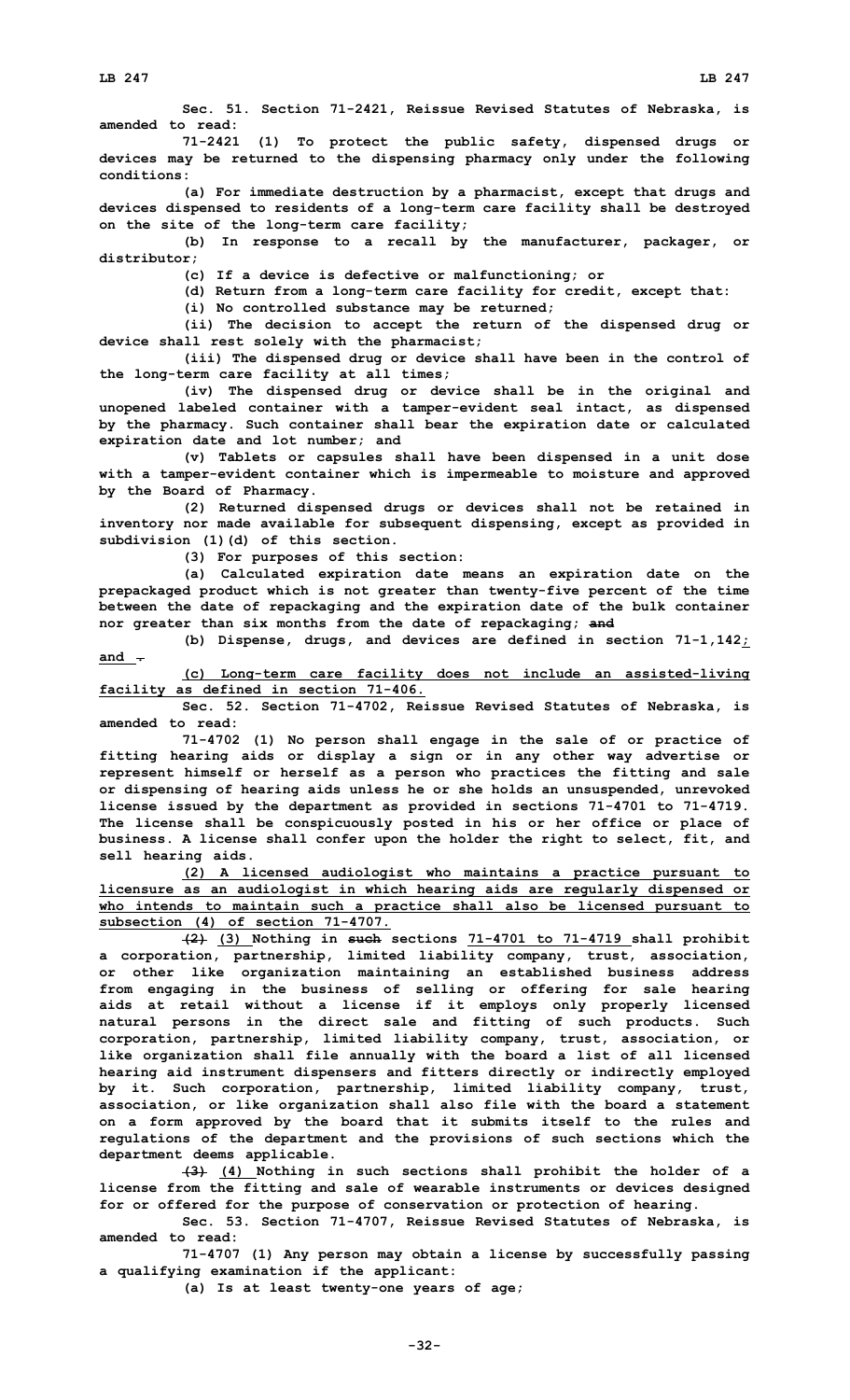**Sec. 51. Section 71-2421, Reissue Revised Statutes of Nebraska, is amended to read:**

**71-2421 (1) To protect the public safety, dispensed drugs or devices may be returned to the dispensing pharmacy only under the following conditions:**

**(a) For immediate destruction by a pharmacist, except that drugs and devices dispensed to residents of a long-term care facility shall be destroyed on the site of the long-term care facility;**

**(b) In response to a recall by the manufacturer, packager, or distributor;**

**(c) If a device is defective or malfunctioning; or**

**(d) Return from a long-term care facility for credit, except that:**

**(i) No controlled substance may be returned;**

**(ii) The decision to accept the return of the dispensed drug or device shall rest solely with the pharmacist;**

**(iii) The dispensed drug or device shall have been in the control of the long-term care facility at all times;**

**(iv) The dispensed drug or device shall be in the original and unopened labeled container with a tamper-evident seal intact, as dispensed by the pharmacy. Such container shall bear the expiration date or calculated expiration date and lot number; and**

**(v) Tablets or capsules shall have been dispensed in a unit dose with a tamper-evident container which is impermeable to moisture and approved by the Board of Pharmacy.**

**(2) Returned dispensed drugs or devices shall not be retained in inventory nor made available for subsequent dispensing, except as provided in subdivision (1)(d) of this section.**

**(3) For purposes of this section:**

**(a) Calculated expiration date means an expiration date on the prepackaged product which is not greater than twenty-five percent of the time between the date of repackaging and the expiration date of the bulk container nor greater than six months from the date of repackaging; ~~and~~**

**(b) Dispense, drugs, and devices are defined in section 71-1,142<u>;</u> <u>and</u> ~~.~~**

**<u>(c) Long-term care facility does not include an assisted-living facility as defined in section 71-406.</u>**

**Sec. 52. Section 71-4702, Reissue Revised Statutes of Nebraska, is amended to read:**

**71-4702 (1) No person shall engage in the sale of or practice of fitting hearing aids or display a sign or in any other way advertise or represent himself or herself as a person who practices the fitting and sale or dispensing of hearing aids unless he or she holds an unsuspended, unrevoked license issued by the department as provided in sections 71-4701 to 71-4719. The license shall be conspicuously posted in his or her office or place of business. A license shall confer upon the holder the right to select, fit, and sell hearing aids.**

**<u>(2) A licensed audiologist who maintains a practice pursuant to licensure as an audiologist in which hearing aids are regularly dispensed or who intends to maintain such a practice shall also be licensed pursuant to subsection (4) of section 71-4707.</u>**

**~~(2)~~ <u>(3)</u> Nothing in ~~such~~ sections <u>71-4701 to 71-4719</u> shall prohibit a corporation, partnership, limited liability company, trust, association, or other like organization maintaining an established business address from engaging in the business of selling or offering for sale hearing aids at retail without a license if it employs only properly licensed natural persons in the direct sale and fitting of such products. Such corporation, partnership, limited liability company, trust, association, or like organization shall file annually with the board a list of all licensed hearing aid instrument dispensers and fitters directly or indirectly employed by it. Such corporation, partnership, limited liability company, trust, association, or like organization shall also file with the board a statement on a form approved by the board that it submits itself to the rules and regulations of the department and the provisions of such sections which the department deems applicable.**

**~~(3)~~ <u>(4)</u> Nothing in such sections shall prohibit the holder of a license from the fitting and sale of wearable instruments or devices designed for or offered for the purpose of conservation or protection of hearing.**

**Sec. 53. Section 71-4707, Reissue Revised Statutes of Nebraska, is amended to read:**

**71-4707 (1) Any person may obtain a license by successfully passing a qualifying examination if the applicant:**

**(a) Is at least twenty-one years of age;**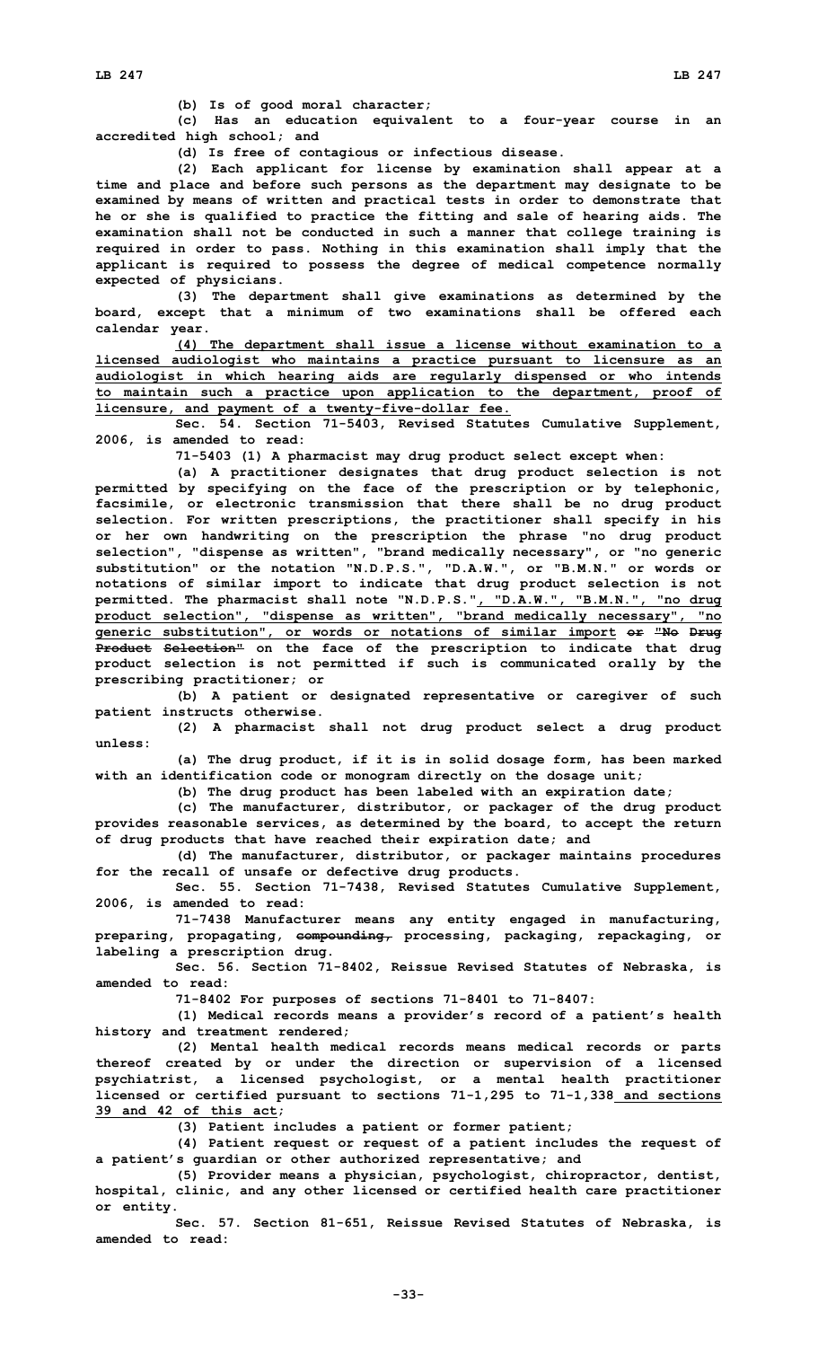**(b) Is of good moral character;**

**(c) Has an education equivalent to a four-year course in an accredited high school; and**

**(d) Is free of contagious or infectious disease.**

**(2) Each applicant for license by examination shall appear at a time and place and before such persons as the department may designate to be examined by means of written and practical tests in order to demonstrate that he or she is qualified to practice the fitting and sale of hearing aids. The examination shall not be conducted in such a manner that college training is required in order to pass. Nothing in this examination shall imply that the applicant is required to possess the degree of medical competence normally expected of physicians.**

**(3) The department shall give examinations as determined by the board, except that a minimum of two examinations shall be offered each calendar year.**

**<u>(4) The department shall issue a license without examination to a licensed audiologist who maintains a practice pursuant to licensure as an audiologist in which hearing aids are regularly dispensed or who intends to maintain such a practice upon application to the department, proof of licensure, and payment of a twenty-five-dollar fee.</u>**

**Sec. 54. Section 71-5403, Revised Statutes Cumulative Supplement, 2006, is amended to read:**

**71-5403 (1) A pharmacist may drug product select except when:**

**(a) A practitioner designates that drug product selection is not permitted by specifying on the face of the prescription or by telephonic, facsimile, or electronic transmission that there shall be no drug product selection. For written prescriptions, the practitioner shall specify in his or her own handwriting on the prescription the phrase "no drug product selection", "dispense as written", "brand medically necessary", or "no generic substitution" or the notation "N.D.P.S.", "D.A.W.", or "B.M.N." or words or notations of similar import to indicate that drug product selection is not permitted. The pharmacist shall note "N.D.P.S."<u>, "D.A.W.", "B.M.N.", "no drug product selection", "dispense as written", "brand medically necessary", "no generic substitution", or words or notations of similar import</u> ~~or "No Drug Product Selection"~~ on the face of the prescription to indicate that drug product selection is not permitted if such is communicated orally by the prescribing practitioner; or**

**(b) A patient or designated representative or caregiver of such patient instructs otherwise.**

**(2) A pharmacist shall not drug product select a drug product unless:**

**(a) The drug product, if it is in solid dosage form, has been marked with an identification code or monogram directly on the dosage unit;**

**(b) The drug product has been labeled with an expiration date;**

**(c) The manufacturer, distributor, or packager of the drug product provides reasonable services, as determined by the board, to accept the return of drug products that have reached their expiration date; and**

**(d) The manufacturer, distributor, or packager maintains procedures for the recall of unsafe or defective drug products.**

**Sec. 55. Section 71-7438, Revised Statutes Cumulative Supplement, 2006, is amended to read:**

**71-7438 Manufacturer means any entity engaged in manufacturing, preparing, propagating, ~~compounding,~~ processing, packaging, repackaging, or labeling a prescription drug.**

**Sec. 56. Section 71-8402, Reissue Revised Statutes of Nebraska, is amended to read:**

**71-8402 For purposes of sections 71-8401 to 71-8407:**

**(1) Medical records means a provider's record of a patient's health history and treatment rendered;**

**(2) Mental health medical records means medical records or parts thereof created by or under the direction or supervision of a licensed psychiatrist, a licensed psychologist, or a mental health practitioner licensed or certified pursuant to sections 71-1,295 to 71-1,338<u> and sections 39 and 42 of this act</u>;**

**(3) Patient includes a patient or former patient;**

**(4) Patient request or request of a patient includes the request of a patient's guardian or other authorized representative; and**

**(5) Provider means a physician, psychologist, chiropractor, dentist, hospital, clinic, and any other licensed or certified health care practitioner or entity.**

**Sec. 57. Section 81-651, Reissue Revised Statutes of Nebraska, is amended to read:**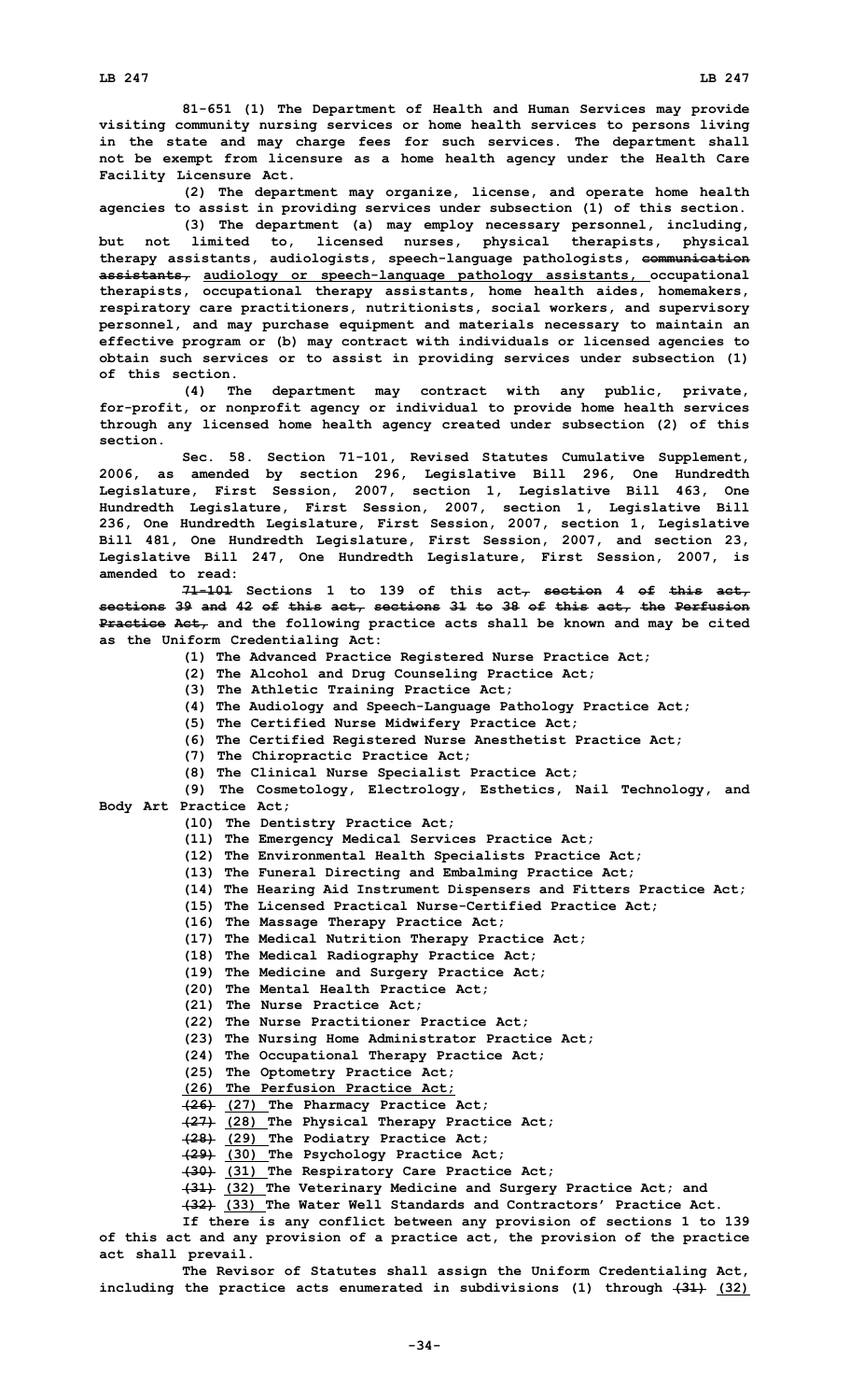**81-651 (1) The Department of Health and Human Services may provide visiting community nursing services or home health services to persons living in the state and may charge fees for such services. The department shall not be exempt from licensure as a home health agency under the Health Care Facility Licensure Act.**

**(2) The department may organize, license, and operate home health agencies to assist in providing services under subsection (1) of this section.**

**(3) The department (a) may employ necessary personnel, including, but not limited to, licensed nurses, physical therapists, physical therapy assistants, audiologists, speech-language pathologists, ~~communication assistants,~~ audiology or speech-language pathology assistants, occupational therapists, occupational therapy assistants, home health aides, homemakers, respiratory care practitioners, nutritionists, social workers, and supervisory personnel, and may purchase equipment and materials necessary to maintain an effective program or (b) may contract with individuals or licensed agencies to obtain such services or to assist in providing services under subsection (1) of this section.**

**(4) The department may contract with any public, private, for-profit, or nonprofit agency or individual to provide home health services through any licensed home health agency created under subsection (2) of this section.**

**Sec. 58. Section 71-101, Revised Statutes Cumulative Supplement, 2006, as amended by section 296, Legislative Bill 296, One Hundredth Legislature, First Session, 2007, section 1, Legislative Bill 463, One Hundredth Legislature, First Session, 2007, section 1, Legislative Bill 236, One Hundredth Legislature, First Session, 2007, section 1, Legislative Bill 481, One Hundredth Legislature, First Session, 2007, and section 23, Legislative Bill 247, One Hundredth Legislature, First Session, 2007, is amended to read:**

**~~71-101~~ Sections 1 to 139 of this act~~, section 4 of this act, sections 39 and 42 of this act, sections 31 to 38 of this act, the Perfusion Practice Act,~~ and the following practice acts shall be known and may be cited as the Uniform Credentialing Act:**

**(1) The Advanced Practice Registered Nurse Practice Act;**

**(2) The Alcohol and Drug Counseling Practice Act;**

**(3) The Athletic Training Practice Act;**

**(4) The Audiology and Speech-Language Pathology Practice Act;**

**(5) The Certified Nurse Midwifery Practice Act;**

**(6) The Certified Registered Nurse Anesthetist Practice Act;**

**(7) The Chiropractic Practice Act;**

**(8) The Clinical Nurse Specialist Practice Act;**

**(9) The Cosmetology, Electrology, Esthetics, Nail Technology, and Body Art Practice Act;**

**(10) The Dentistry Practice Act;**

**(11) The Emergency Medical Services Practice Act;**

**(12) The Environmental Health Specialists Practice Act;**

**(13) The Funeral Directing and Embalming Practice Act;**

**(14) The Hearing Aid Instrument Dispensers and Fitters Practice Act;**

**(15) The Licensed Practical Nurse-Certified Practice Act;**

**(16) The Massage Therapy Practice Act;**

**(17) The Medical Nutrition Therapy Practice Act;**

**(18) The Medical Radiography Practice Act;**

**(19) The Medicine and Surgery Practice Act;**

**(20) The Mental Health Practice Act;**

**(21) The Nurse Practice Act;**

**(22) The Nurse Practitioner Practice Act;**

**(23) The Nursing Home Administrator Practice Act;**

**(24) The Occupational Therapy Practice Act;**

**(25) The Optometry Practice Act;**

**(26) The Perfusion Practice Act;**

**~~(26)~~ (27) The Pharmacy Practice Act;**

**~~(27)~~ (28) The Physical Therapy Practice Act;**

**~~(28)~~ (29) The Podiatry Practice Act;**

**~~(29)~~ (30) The Psychology Practice Act;**

**~~(30)~~ (31) The Respiratory Care Practice Act;**

**~~(31)~~ (32) The Veterinary Medicine and Surgery Practice Act; and**

**~~(32)~~ (33) The Water Well Standards and Contractors' Practice Act.**

**If there is any conflict between any provision of sections 1 to 139 of this act and any provision of a practice act, the provision of the practice act shall prevail.**

**The Revisor of Statutes shall assign the Uniform Credentialing Act, including the practice acts enumerated in subdivisions (1) through ~~(31)~~ (32)**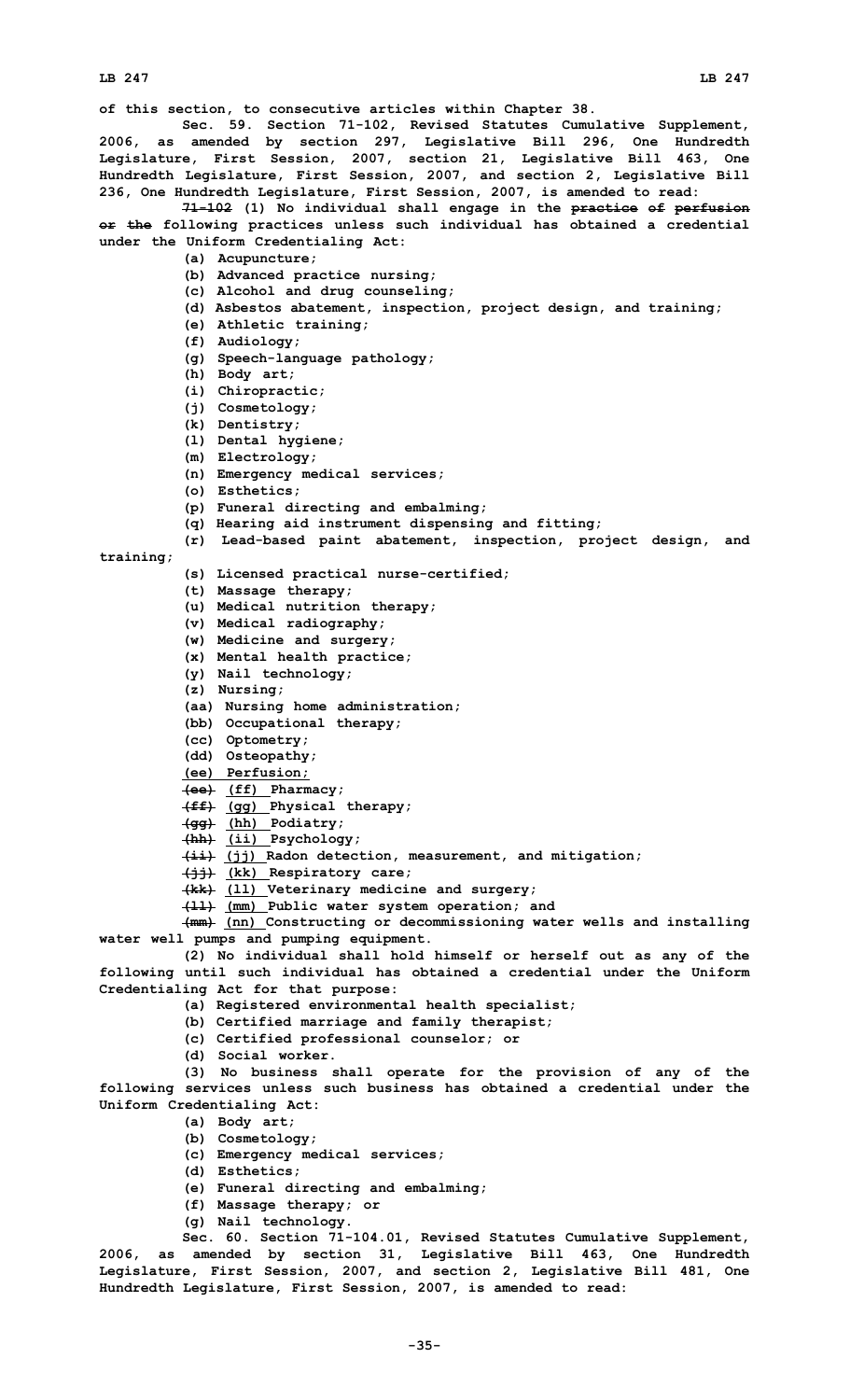of this section, to consecutive articles within Chapter 38.

Sec. 59. Section 71-102, Revised Statutes Cumulative Supplement, 2006, as amended by section 297, Legislative Bill 296, One Hundredth Legislature, First Session, 2007, section 21, Legislative Bill 463, One Hundredth Legislature, First Session, 2007, and section 2, Legislative Bill 236, One Hundredth Legislature, First Session, 2007, is amended to read:

~~71-102~~ (1) No individual shall engage in the ~~practice of perfusion or the~~ following practices unless such individual has obtained a credential under the Uniform Credentialing Act:

(a) Acupuncture;

(b) Advanced practice nursing;

(c) Alcohol and drug counseling;

(d) Asbestos abatement, inspection, project design, and training;

(e) Athletic training;

(f) Audiology;

(g) Speech-language pathology;

(h) Body art;

(i) Chiropractic;

(j) Cosmetology;

(k) Dentistry;

(l) Dental hygiene;

(m) Electrology;

(n) Emergency medical services;

(o) Esthetics;

(p) Funeral directing and embalming;

(q) Hearing aid instrument dispensing and fitting;

(r) Lead-based paint abatement, inspection, project design, and training;

(s) Licensed practical nurse-certified;

(t) Massage therapy;

(u) Medical nutrition therapy;

(v) Medical radiography;

(w) Medicine and surgery;

(x) Mental health practice;

(y) Nail technology;

(z) Nursing;

(aa) Nursing home administration;

(bb) Occupational therapy;

(cc) Optometry;

(dd) Osteopathy;

<u>(ee) Perfusion;</u>

~~(ee)~~ <u>(ff)</u> Pharmacy;

~~(ff)~~ <u>(gg)</u> Physical therapy;

~~(gg)~~ <u>(hh)</u> Podiatry;

~~(hh)~~ <u>(ii)</u> Psychology;

~~(ii)~~ <u>(jj)</u> Radon detection, measurement, and mitigation;

~~(jj)~~ <u>(kk)</u> Respiratory care;

~~(kk)~~ <u>(ll)</u> Veterinary medicine and surgery;

~~(ll)~~ <u>(mm)</u> Public water system operation; and

~~(mm)~~ <u>(nn)</u> Constructing or decommissioning water wells and installing water well pumps and pumping equipment.

(2) No individual shall hold himself or herself out as any of the following until such individual has obtained a credential under the Uniform Credentialing Act for that purpose:

(a) Registered environmental health specialist;

(b) Certified marriage and family therapist;

(c) Certified professional counselor; or

(d) Social worker.

(3) No business shall operate for the provision of any of the following services unless such business has obtained a credential under the Uniform Credentialing Act:

(a) Body art;

(b) Cosmetology;

(c) Emergency medical services;

(d) Esthetics;

(e) Funeral directing and embalming;

(f) Massage therapy; or

(g) Nail technology.

Sec. 60. Section 71-104.01, Revised Statutes Cumulative Supplement, 2006, as amended by section 31, Legislative Bill 463, One Hundredth Legislature, First Session, 2007, and section 2, Legislative Bill 481, One Hundredth Legislature, First Session, 2007, is amended to read: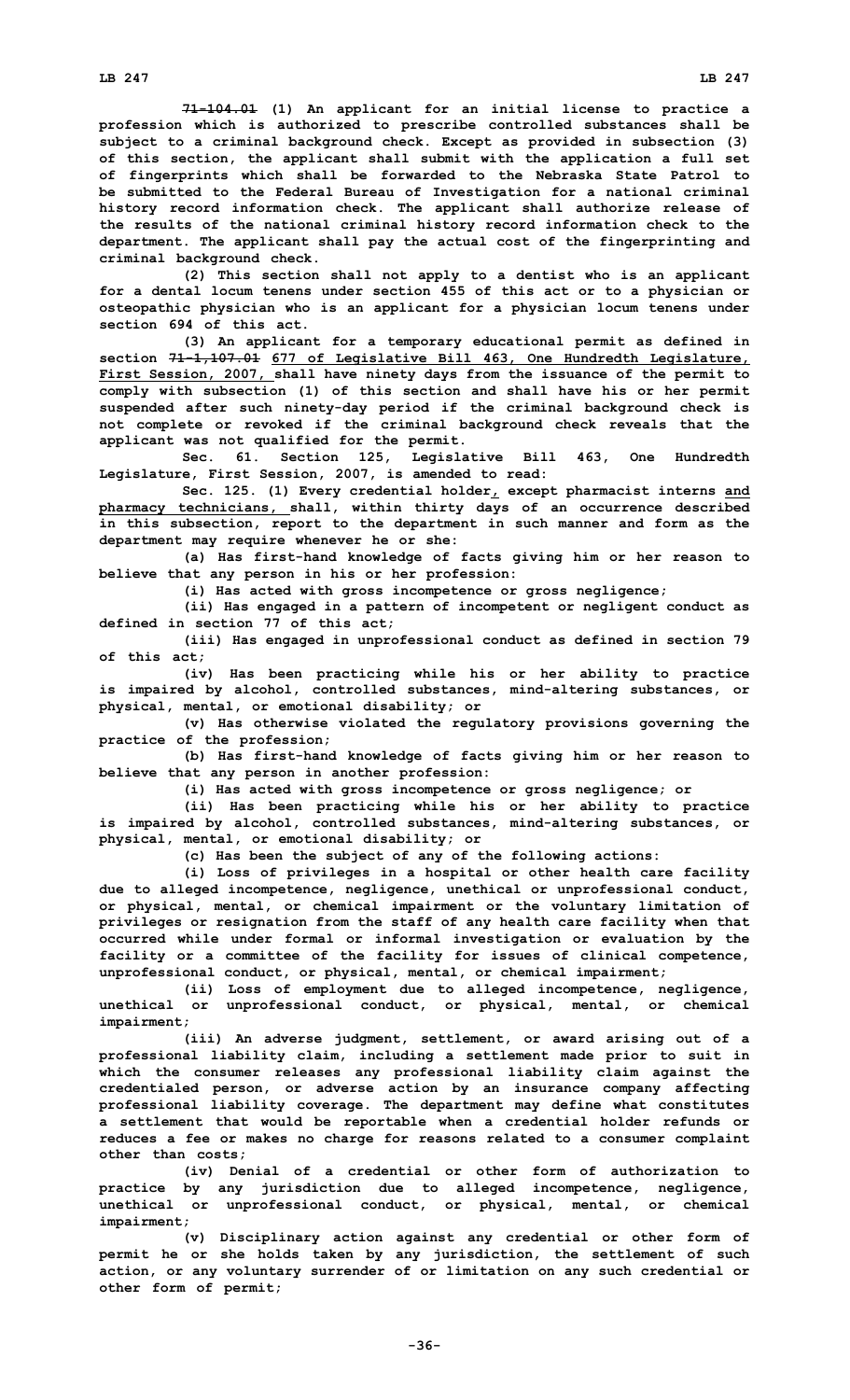71-104.01 (1) An applicant for an initial license to practice a profession which is authorized to prescribe controlled substances shall be subject to a criminal background check. Except as provided in subsection (3) of this section, the applicant shall submit with the application a full set of fingerprints which shall be forwarded to the Nebraska State Patrol to be submitted to the Federal Bureau of Investigation for a national criminal history record information check. The applicant shall authorize release of the results of the national criminal history record information check to the department. The applicant shall pay the actual cost of the fingerprinting and criminal background check.

(2) This section shall not apply to a dentist who is an applicant for a dental locum tenens under section 455 of this act or to a physician or osteopathic physician who is an applicant for a physician locum tenens under section 694 of this act.

(3) An applicant for a temporary educational permit as defined in section ~~71-1,107.01~~ 677 of Legislative Bill 463, One Hundredth Legislature, First Session, 2007, shall have ninety days from the issuance of the permit to comply with subsection (1) of this section and shall have his or her permit suspended after such ninety-day period if the criminal background check is not complete or revoked if the criminal background check reveals that the applicant was not qualified for the permit.

Sec. 61. Section 125, Legislative Bill 463, One Hundredth Legislature, First Session, 2007, is amended to read:

Sec. 125. (1) Every credential holder, except pharmacist interns and pharmacy technicians, shall, within thirty days of an occurrence described in this subsection, report to the department in such manner and form as the department may require whenever he or she:

(a) Has first-hand knowledge of facts giving him or her reason to believe that any person in his or her profession:

(i) Has acted with gross incompetence or gross negligence;

(ii) Has engaged in a pattern of incompetent or negligent conduct as defined in section 77 of this act;

(iii) Has engaged in unprofessional conduct as defined in section 79 of this act;

(iv) Has been practicing while his or her ability to practice is impaired by alcohol, controlled substances, mind-altering substances, or physical, mental, or emotional disability; or

(v) Has otherwise violated the regulatory provisions governing the practice of the profession;

(b) Has first-hand knowledge of facts giving him or her reason to believe that any person in another profession:

(i) Has acted with gross incompetence or gross negligence; or

(ii) Has been practicing while his or her ability to practice is impaired by alcohol, controlled substances, mind-altering substances, or physical, mental, or emotional disability; or

(c) Has been the subject of any of the following actions:

(i) Loss of privileges in a hospital or other health care facility due to alleged incompetence, negligence, unethical or unprofessional conduct, or physical, mental, or chemical impairment or the voluntary limitation of privileges or resignation from the staff of any health care facility when that occurred while under formal or informal investigation or evaluation by the facility or a committee of the facility for issues of clinical competence, unprofessional conduct, or physical, mental, or chemical impairment;

(ii) Loss of employment due to alleged incompetence, negligence, unethical or unprofessional conduct, or physical, mental, or chemical impairment;

(iii) An adverse judgment, settlement, or award arising out of a professional liability claim, including a settlement made prior to suit in which the consumer releases any professional liability claim against the credentialed person, or adverse action by an insurance company affecting professional liability coverage. The department may define what constitutes a settlement that would be reportable when a credential holder refunds or reduces a fee or makes no charge for reasons related to a consumer complaint other than costs;

(iv) Denial of a credential or other form of authorization to practice by any jurisdiction due to alleged incompetence, negligence, unethical or unprofessional conduct, or physical, mental, or chemical impairment;

(v) Disciplinary action against any credential or other form of permit he or she holds taken by any jurisdiction, the settlement of such action, or any voluntary surrender of or limitation on any such credential or other form of permit;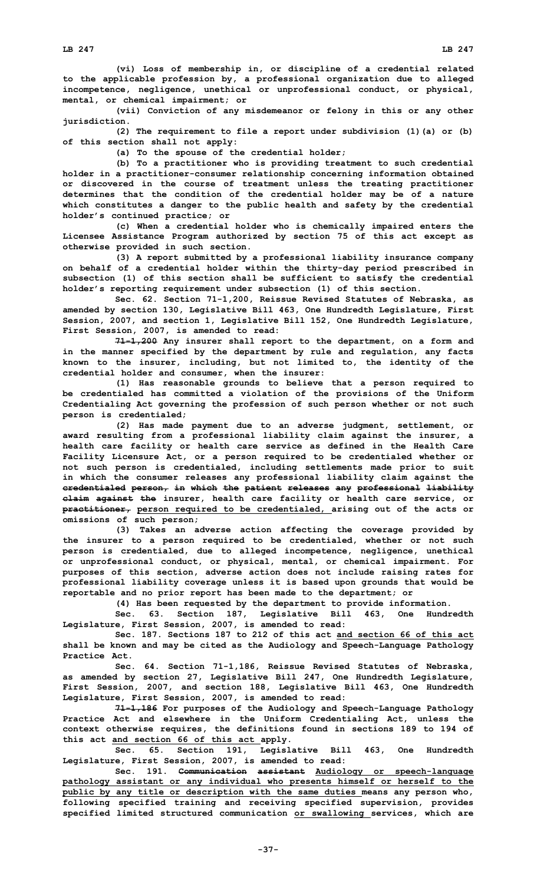(vi) Loss of membership in, or discipline of a credential related to the applicable profession by, a professional organization due to alleged incompetence, negligence, unethical or unprofessional conduct, or physical, mental, or chemical impairment; or

(vii) Conviction of any misdemeanor or felony in this or any other jurisdiction.

(2) The requirement to file a report under subdivision (1)(a) or (b) of this section shall not apply:

(a) To the spouse of the credential holder;

(b) To a practitioner who is providing treatment to such credential holder in a practitioner-consumer relationship concerning information obtained or discovered in the course of treatment unless the treating practitioner determines that the condition of the credential holder may be of a nature which constitutes a danger to the public health and safety by the credential holder's continued practice; or

(c) When a credential holder who is chemically impaired enters the Licensee Assistance Program authorized by section 75 of this act except as otherwise provided in such section.

(3) A report submitted by a professional liability insurance company on behalf of a credential holder within the thirty-day period prescribed in subsection (1) of this section shall be sufficient to satisfy the credential holder's reporting requirement under subsection (1) of this section.

Sec. 62. Section 71-1,200, Reissue Revised Statutes of Nebraska, as amended by section 130, Legislative Bill 463, One Hundredth Legislature, First Session, 2007, and section 1, Legislative Bill 152, One Hundredth Legislature, First Session, 2007, is amended to read:

~~71-1,200~~ Any insurer shall report to the department, on a form and in the manner specified by the department by rule and regulation, any facts known to the insurer, including, but not limited to, the identity of the credential holder and consumer, when the insurer:

(1) Has reasonable grounds to believe that a person required to be credentialed has committed a violation of the provisions of the Uniform Credentialing Act governing the profession of such person whether or not such person is credentialed;

(2) Has made payment due to an adverse judgment, settlement, or award resulting from a professional liability claim against the insurer, a health care facility or health care service as defined in the Health Care Facility Licensure Act, or a person required to be credentialed whether or not such person is credentialed, including settlements made prior to suit in which the consumer releases any professional liability claim against the ~~credentialed person, in which the patient releases any professional liability claim against the~~ insurer, health care facility or health care service, or ~~practitioner,~~ person required to be credentialed, arising out of the acts or omissions of such person;

(3) Takes an adverse action affecting the coverage provided by the insurer to a person required to be credentialed, whether or not such person is credentialed, due to alleged incompetence, negligence, unethical or unprofessional conduct, or physical, mental, or chemical impairment. For purposes of this section, adverse action does not include raising rates for professional liability coverage unless it is based upon grounds that would be reportable and no prior report has been made to the department; or

(4) Has been requested by the department to provide information.

Sec. 63. Section 187, Legislative Bill 463, One Hundredth Legislature, First Session, 2007, is amended to read:

Sec. 187. Sections 187 to 212 of this act and section 66 of this act shall be known and may be cited as the Audiology and Speech-Language Pathology Practice Act.

Sec. 64. Section 71-1,186, Reissue Revised Statutes of Nebraska, as amended by section 27, Legislative Bill 247, One Hundredth Legislature, First Session, 2007, and section 188, Legislative Bill 463, One Hundredth Legislature, First Session, 2007, is amended to read:

~~71-1,186~~ For purposes of the Audiology and Speech-Language Pathology Practice Act and elsewhere in the Uniform Credentialing Act, unless the context otherwise requires, the definitions found in sections 189 to 194 of this act and section 66 of this act apply.

Sec. 65. Section 191, Legislative Bill 463, One Hundredth Legislature, First Session, 2007, is amended to read:

Sec. 191. ~~Communication assistant~~ Audiology or speech-language pathology assistant or any individual who presents himself or herself to the public by any title or description with the same duties means any person who, following specified training and receiving specified supervision, provides specified limited structured communication or swallowing services, which are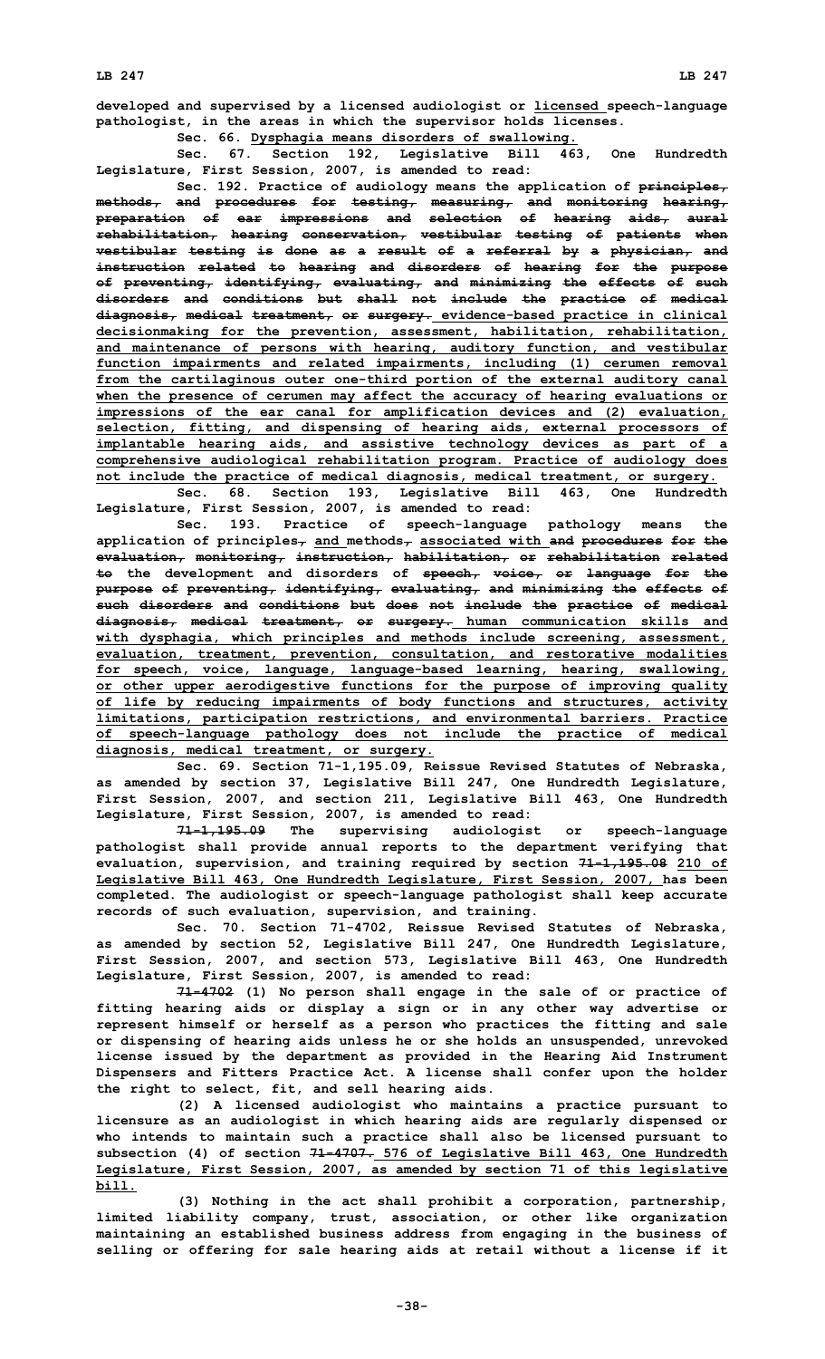developed and supervised by a licensed audiologist or licensed speech-language pathologist, in the areas in which the supervisor holds licenses.

Sec. 66. Dysphagia means disorders of swallowing.

Sec. 67. Section 192, Legislative Bill 463, One Hundredth Legislature, First Session, 2007, is amended to read:

Sec. 192. Practice of audiology means the application of ~~principles, methods, and procedures for testing, measuring, and monitoring hearing, preparation of ear impressions and selection of hearing aids, aural rehabilitation, hearing conservation, vestibular testing of patients when vestibular testing is done as a result of a referral by a physician, and instruction related to hearing and disorders of hearing for the purpose of preventing, identifying, evaluating, and minimizing the effects of such disorders and conditions but shall not include the practice of medical diagnosis, medical treatment, or surgery.~~ evidence-based practice in clinical decisionmaking for the prevention, assessment, habilitation, rehabilitation, and maintenance of persons with hearing, auditory function, and vestibular function impairments and related impairments, including (1) cerumen removal from the cartilaginous outer one-third portion of the external auditory canal when the presence of cerumen may affect the accuracy of hearing evaluations or impressions of the ear canal for amplification devices and (2) evaluation, selection, fitting, and dispensing of hearing aids, external processors of implantable hearing aids, and assistive technology devices as part of a comprehensive audiological rehabilitation program. Practice of audiology does not include the practice of medical diagnosis, medical treatment, or surgery.

Sec. 68. Section 193, Legislative Bill 463, One Hundredth Legislature, First Session, 2007, is amended to read:

Sec. 193. Practice of speech-language pathology means the application of principles~~,~~ and methods~~,~~ associated with ~~and procedures for the evaluation, monitoring, instruction, habilitation, or rehabilitation related to~~ the development and disorders of ~~speech, voice, or language for the purpose of preventing, identifying, evaluating, and minimizing the effects of such disorders and conditions but does not include the practice of medical diagnosis, medical treatment, or surgery.~~ human communication skills and with dysphagia, which principles and methods include screening, assessment, evaluation, treatment, prevention, consultation, and restorative modalities for speech, voice, language, language-based learning, hearing, swallowing, or other upper aerodigestive functions for the purpose of improving quality of life by reducing impairments of body functions and structures, activity limitations, participation restrictions, and environmental barriers. Practice of speech-language pathology does not include the practice of medical diagnosis, medical treatment, or surgery.

Sec. 69. Section 71-1,195.09, Reissue Revised Statutes of Nebraska, as amended by section 37, Legislative Bill 247, One Hundredth Legislature, First Session, 2007, and section 211, Legislative Bill 463, One Hundredth Legislature, First Session, 2007, is amended to read:

~~71-1,195.09~~ The supervising audiologist or speech-language pathologist shall provide annual reports to the department verifying that evaluation, supervision, and training required by section ~~71-1,195.08~~ 210 of Legislative Bill 463, One Hundredth Legislature, First Session, 2007, has been completed. The audiologist or speech-language pathologist shall keep accurate records of such evaluation, supervision, and training.

Sec. 70. Section 71-4702, Reissue Revised Statutes of Nebraska, as amended by section 52, Legislative Bill 247, One Hundredth Legislature, First Session, 2007, and section 573, Legislative Bill 463, One Hundredth Legislature, First Session, 2007, is amended to read:

~~71-4702~~ (1) No person shall engage in the sale of or practice of fitting hearing aids or display a sign or in any other way advertise or represent himself or herself as a person who practices the fitting and sale or dispensing of hearing aids unless he or she holds an unsuspended, unrevoked license issued by the department as provided in the Hearing Aid Instrument Dispensers and Fitters Practice Act. A license shall confer upon the holder the right to select, fit, and sell hearing aids.

(2) A licensed audiologist who maintains a practice pursuant to licensure as an audiologist in which hearing aids are regularly dispensed or who intends to maintain such a practice shall also be licensed pursuant to subsection (4) of section ~~71-4707.~~ 576 of Legislative Bill 463, One Hundredth Legislature, First Session, 2007, as amended by section 71 of this legislative bill.

(3) Nothing in the act shall prohibit a corporation, partnership, limited liability company, trust, association, or other like organization maintaining an established business address from engaging in the business of selling or offering for sale hearing aids at retail without a license if it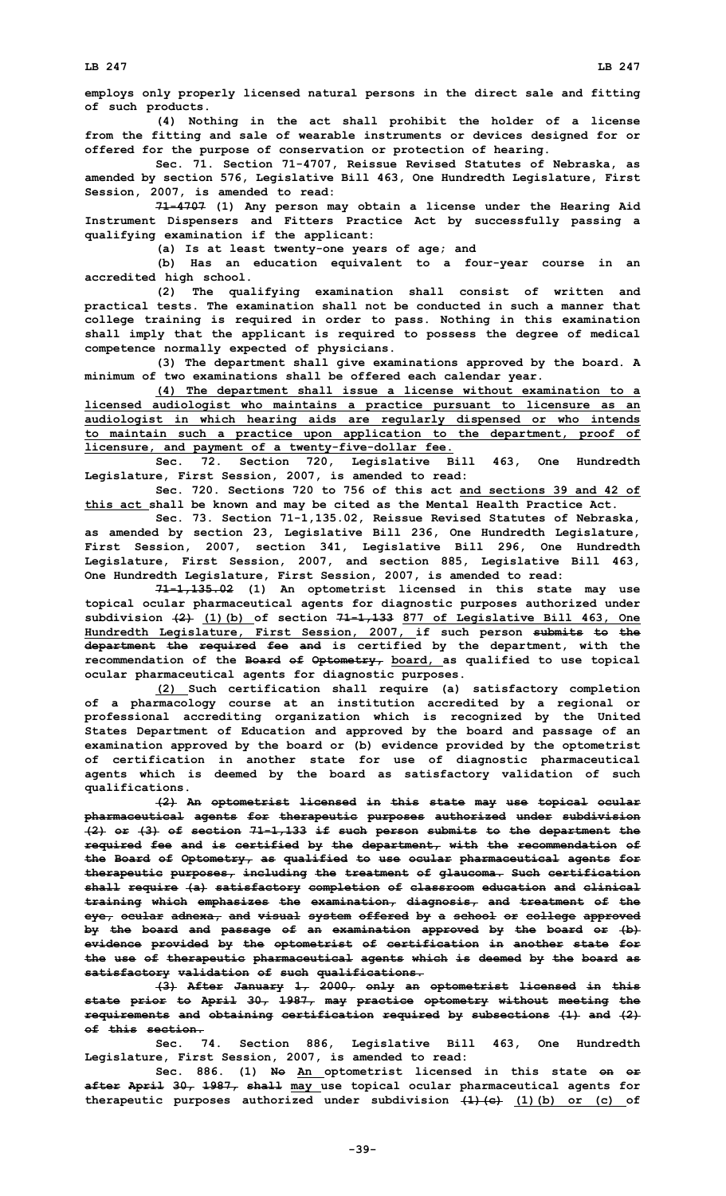employs only properly licensed natural persons in the direct sale and fitting of such products.

(4) Nothing in the act shall prohibit the holder of a license from the fitting and sale of wearable instruments or devices designed for or offered for the purpose of conservation or protection of hearing.

Sec. 71. Section 71-4707, Reissue Revised Statutes of Nebraska, as amended by section 576, Legislative Bill 463, One Hundredth Legislature, First Session, 2007, is amended to read:

~~71-4707~~ (1) Any person may obtain a license under the Hearing Aid Instrument Dispensers and Fitters Practice Act by successfully passing a qualifying examination if the applicant:

(a) Is at least twenty-one years of age; and

(b) Has an education equivalent to a four-year course in an accredited high school.

(2) The qualifying examination shall consist of written and practical tests. The examination shall not be conducted in such a manner that college training is required in order to pass. Nothing in this examination shall imply that the applicant is required to possess the degree of medical competence normally expected of physicians.

(3) The department shall give examinations approved by the board. A minimum of two examinations shall be offered each calendar year.

(4) The department shall issue a license without examination to a licensed audiologist who maintains a practice pursuant to licensure as an audiologist in which hearing aids are regularly dispensed or who intends to maintain such a practice upon application to the department, proof of licensure, and payment of a twenty-five-dollar fee.

Sec. 72. Section 720, Legislative Bill 463, One Hundredth Legislature, First Session, 2007, is amended to read:

Sec. 720. Sections 720 to 756 of this act and sections 39 and 42 of this act shall be known and may be cited as the Mental Health Practice Act.

Sec. 73. Section 71-1,135.02, Reissue Revised Statutes of Nebraska, as amended by section 23, Legislative Bill 236, One Hundredth Legislature, First Session, 2007, section 341, Legislative Bill 296, One Hundredth Legislature, First Session, 2007, and section 885, Legislative Bill 463, One Hundredth Legislature, First Session, 2007, is amended to read:

~~71-1,135.02~~ (1) An optometrist licensed in this state may use topical ocular pharmaceutical agents for diagnostic purposes authorized under subdivision ~~(2)~~ (1)(b) of section ~~71-1,133~~ 877 of Legislative Bill 463, One Hundredth Legislature, First Session, 2007, if such person ~~submits to the department the required fee and~~ is certified by the department, with the recommendation of the ~~Board of Optometry,~~ board, as qualified to use topical ocular pharmaceutical agents for diagnostic purposes.

(2) Such certification shall require (a) satisfactory completion of a pharmacology course at an institution accredited by a regional or professional accrediting organization which is recognized by the United States Department of Education and approved by the board and passage of an examination approved by the board or (b) evidence provided by the optometrist of certification in another state for use of diagnostic pharmaceutical agents which is deemed by the board as satisfactory validation of such qualifications.

~~(2) An optometrist licensed in this state may use topical ocular pharmaceutical agents for therapeutic purposes authorized under subdivision (2) or (3) of section 71-1,133 if such person submits to the department the required fee and is certified by the department, with the recommendation of the Board of Optometry, as qualified to use ocular pharmaceutical agents for therapeutic purposes, including the treatment of glaucoma. Such certification shall require (a) satisfactory completion of classroom education and clinical training which emphasizes the examination, diagnosis, and treatment of the eye, ocular adnexa, and visual system offered by a school or college approved by the board and passage of an examination approved by the board or (b) evidence provided by the optometrist of certification in another state for the use of therapeutic pharmaceutical agents which is deemed by the board as satisfactory validation of such qualifications.~~

~~(3) After January 1, 2000, only an optometrist licensed in this state prior to April 30, 1987, may practice optometry without meeting the requirements and obtaining certification required by subsections (1) and (2) of this section.~~

Sec. 74. Section 886, Legislative Bill 463, One Hundredth Legislature, First Session, 2007, is amended to read:

Sec. 886. (1) ~~No~~ An optometrist licensed in this state ~~on or after April 30, 1987, shall~~ may use topical ocular pharmaceutical agents for therapeutic purposes authorized under subdivision ~~(1)(c)~~ (1)(b) or (c) of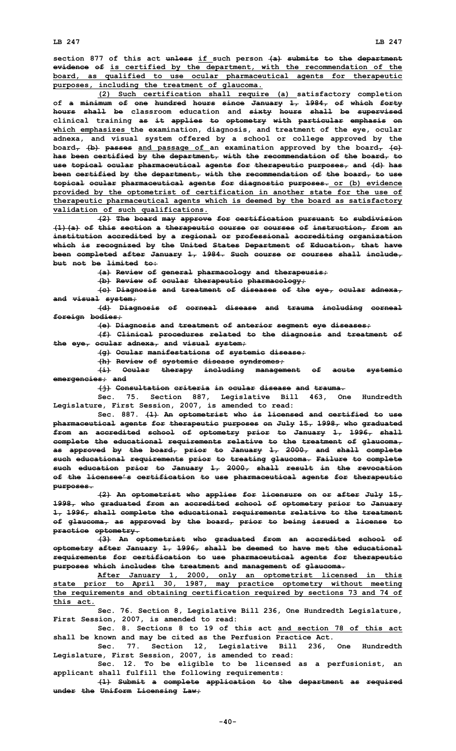section 877 of this act unless if such person (a) submits to the department evidence of is certified by the department, with the recommendation of the board, as qualified to use ocular pharmaceutical agents for therapeutic purposes, including the treatment of glaucoma.

(2) Such certification shall require (a) satisfactory completion of a minimum of one hundred hours since January 1, 1984, of which forty hours shall be classroom education and sixty hours shall be supervised clinical training as it applies to optometry with particular emphasis on which emphasizes the examination, diagnosis, and treatment of the eye, ocular adnexa, and visual system offered by a school or college approved by the board, (b) passes and passage of an examination approved by the board, (c) has been certified by the department, with the recommendation of the board, to use topical ocular pharmaceutical agents for therapeutic purposes, and (d) has been certified by the department, with the recommendation of the board, to use topical ocular pharmaceutical agents for diagnostic purposes. or (b) evidence provided by the optometrist of certification in another state for the use of therapeutic pharmaceutical agents which is deemed by the board as satisfactory validation of such qualifications.

(2) The board may approve for certification pursuant to subdivision (1)(a) of this section a therapeutic course or courses of instruction, from an institution accredited by a regional or professional accrediting organization which is recognized by the United States Department of Education, that have been completed after January 1, 1984. Such course or courses shall include, but not be limited to:

(a) Review of general pharmacology and therapeusis;

(b) Review of ocular therapeutic pharmacology;

(c) Diagnosis and treatment of diseases of the eye, ocular adnexa, and visual system;

(d) Diagnosis of corneal disease and trauma including corneal foreign bodies;

(e) Diagnosis and treatment of anterior segment eye diseases;

(f) Clinical procedures related to the diagnosis and treatment of the eye, ocular adnexa, and visual system;

(g) Ocular manifestations of systemic disease;

(h) Review of systemic disease syndromes;

(i) Ocular therapy including management of acute systemic emergencies; and

(j) Consultation criteria in ocular disease and trauma.

Sec. 75. Section 887, Legislative Bill 463, One Hundredth Legislature, First Session, 2007, is amended to read:

Sec. 887. (1) An optometrist who is licensed and certified to use pharmaceutical agents for therapeutic purposes on July 15, 1998, who graduated from an accredited school of optometry prior to January 1, 1996, shall complete the educational requirements relative to the treatment of glaucoma, as approved by the board, prior to January 1, 2000, and shall complete such educational requirements prior to treating glaucoma. Failure to complete such education prior to January 1, 2000, shall result in the revocation of the licensee's certification to use pharmaceutical agents for therapeutic purposes.

(2) An optometrist who applies for licensure on or after July 15, 1998, who graduated from an accredited school of optometry prior to January 1, 1996, shall complete the educational requirements relative to the treatment of glaucoma, as approved by the board, prior to being issued a license to practice optometry.

(3) An optometrist who graduated from an accredited school of optometry after January 1, 1996, shall be deemed to have met the educational requirements for certification to use pharmaceutical agents for therapeutic purposes which includes the treatment and management of glaucoma.

After January 1, 2000, only an optometrist licensed in this state prior to April 30, 1987, may practice optometry without meeting the requirements and obtaining certification required by sections 73 and 74 of this act.

Sec. 76. Section 8, Legislative Bill 236, One Hundredth Legislature, First Session, 2007, is amended to read:

Sec. 8. Sections 8 to 19 of this act and section 78 of this act shall be known and may be cited as the Perfusion Practice Act.

Sec. 77. Section 12, Legislative Bill 236, One Hundredth Legislature, First Session, 2007, is amended to read:

Sec. 12. To be eligible to be licensed as a perfusionist, an applicant shall fulfill the following requirements:

(1) Submit a complete application to the department as required under the Uniform Licensing Law;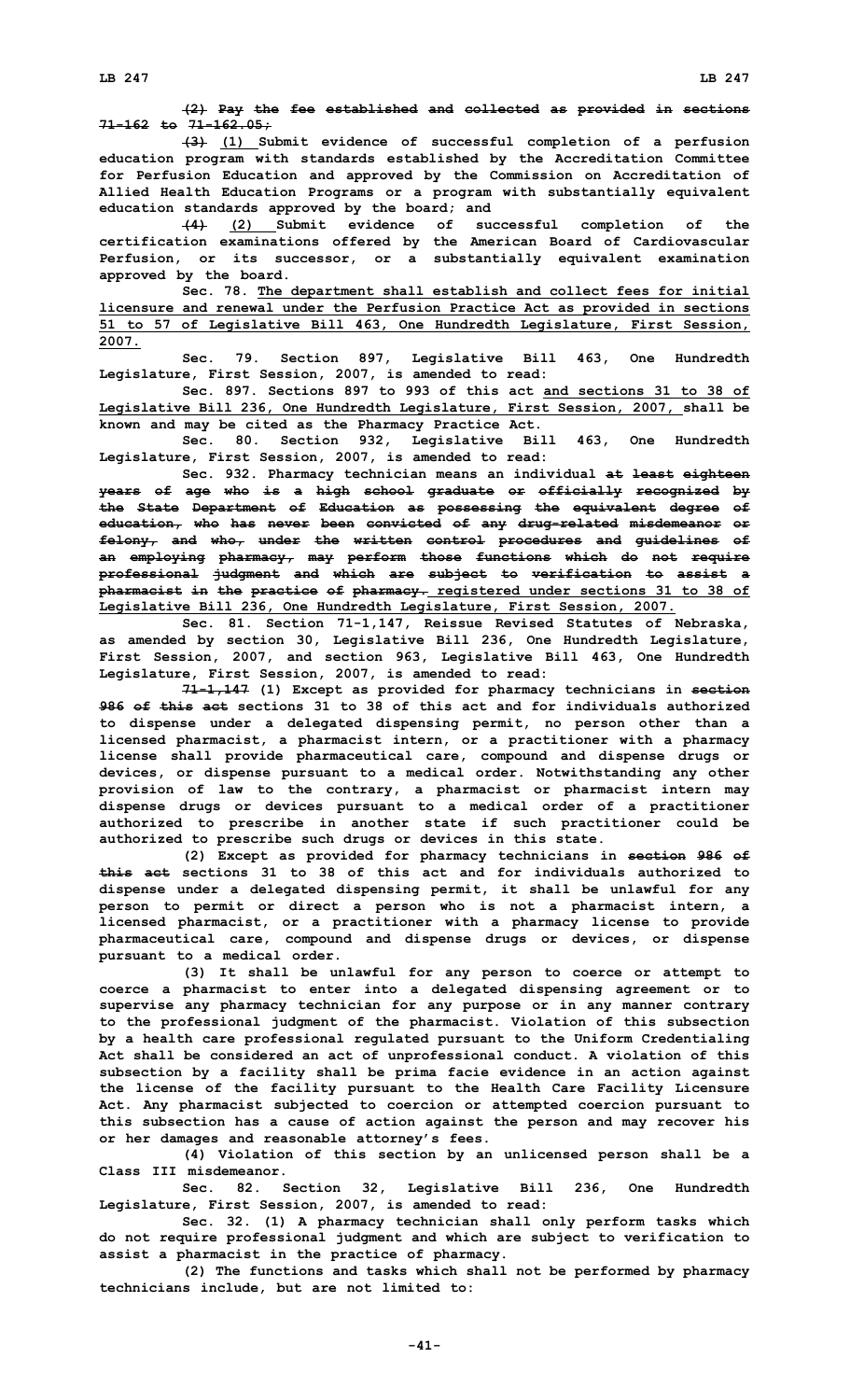~~(2) Pay the fee established and collected as provided in sections 71-162 to 71-162.05;~~

~~(3)~~ (1) Submit evidence of successful completion of a perfusion education program with standards established by the Accreditation Committee for Perfusion Education and approved by the Commission on Accreditation of Allied Health Education Programs or a program with substantially equivalent education standards approved by the board; and

~~(4)~~ (2) Submit evidence of successful completion of the certification examinations offered by the American Board of Cardiovascular Perfusion, or its successor, or a substantially equivalent examination approved by the board.

Sec. 78. The department shall establish and collect fees for initial licensure and renewal under the Perfusion Practice Act as provided in sections 51 to 57 of Legislative Bill 463, One Hundredth Legislature, First Session, 2007.

Sec. 79. Section 897, Legislative Bill 463, One Hundredth Legislature, First Session, 2007, is amended to read:

Sec. 897. Sections 897 to 993 of this act and sections 31 to 38 of Legislative Bill 236, One Hundredth Legislature, First Session, 2007, shall be known and may be cited as the Pharmacy Practice Act.

Sec. 80. Section 932, Legislative Bill 463, One Hundredth Legislature, First Session, 2007, is amended to read:

Sec. 932. Pharmacy technician means an individual ~~at least eighteen years of age who is a high school graduate or officially recognized by the State Department of Education as possessing the equivalent degree of education, who has never been convicted of any drug-related misdemeanor or felony, and who, under the written control procedures and guidelines of an employing pharmacy, may perform those functions which do not require professional judgment and which are subject to verification to assist a pharmacist in the practice of pharmacy.~~ registered under sections 31 to 38 of Legislative Bill 236, One Hundredth Legislature, First Session, 2007.

Sec. 81. Section 71-1,147, Reissue Revised Statutes of Nebraska, as amended by section 30, Legislative Bill 236, One Hundredth Legislature, First Session, 2007, and section 963, Legislative Bill 463, One Hundredth Legislature, First Session, 2007, is amended to read:

~~71-1,147~~ (1) Except as provided for pharmacy technicians in ~~section 986 of this act~~ sections 31 to 38 of this act and for individuals authorized to dispense under a delegated dispensing permit, no person other than a licensed pharmacist, a pharmacist intern, or a practitioner with a pharmacy license shall provide pharmaceutical care, compound and dispense drugs or devices, or dispense pursuant to a medical order. Notwithstanding any other provision of law to the contrary, a pharmacist or pharmacist intern may dispense drugs or devices pursuant to a medical order of a practitioner authorized to prescribe in another state if such practitioner could be authorized to prescribe such drugs or devices in this state.

(2) Except as provided for pharmacy technicians in ~~section 986 of this act~~ sections 31 to 38 of this act and for individuals authorized to dispense under a delegated dispensing permit, it shall be unlawful for any person to permit or direct a person who is not a pharmacist intern, a licensed pharmacist, or a practitioner with a pharmacy license to provide pharmaceutical care, compound and dispense drugs or devices, or dispense pursuant to a medical order.

(3) It shall be unlawful for any person to coerce or attempt to coerce a pharmacist to enter into a delegated dispensing agreement or to supervise any pharmacy technician for any purpose or in any manner contrary to the professional judgment of the pharmacist. Violation of this subsection by a health care professional regulated pursuant to the Uniform Credentialing Act shall be considered an act of unprofessional conduct. A violation of this subsection by a facility shall be prima facie evidence in an action against the license of the facility pursuant to the Health Care Facility Licensure Act. Any pharmacist subjected to coercion or attempted coercion pursuant to this subsection has a cause of action against the person and may recover his or her damages and reasonable attorney's fees.

(4) Violation of this section by an unlicensed person shall be a Class III misdemeanor.

Sec. 82. Section 32, Legislative Bill 236, One Hundredth Legislature, First Session, 2007, is amended to read:

Sec. 32. (1) A pharmacy technician shall only perform tasks which do not require professional judgment and which are subject to verification to assist a pharmacist in the practice of pharmacy.

(2) The functions and tasks which shall not be performed by pharmacy technicians include, but are not limited to: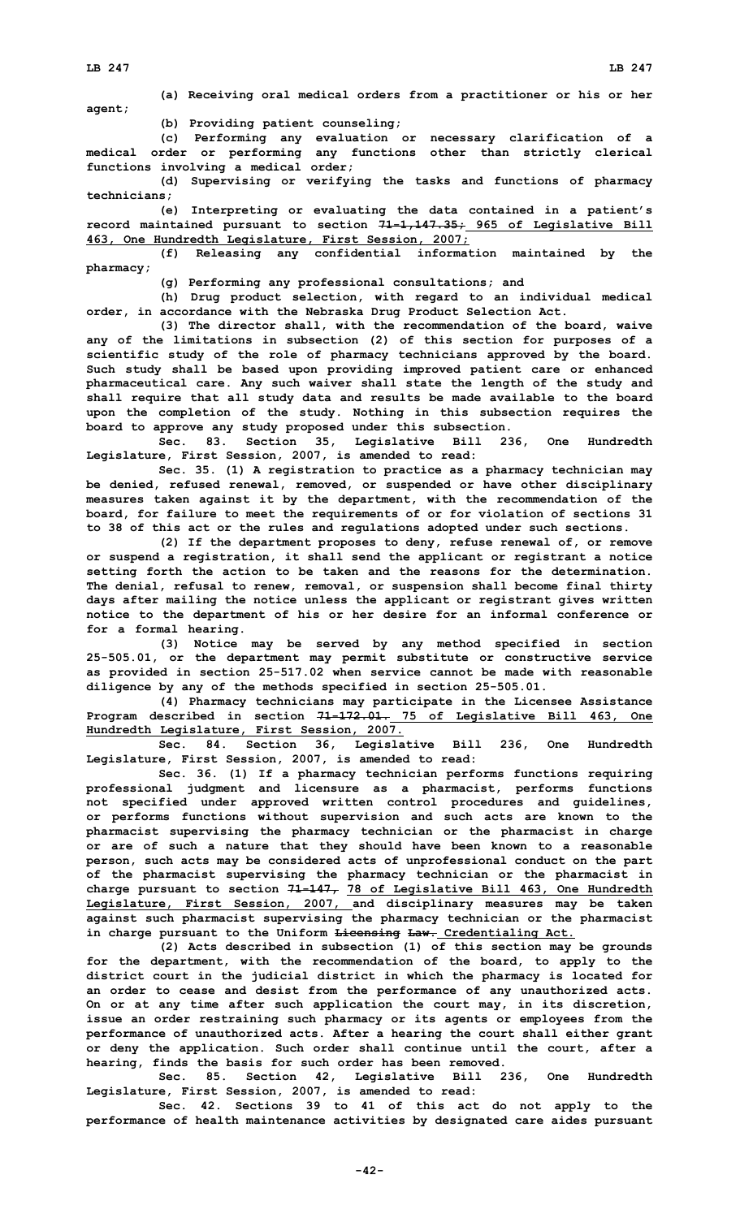**(a) Receiving oral medical orders from a practitioner or his or her agent;**

**(b) Providing patient counseling;**

**(c) Performing any evaluation or necessary clarification of a medical order or performing any functions other than strictly clerical functions involving a medical order;**

**(d) Supervising or verifying the tasks and functions of pharmacy technicians;**

**(e) Interpreting or evaluating the data contained in a patient's record maintained pursuant to section ~~71-1,147.35;~~ 965 of Legislative Bill 463, One Hundredth Legislature, First Session, 2007;**

**(f) Releasing any confidential information maintained by the pharmacy;**

**(g) Performing any professional consultations; and**

**(h) Drug product selection, with regard to an individual medical order, in accordance with the Nebraska Drug Product Selection Act.**

**(3) The director shall, with the recommendation of the board, waive any of the limitations in subsection (2) of this section for purposes of a scientific study of the role of pharmacy technicians approved by the board. Such study shall be based upon providing improved patient care or enhanced pharmaceutical care. Any such waiver shall state the length of the study and shall require that all study data and results be made available to the board upon the completion of the study. Nothing in this subsection requires the board to approve any study proposed under this subsection.**

**Sec. 83. Section 35, Legislative Bill 236, One Hundredth Legislature, First Session, 2007, is amended to read:**

**Sec. 35. (1) A registration to practice as a pharmacy technician may be denied, refused renewal, removed, or suspended or have other disciplinary measures taken against it by the department, with the recommendation of the board, for failure to meet the requirements of or for violation of sections 31 to 38 of this act or the rules and regulations adopted under such sections.**

**(2) If the department proposes to deny, refuse renewal of, or remove or suspend a registration, it shall send the applicant or registrant a notice setting forth the action to be taken and the reasons for the determination. The denial, refusal to renew, removal, or suspension shall become final thirty days after mailing the notice unless the applicant or registrant gives written notice to the department of his or her desire for an informal conference or for a formal hearing.**

**(3) Notice may be served by any method specified in section 25-505.01, or the department may permit substitute or constructive service as provided in section 25-517.02 when service cannot be made with reasonable diligence by any of the methods specified in section 25-505.01.**

**(4) Pharmacy technicians may participate in the Licensee Assistance Program described in section ~~71-172.01.~~ 75 of Legislative Bill 463, One Hundredth Legislature, First Session, 2007.**

**Sec. 84. Section 36, Legislative Bill 236, One Hundredth Legislature, First Session, 2007, is amended to read:**

**Sec. 36. (1) If a pharmacy technician performs functions requiring professional judgment and licensure as a pharmacist, performs functions not specified under approved written control procedures and guidelines, or performs functions without supervision and such acts are known to the pharmacist supervising the pharmacy technician or the pharmacist in charge or are of such a nature that they should have been known to a reasonable person, such acts may be considered acts of unprofessional conduct on the part of the pharmacist supervising the pharmacy technician or the pharmacist in charge pursuant to section ~~71-147,~~ 78 of Legislative Bill 463, One Hundredth Legislature, First Session, 2007, and disciplinary measures may be taken against such pharmacist supervising the pharmacy technician or the pharmacist in charge pursuant to the Uniform ~~Licensing Law.~~ Credentialing Act.**

**(2) Acts described in subsection (1) of this section may be grounds for the department, with the recommendation of the board, to apply to the district court in the judicial district in which the pharmacy is located for an order to cease and desist from the performance of any unauthorized acts. On or at any time after such application the court may, in its discretion, issue an order restraining such pharmacy or its agents or employees from the performance of unauthorized acts. After a hearing the court shall either grant or deny the application. Such order shall continue until the court, after a hearing, finds the basis for such order has been removed.**

**Sec. 85. Section 42, Legislative Bill 236, One Hundredth Legislature, First Session, 2007, is amended to read:**

**Sec. 42. Sections 39 to 41 of this act do not apply to the performance of health maintenance activities by designated care aides pursuant**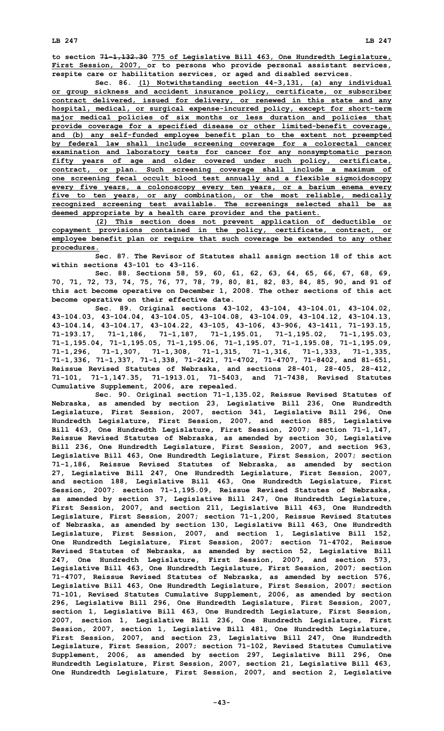**to section ~~71-1,132.30~~ 775 of Legislative Bill 463, One Hundredth Legislature, First Session, 2007, or to persons who provide personal assistant services, respite care or habilitation services, or aged and disabled services.**

**Sec. 86. (1) Notwithstanding section 44-3,131, (a) any individual or group sickness and accident insurance policy, certificate, or subscriber contract delivered, issued for delivery, or renewed in this state and any hospital, medical, or surgical expense-incurred policy, except for short-term major medical policies of six months or less duration and policies that provide coverage for a specified disease or other limited-benefit coverage, and (b) any self-funded employee benefit plan to the extent not preempted by federal law shall include screening coverage for a colorectal cancer examination and laboratory tests for cancer for any nonsymptomatic person fifty years of age and older covered under such policy, certificate, contract, or plan. Such screening coverage shall include a maximum of one screening fecal occult blood test annually and a flexible sigmoidoscopy every five years, a colonoscopy every ten years, or a barium enema every five to ten years, or any combination, or the most reliable, medically recognized screening test available. The screenings selected shall be as deemed appropriate by a health care provider and the patient.**

**(2) This section does not prevent application of deductible or copayment provisions contained in the policy, certificate, contract, or employee benefit plan or require that such coverage be extended to any other procedures.**

**Sec. 87. The Revisor of Statutes shall assign section 18 of this act within sections 43-101 to 43-116.**

**Sec. 88. Sections 58, 59, 60, 61, 62, 63, 64, 65, 66, 67, 68, 69, 70, 71, 72, 73, 74, 75, 76, 77, 78, 79, 80, 81, 82, 83, 84, 85, 90, and 91 of this act become operative on December 1, 2008. The other sections of this act become operative on their effective date.**

**Sec. 89. Original sections 43-102, 43-104, 43-104.01, 43-104.02, 43-104.03, 43-104.04, 43-104.05, 43-104.08, 43-104.09, 43-104.12, 43-104.13, 43-104.14, 43-104.17, 43-104.22, 43-105, 43-106, 43-906, 43-1411, 71-193.15, 71-193.17, 71-1,186, 71-1,187, 71-1,195.01, 71-1,195.02, 71-1,195.03, 71-1,195.04, 71-1,195.05, 71-1,195.06, 71-1,195.07, 71-1,195.08, 71-1,195.09, 71-1,296, 71-1,307, 71-1,308, 71-1,315, 71-1,316, 71-1,333, 71-1,335, 71-1,336, 71-1,337, 71-1,338, 71-2421, 71-4702, 71-4707, 71-8402, and 81-651, Reissue Revised Statutes of Nebraska, and sections 28-401, 28-405, 28-412, 71-101, 71-1,147.35, 71-1913.01, 71-5403, and 71-7438, Revised Statutes Cumulative Supplement, 2006, are repealed.**

**Sec. 90. Original section 71-1,135.02, Reissue Revised Statutes of Nebraska, as amended by section 23, Legislative Bill 236, One Hundredth Legislature, First Session, 2007, section 341, Legislative Bill 296, One Hundredth Legislature, First Session, 2007, and section 885, Legislative Bill 463, One Hundredth Legislature, First Session, 2007; section 71-1,147, Reissue Revised Statutes of Nebraska, as amended by section 30, Legislative Bill 236, One Hundredth Legislature, First Session, 2007, and section 963, Legislative Bill 463, One Hundredth Legislature, First Session, 2007; section 71-1,186, Reissue Revised Statutes of Nebraska, as amended by section 27, Legislative Bill 247, One Hundredth Legislature, First Session, 2007, and section 188, Legislative Bill 463, One Hundredth Legislature, First Session, 2007; section 71-1,195.09, Reissue Revised Statutes of Nebraska, as amended by section 37, Legislative Bill 247, One Hundredth Legislature, First Session, 2007, and section 211, Legislative Bill 463, One Hundredth Legislature, First Session, 2007; section 71-1,200, Reissue Revised Statutes of Nebraska, as amended by section 130, Legislative Bill 463, One Hundredth Legislature, First Session, 2007, and section 1, Legislative Bill 152, One Hundredth Legislature, First Session, 2007; section 71-4702, Reissue Revised Statutes of Nebraska, as amended by section 52, Legislative Bill 247, One Hundredth Legislature, First Session, 2007, and section 573, Legislative Bill 463, One Hundredth Legislature, First Session, 2007; section 71-4707, Reissue Revised Statutes of Nebraska, as amended by section 576, Legislative Bill 463, One Hundredth Legislature, First Session, 2007; section 71-101, Revised Statutes Cumulative Supplement, 2006, as amended by section 296, Legislative Bill 296, One Hundredth Legislature, First Session, 2007, section 1, Legislative Bill 463, One Hundredth Legislature, First Session, 2007, section 1, Legislative Bill 236, One Hundredth Legislature, First Session, 2007, section 1, Legislative Bill 481, One Hundredth Legislature, First Session, 2007, and section 23, Legislative Bill 247, One Hundredth Legislature, First Session, 2007; section 71-102, Revised Statutes Cumulative Supplement, 2006, as amended by section 297, Legislative Bill 296, One Hundredth Legislature, First Session, 2007, section 21, Legislative Bill 463, One Hundredth Legislature, First Session, 2007, and section 2, Legislative**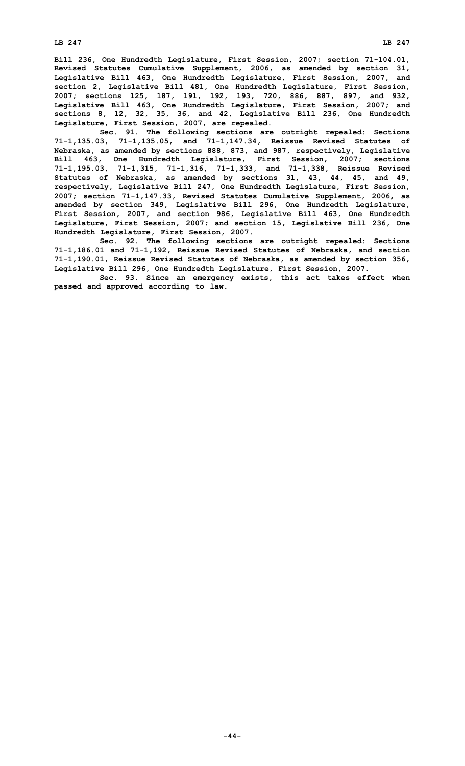**Bill 236, One Hundredth Legislature, First Session, 2007; section 71-104.01, Revised Statutes Cumulative Supplement, 2006, as amended by section 31, Legislative Bill 463, One Hundredth Legislature, First Session, 2007, and section 2, Legislative Bill 481, One Hundredth Legislature, First Session, 2007; sections 125, 187, 191, 192, 193, 720, 886, 887, 897, and 932, Legislative Bill 463, One Hundredth Legislature, First Session, 2007; and sections 8, 12, 32, 35, 36, and 42, Legislative Bill 236, One Hundredth Legislature, First Session, 2007, are repealed.**

**Sec. 91. The following sections are outright repealed: Sections 71-1,135.03, 71-1,135.05, and 71-1,147.34, Reissue Revised Statutes of Nebraska, as amended by sections 888, 873, and 987, respectively, Legislative Bill 463, One Hundredth Legislature, First Session, 2007; sections 71-1,195.03, 71-1,315, 71-1,316, 71-1,333, and 71-1,338, Reissue Revised Statutes of Nebraska, as amended by sections 31, 43, 44, 45, and 49, respectively, Legislative Bill 247, One Hundredth Legislature, First Session, 2007; section 71-1,147.33, Revised Statutes Cumulative Supplement, 2006, as amended by section 349, Legislative Bill 296, One Hundredth Legislature, First Session, 2007, and section 986, Legislative Bill 463, One Hundredth Legislature, First Session, 2007; and section 15, Legislative Bill 236, One Hundredth Legislature, First Session, 2007.**

**Sec. 92. The following sections are outright repealed: Sections 71-1,186.01 and 71-1,192, Reissue Revised Statutes of Nebraska, and section 71-1,190.01, Reissue Revised Statutes of Nebraska, as amended by section 356, Legislative Bill 296, One Hundredth Legislature, First Session, 2007.**

**Sec. 93. Since an emergency exists, this act takes effect when passed and approved according to law.**